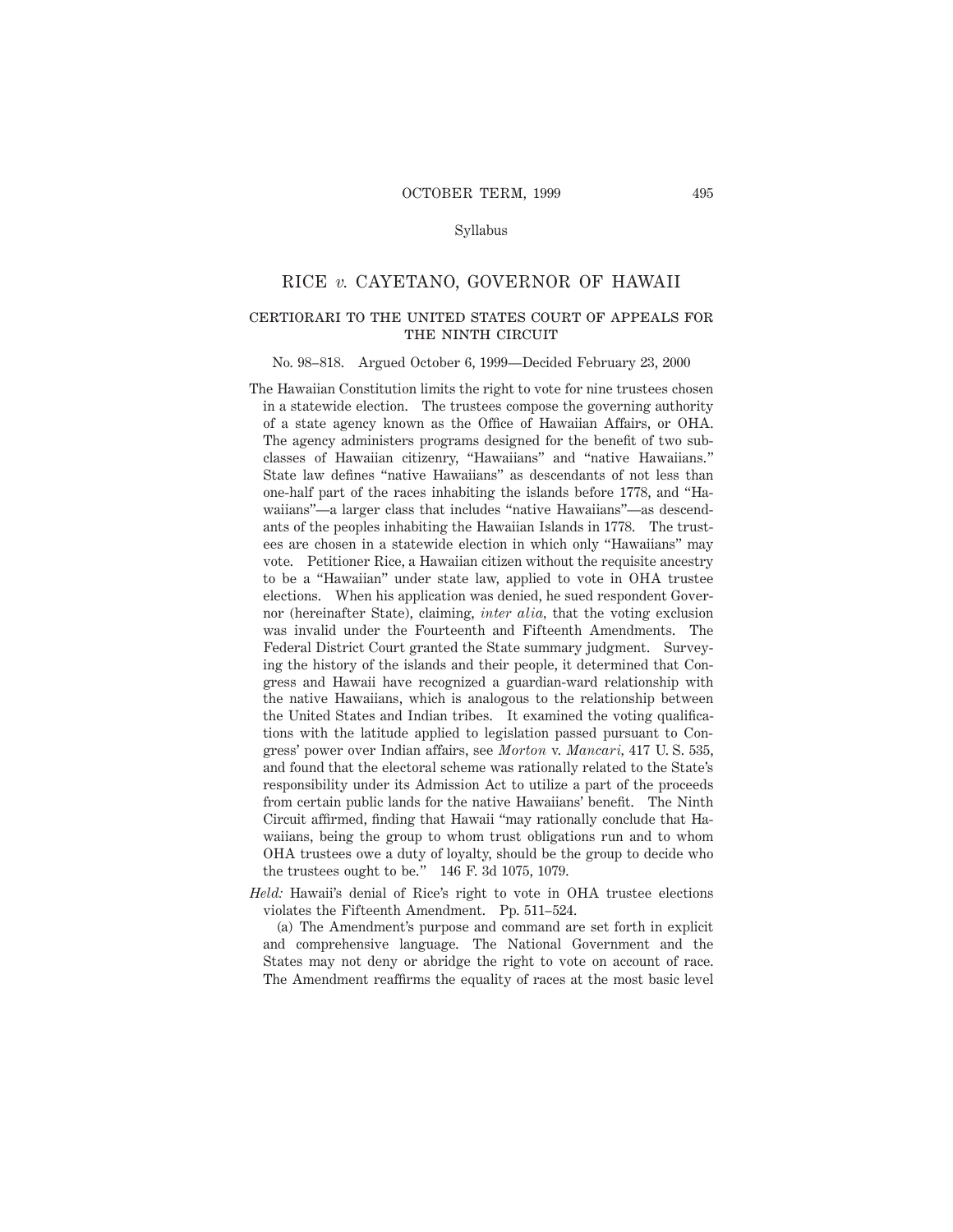Syllabus

# RICE *v.* CAYETANO, GOVERNOR OF HAWAII

## CERTIORARI TO THE UNITED STATES COURT OF APPEALS FOR THE NINTH CIRCUIT

No. 98–818. Argued October 6, 1999—Decided February 23, 2000

The Hawaiian Constitution limits the right to vote for nine trustees chosen in a statewide election. The trustees compose the governing authority of a state agency known as the Office of Hawaiian Affairs, or OHA. The agency administers programs designed for the benefit of two subclasses of Hawaiian citizenry, "Hawaiians" and "native Hawaiians." State law defines "native Hawaiians" as descendants of not less than one-half part of the races inhabiting the islands before 1778, and "Hawaiians"—a larger class that includes "native Hawaiians"—as descendants of the peoples inhabiting the Hawaiian Islands in 1778. The trustees are chosen in a statewide election in which only "Hawaiians" may vote. Petitioner Rice, a Hawaiian citizen without the requisite ancestry to be a "Hawaiian" under state law, applied to vote in OHA trustee elections. When his application was denied, he sued respondent Governor (hereinafter State), claiming, *inter alia,* that the voting exclusion was invalid under the Fourteenth and Fifteenth Amendments. The Federal District Court granted the State summary judgment. Surveying the history of the islands and their people, it determined that Congress and Hawaii have recognized a guardian-ward relationship with the native Hawaiians, which is analogous to the relationship between the United States and Indian tribes. It examined the voting qualifications with the latitude applied to legislation passed pursuant to Congress' power over Indian affairs, see *Morton* v. *Mancari,* 417 U. S. 535, and found that the electoral scheme was rationally related to the State's responsibility under its Admission Act to utilize a part of the proceeds from certain public lands for the native Hawaiians' benefit. The Ninth Circuit affirmed, finding that Hawaii "may rationally conclude that Hawaiians, being the group to whom trust obligations run and to whom OHA trustees owe a duty of loyalty, should be the group to decide who the trustees ought to be." 146 F. 3d 1075, 1079.

*Held:* Hawaii's denial of Rice's right to vote in OHA trustee elections violates the Fifteenth Amendment. Pp. 511–524.

(a) The Amendment's purpose and command are set forth in explicit and comprehensive language. The National Government and the States may not deny or abridge the right to vote on account of race. The Amendment reaffirms the equality of races at the most basic level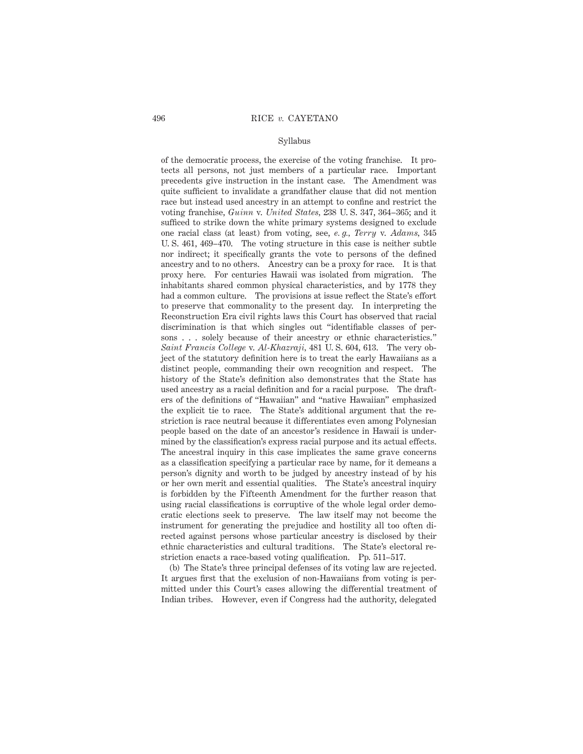of the democratic process, the exercise of the voting franchise. It protects all persons, not just members of a particular race. Important precedents give instruction in the instant case. The Amendment was quite sufficient to invalidate a grandfather clause that did not mention race but instead used ancestry in an attempt to confine and restrict the voting franchise, *Guinn* v. *United States*, 238 U. S. 347, 364–365; and it sufficed to strike down the white primary systems designed to exclude one racial class (at least) from voting, see, *e. g., Terry* v. *Adams*, 345 U. S. 461, 469–470. The voting structure in this case is neither subtle nor indirect; it specifically grants the vote to persons of the defined ancestry and to no others. Ancestry can be a proxy for race. It is that proxy here. For centuries Hawaii was isolated from migration. The inhabitants shared common physical characteristics, and by 1778 they had a common culture. The provisions at issue reflect the State's effort to preserve that commonality to the present day. In interpreting the Reconstruction Era civil rights laws this Court has observed that racial discrimination is that which singles out "identifiable classes of persons . . . solely because of their ancestry or ethnic characteristics." *Saint Francis College* v. *Al-Khazraji*, 481 U. S. 604, 613. The very object of the statutory definition here is to treat the early Hawaiians as a distinct people, commanding their own recognition and respect. The history of the State's definition also demonstrates that the State has used ancestry as a racial definition and for a racial purpose. The drafters of the definitions of "Hawaiian" and "native Hawaiian" emphasized the explicit tie to race. The State's additional argument that the restriction is race neutral because it differentiates even among Polynesian people based on the date of an ancestor's residence in Hawaii is undermined by the classification's express racial purpose and its actual effects. The ancestral inquiry in this case implicates the same grave concerns as a classification specifying a particular race by name, for it demeans a person's dignity and worth to be judged by ancestry instead of by his or her own merit and essential qualities. The State's ancestral inquiry is forbidden by the Fifteenth Amendment for the further reason that using racial classifications is corruptive of the whole legal order democratic elections seek to preserve. The law itself may not become the instrument for generating the prejudice and hostility all too often directed against persons whose particular ancestry is disclosed by their ethnic characteristics and cultural traditions. The State's electoral restriction enacts a race-based voting qualification. Pp. 511–517.

(b) The State's three principal defenses of its voting law are rejected. It argues first that the exclusion of non-Hawaiians from voting is permitted under this Court's cases allowing the differential treatment of Indian tribes. However, even if Congress had the authority, delegated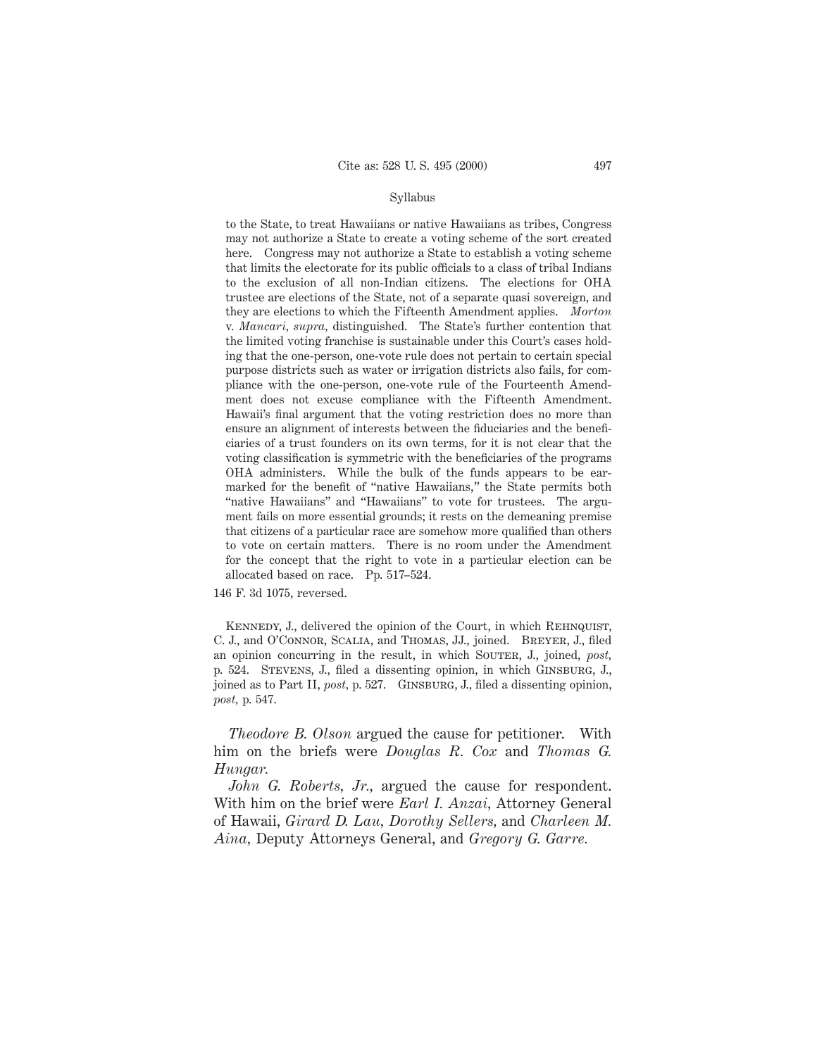Syllabus

to the State, to treat Hawaiians or native Hawaiians as tribes, Congress may not authorize a State to create a voting scheme of the sort created here. Congress may not authorize a State to establish a voting scheme that limits the electorate for its public officials to a class of tribal Indians to the exclusion of all non-Indian citizens. The elections for OHA trustee are elections of the State, not of a separate quasi sovereign, and they are elections to which the Fifteenth Amendment applies. *Morton* v. *Mancari, supra,* distinguished. The State's further contention that the limited voting franchise is sustainable under this Court's cases holding that the one-person, one-vote rule does not pertain to certain special purpose districts such as water or irrigation districts also fails, for compliance with the one-person, one-vote rule of the Fourteenth Amendment does not excuse compliance with the Fifteenth Amendment. Hawaii's final argument that the voting restriction does no more than ensure an alignment of interests between the fiduciaries and the beneficiaries of a trust founders on its own terms, for it is not clear that the voting classification is symmetric with the beneficiaries of the programs OHA administers. While the bulk of the funds appears to be earmarked for the benefit of "native Hawaiians," the State permits both "native Hawaiians" and "Hawaiians" to vote for trustees. The argument fails on more essential grounds; it rests on the demeaning premise that citizens of a particular race are somehow more qualified than others to vote on certain matters. There is no room under the Amendment for the concept that the right to vote in a particular election can be allocated based on race. Pp. 517–524.

146 F. 3d 1075, reversed.

Kennedy, J., delivered the opinion of the Court, in which Rehnquist, C. J., and O'Connor, Scalia, and Thomas, JJ., joined. Breyer, J., filed an opinion concurring in the result, in which Souter, J., joined, *post,* p. 524. Stevens, J., filed a dissenting opinion, in which Ginsburg, J., joined as to Part II, *post,* p. 527. Ginsburg, J., filed a dissenting opinion, *post,* p. 547.

*Theodore B. Olson* argued the cause for petitioner. With him on the briefs were *Douglas R. Cox* and *Thomas G. Hungar.*

*John G. Roberts, Jr.,* argued the cause for respondent. With him on the brief were *Earl I. Anzai,* Attorney General of Hawaii, *Girard D. Lau, Dorothy Sellers,* and *Charleen M. Aina,* Deputy Attorneys General, and *Gregory G. Garre.*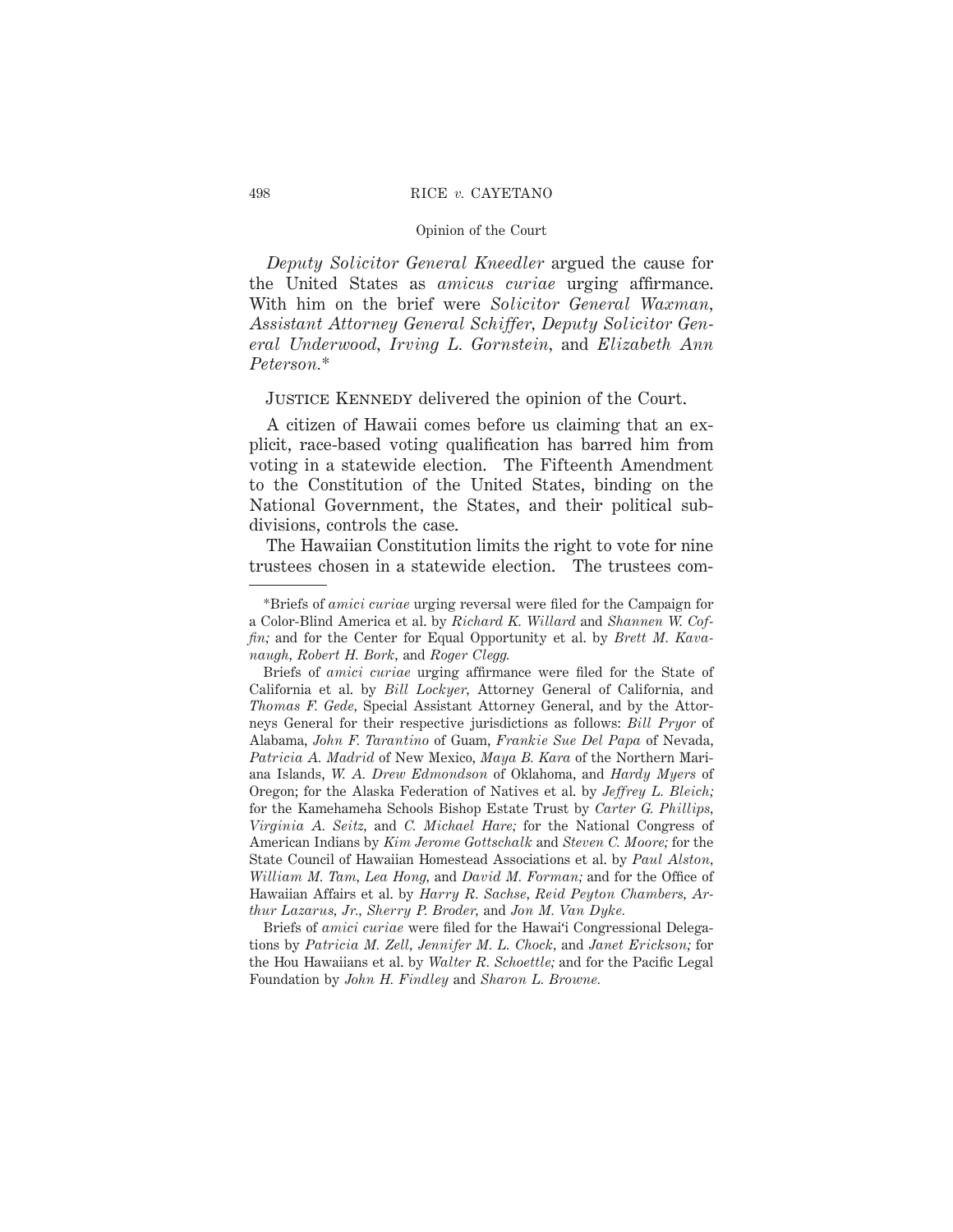*Deputy Solicitor General Kneedler* argued the cause for the United States as *amicus curiae* urging affirmance. With him on the brief were *Solicitor General Waxman, Assistant Attorney General Schiffer, Deputy Solicitor General Underwood, Irving L. Gornstein,* and *Elizabeth Ann Peterson.*\*

JUSTICE KENNEDY delivered the opinion of the Court.

A citizen of Hawaii comes before us claiming that an explicit, race-based voting qualification has barred him from voting in a statewide election. The Fifteenth Amendment to the Constitution of the United States, binding on the National Government, the States, and their political subdivisions, controls the case.

The Hawaiian Constitution limits the right to vote for nine trustees chosen in a statewide election. The trustees com-

---

\*Briefs of *amici curiae* urging reversal were filed for the Campaign for a Color-Blind America et al. by *Richard K. Willard* and *Shannen W. Coffin;* and for the Center for Equal Opportunity et al. by *Brett M. Kavanaugh, Robert H. Bork,* and *Roger Clegg.*

Briefs of *amici curiae* urging affirmance were filed for the State of California et al. by *Bill Lockyer,* Attorney General of California, and *Thomas F. Gede,* Special Assistant Attorney General, and by the Attorneys General for their respective jurisdictions as follows: *Bill Pryor* of Alabama, *John F. Tarantino* of Guam, *Frankie Sue Del Papa* of Nevada, *Patricia A. Madrid* of New Mexico, *Maya B. Kara* of the Northern Mariana Islands, *W. A. Drew Edmondson* of Oklahoma, and *Hardy Myers* of Oregon; for the Alaska Federation of Natives et al. by *Jeffrey L. Bleich;* for the Kamehameha Schools Bishop Estate Trust by *Carter G. Phillips, Virginia A. Seitz,* and *C. Michael Hare;* for the National Congress of American Indians by *Kim Jerome Gottschalk* and *Steven C. Moore;* for the State Council of Hawaiian Homestead Associations et al. by *Paul Alston, William M. Tam, Lea Hong,* and *David M. Forman;* and for the Office of Hawaiian Affairs et al. by *Harry R. Sachse, Reid Peyton Chambers, Arthur Lazarus, Jr., Sherry P. Broder,* and *Jon M. Van Dyke.*

Briefs of *amici curiae* were filed for the Hawai'i Congressional Delegations by *Patricia M. Zell, Jennifer M. L. Chock,* and *Janet Erickson;* for the Hou Hawaiians et al. by *Walter R. Schoettle;* and for the Pacific Legal Foundation by *John H. Findley* and *Sharon L. Browne.*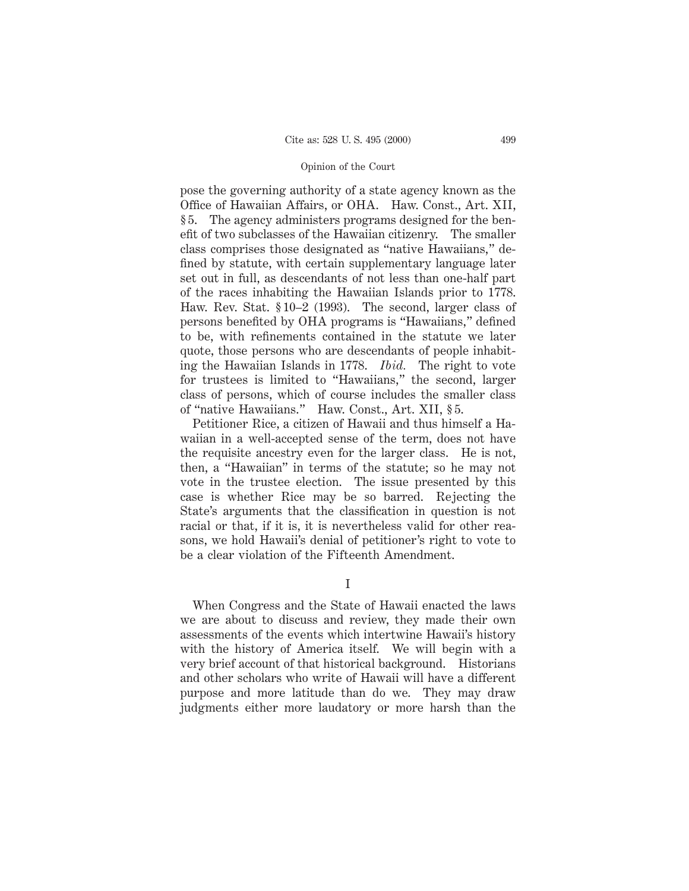pose the governing authority of a state agency known as the Office of Hawaiian Affairs, or OHA. Haw. Const., Art. XII, § 5. The agency administers programs designed for the benefit of two subclasses of the Hawaiian citizenry. The smaller class comprises those designated as "native Hawaiians," defined by statute, with certain supplementary language later set out in full, as descendants of not less than one-half part of the races inhabiting the Hawaiian Islands prior to 1778. Haw. Rev. Stat. § 10–2 (1993). The second, larger class of persons benefited by OHA programs is "Hawaiians," defined to be, with refinements contained in the statute we later quote, those persons who are descendants of people inhabiting the Hawaiian Islands in 1778. *Ibid.* The right to vote for trustees is limited to "Hawaiians," the second, larger class of persons, which of course includes the smaller class of "native Hawaiians." Haw. Const., Art. XII, § 5.

Petitioner Rice, a citizen of Hawaii and thus himself a Hawaiian in a well-accepted sense of the term, does not have the requisite ancestry even for the larger class. He is not, then, a "Hawaiian" in terms of the statute; so he may not vote in the trustee election. The issue presented by this case is whether Rice may be so barred. Rejecting the State's arguments that the classification in question is not racial or that, if it is, it is nevertheless valid for other reasons, we hold Hawaii's denial of petitioner's right to vote to be a clear violation of the Fifteenth Amendment.

## I

When Congress and the State of Hawaii enacted the laws we are about to discuss and review, they made their own assessments of the events which intertwine Hawaii's history with the history of America itself. We will begin with a very brief account of that historical background. Historians and other scholars who write of Hawaii will have a different purpose and more latitude than do we. They may draw judgments either more laudatory or more harsh than the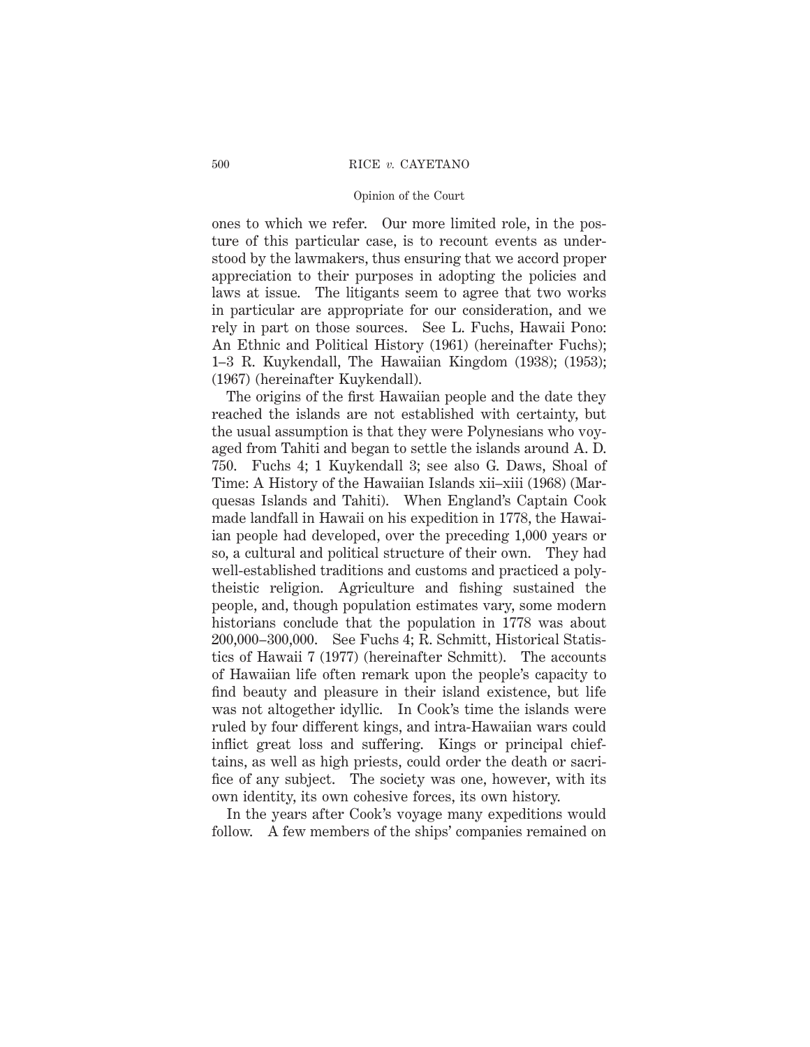ones to which we refer. Our more limited role, in the posture of this particular case, is to recount events as understood by the lawmakers, thus ensuring that we accord proper appreciation to their purposes in adopting the policies and laws at issue. The litigants seem to agree that two works in particular are appropriate for our consideration, and we rely in part on those sources. See L. Fuchs, Hawaii Pono: An Ethnic and Political History (1961) (hereinafter Fuchs); 1–3 R. Kuykendall, The Hawaiian Kingdom (1938); (1953); (1967) (hereinafter Kuykendall).

The origins of the first Hawaiian people and the date they reached the islands are not established with certainty, but the usual assumption is that they were Polynesians who voyaged from Tahiti and began to settle the islands around A. D. 750. Fuchs 4; 1 Kuykendall 3; see also G. Daws, Shoal of Time: A History of the Hawaiian Islands xii–xiii (1968) (Marquesas Islands and Tahiti). When England's Captain Cook made landfall in Hawaii on his expedition in 1778, the Hawaiian people had developed, over the preceding 1,000 years or so, a cultural and political structure of their own. They had well-established traditions and customs and practiced a polytheistic religion. Agriculture and fishing sustained the people, and, though population estimates vary, some modern historians conclude that the population in 1778 was about 200,000–300,000. See Fuchs 4; R. Schmitt, Historical Statistics of Hawaii 7 (1977) (hereinafter Schmitt). The accounts of Hawaiian life often remark upon the people's capacity to find beauty and pleasure in their island existence, but life was not altogether idyllic. In Cook's time the islands were ruled by four different kings, and intra-Hawaiian wars could inflict great loss and suffering. Kings or principal chieftains, as well as high priests, could order the death or sacrifice of any subject. The society was one, however, with its own identity, its own cohesive forces, its own history.

In the years after Cook's voyage many expeditions would follow. A few members of the ships' companies remained on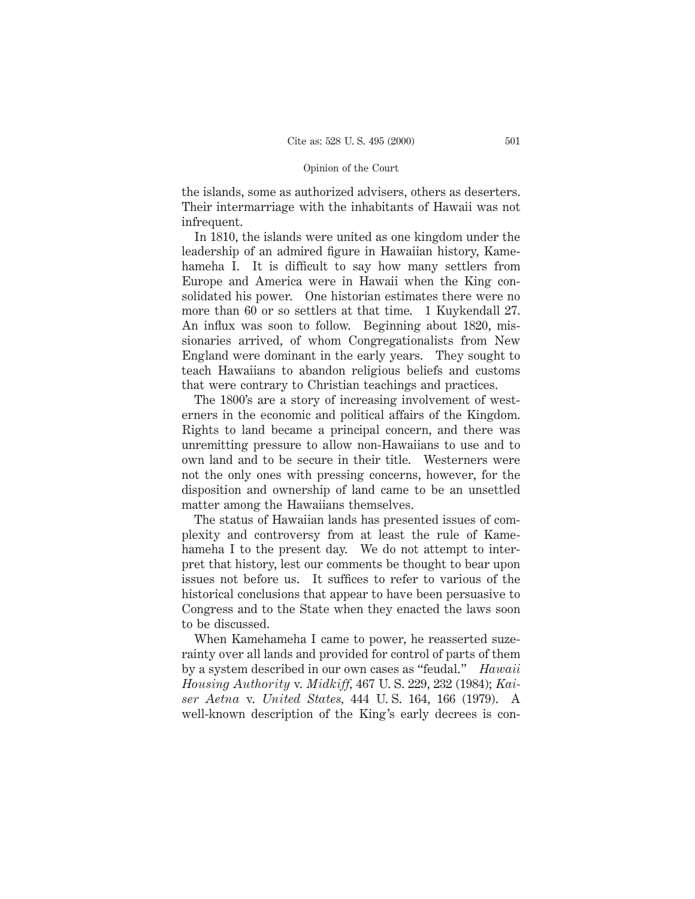the islands, some as authorized advisers, others as deserters. Their intermarriage with the inhabitants of Hawaii was not infrequent.

In 1810, the islands were united as one kingdom under the leadership of an admired figure in Hawaiian history, Kamehameha I. It is difficult to say how many settlers from Europe and America were in Hawaii when the King consolidated his power. One historian estimates there were no more than 60 or so settlers at that time. 1 Kuykendall 27. An influx was soon to follow. Beginning about 1820, missionaries arrived, of whom Congregationalists from New England were dominant in the early years. They sought to teach Hawaiians to abandon religious beliefs and customs that were contrary to Christian teachings and practices.

The 1800's are a story of increasing involvement of westerners in the economic and political affairs of the Kingdom. Rights to land became a principal concern, and there was unremitting pressure to allow non-Hawaiians to use and to own land and to be secure in their title. Westerners were not the only ones with pressing concerns, however, for the disposition and ownership of land came to be an unsettled matter among the Hawaiians themselves.

The status of Hawaiian lands has presented issues of complexity and controversy from at least the rule of Kamehameha I to the present day. We do not attempt to interpret that history, lest our comments be thought to bear upon issues not before us. It suffices to refer to various of the historical conclusions that appear to have been persuasive to Congress and to the State when they enacted the laws soon to be discussed.

When Kamehameha I came to power, he reasserted suzerainty over all lands and provided for control of parts of them by a system described in our own cases as "feudal." *Hawaii Housing Authority* v. *Midkiff,* 467 U. S. 229, 232 (1984); *Kaiser Aetna* v. *United States,* 444 U. S. 164, 166 (1979). A well-known description of the King's early decrees is con-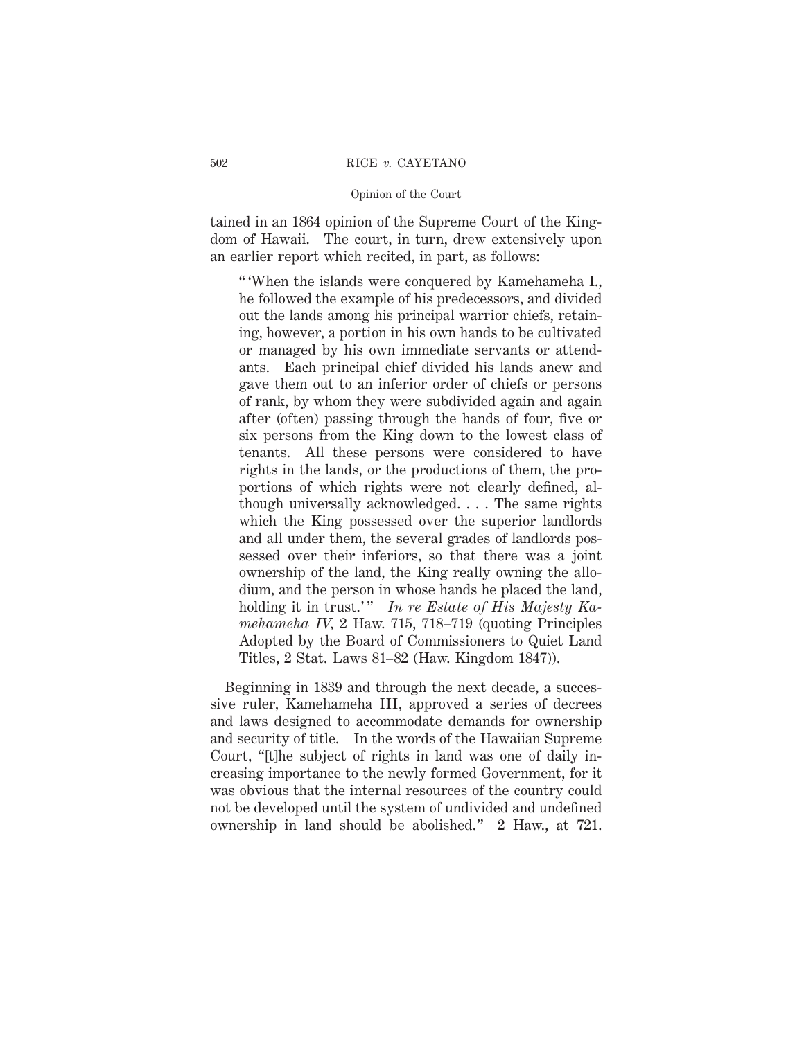tained in an 1864 opinion of the Supreme Court of the Kingdom of Hawaii. The court, in turn, drew extensively upon an earlier report which recited, in part, as follows:

> " 'When the islands were conquered by Kamehameha I., he followed the example of his predecessors, and divided out the lands among his principal warrior chiefs, retaining, however, a portion in his own hands to be cultivated or managed by his own immediate servants or attendants. Each principal chief divided his lands anew and gave them out to an inferior order of chiefs or persons of rank, by whom they were subdivided again and again after (often) passing through the hands of four, five or six persons from the King down to the lowest class of tenants. All these persons were considered to have rights in the lands, or the productions of them, the proportions of which rights were not clearly defined, although universally acknowledged. . . . The same rights which the King possessed over the superior landlords and all under them, the several grades of landlords possessed over their inferiors, so that there was a joint ownership of the land, the King really owning the allodium, and the person in whose hands he placed the land, holding it in trust.' " *In re Estate of His Majesty Kamehameha IV*, 2 Haw. 715, 718–719 (quoting Principles Adopted by the Board of Commissioners to Quiet Land Titles, 2 Stat. Laws 81–82 (Haw. Kingdom 1847)).

Beginning in 1839 and through the next decade, a successive ruler, Kamehameha III, approved a series of decrees and laws designed to accommodate demands for ownership and security of title. In the words of the Hawaiian Supreme Court, "[t]he subject of rights in land was one of daily increasing importance to the newly formed Government, for it was obvious that the internal resources of the country could not be developed until the system of undivided and undefined ownership in land should be abolished." 2 Haw., at 721.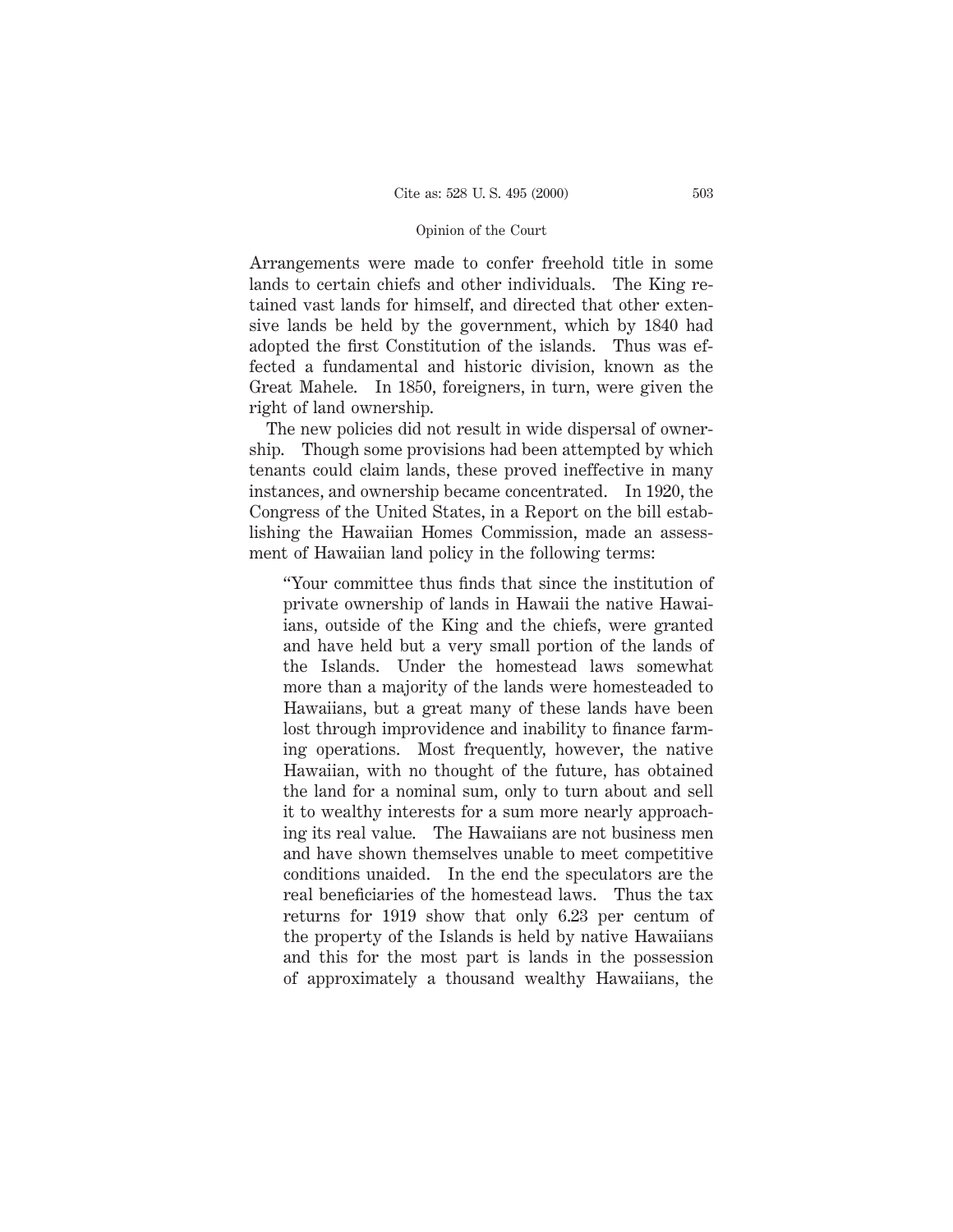Arrangements were made to confer freehold title in some lands to certain chiefs and other individuals. The King retained vast lands for himself, and directed that other extensive lands be held by the government, which by 1840 had adopted the first Constitution of the islands. Thus was effected a fundamental and historic division, known as the Great Mahele. In 1850, foreigners, in turn, were given the right of land ownership.

The new policies did not result in wide dispersal of ownership. Though some provisions had been attempted by which tenants could claim lands, these proved ineffective in many instances, and ownership became concentrated. In 1920, the Congress of the United States, in a Report on the bill establishing the Hawaiian Homes Commission, made an assessment of Hawaiian land policy in the following terms:

> "Your committee thus finds that since the institution of private ownership of lands in Hawaii the native Hawaiians, outside of the King and the chiefs, were granted and have held but a very small portion of the lands of the Islands. Under the homestead laws somewhat more than a majority of the lands were homesteaded to Hawaiians, but a great many of these lands have been lost through improvidence and inability to finance farming operations. Most frequently, however, the native Hawaiian, with no thought of the future, has obtained the land for a nominal sum, only to turn about and sell it to wealthy interests for a sum more nearly approaching its real value. The Hawaiians are not business men and have shown themselves unable to meet competitive conditions unaided. In the end the speculators are the real beneficiaries of the homestead laws. Thus the tax returns for 1919 show that only 6.23 per centum of the property of the Islands is held by native Hawaiians and this for the most part is lands in the possession of approximately a thousand wealthy Hawaiians, the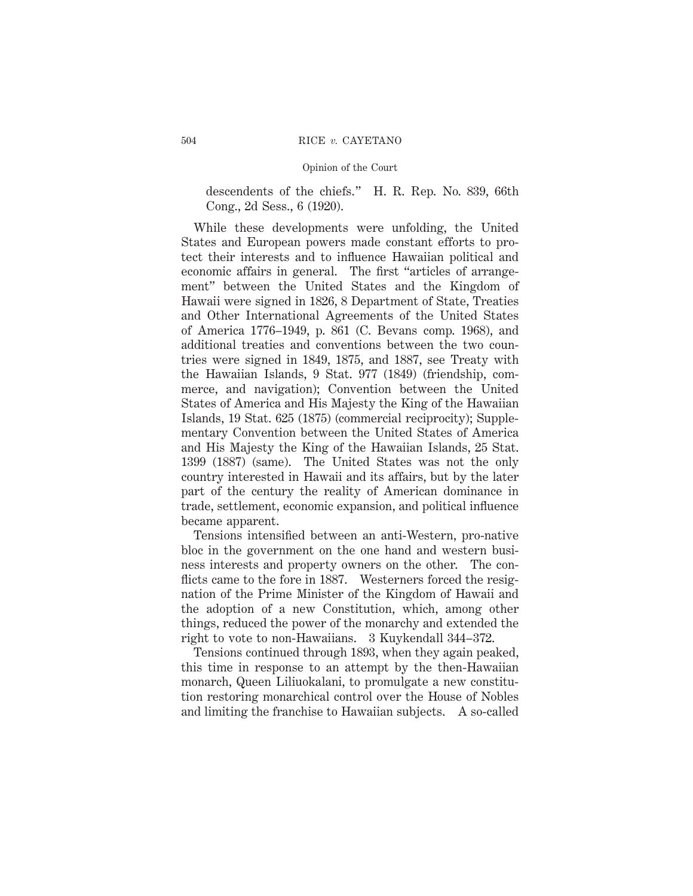descendents of the chiefs." H. R. Rep. No. 839, 66th Cong., 2d Sess., 6 (1920).

While these developments were unfolding, the United States and European powers made constant efforts to protect their interests and to influence Hawaiian political and economic affairs in general. The first "articles of arrangement" between the United States and the Kingdom of Hawaii were signed in 1826, 8 Department of State, Treaties and Other International Agreements of the United States of America 1776–1949, p. 861 (C. Bevans comp. 1968), and additional treaties and conventions between the two countries were signed in 1849, 1875, and 1887, see Treaty with the Hawaiian Islands, 9 Stat. 977 (1849) (friendship, commerce, and navigation); Convention between the United States of America and His Majesty the King of the Hawaiian Islands, 19 Stat. 625 (1875) (commercial reciprocity); Supplementary Convention between the United States of America and His Majesty the King of the Hawaiian Islands, 25 Stat. 1399 (1887) (same). The United States was not the only country interested in Hawaii and its affairs, but by the later part of the century the reality of American dominance in trade, settlement, economic expansion, and political influence became apparent.

Tensions intensified between an anti-Western, pro-native bloc in the government on the one hand and western business interests and property owners on the other. The conflicts came to the fore in 1887. Westerners forced the resignation of the Prime Minister of the Kingdom of Hawaii and the adoption of a new Constitution, which, among other things, reduced the power of the monarchy and extended the right to vote to non-Hawaiians. 3 Kuykendall 344–372.

Tensions continued through 1893, when they again peaked, this time in response to an attempt by the then-Hawaiian monarch, Queen Liliuokalani, to promulgate a new constitution restoring monarchical control over the House of Nobles and limiting the franchise to Hawaiian subjects. A so-called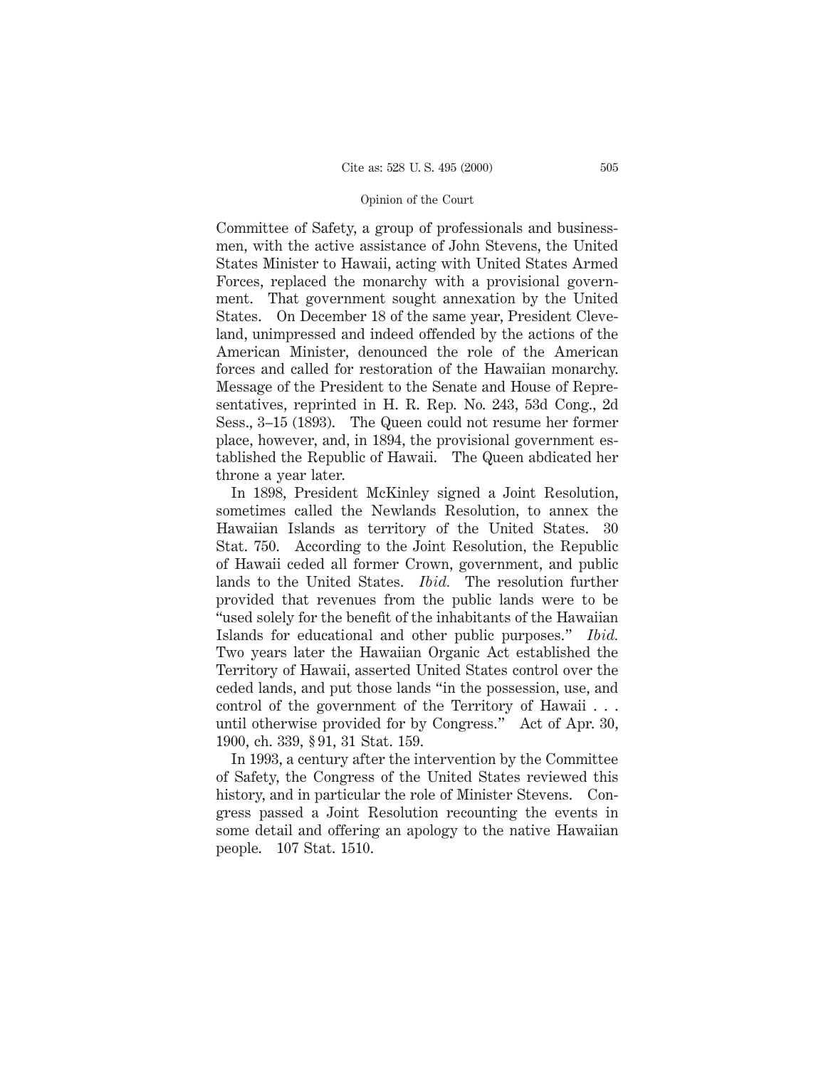Committee of Safety, a group of professionals and businessmen, with the active assistance of John Stevens, the United States Minister to Hawaii, acting with United States Armed Forces, replaced the monarchy with a provisional government. That government sought annexation by the United States. On December 18 of the same year, President Cleveland, unimpressed and indeed offended by the actions of the American Minister, denounced the role of the American forces and called for restoration of the Hawaiian monarchy. Message of the President to the Senate and House of Representatives, reprinted in H. R. Rep. No. 243, 53d Cong., 2d Sess., 3–15 (1893). The Queen could not resume her former place, however, and, in 1894, the provisional government established the Republic of Hawaii. The Queen abdicated her throne a year later.

In 1898, President McKinley signed a Joint Resolution, sometimes called the Newlands Resolution, to annex the Hawaiian Islands as territory of the United States. 30 Stat. 750. According to the Joint Resolution, the Republic of Hawaii ceded all former Crown, government, and public lands to the United States. *Ibid.* The resolution further provided that revenues from the public lands were to be "used solely for the benefit of the inhabitants of the Hawaiian Islands for educational and other public purposes." *Ibid.* Two years later the Hawaiian Organic Act established the Territory of Hawaii, asserted United States control over the ceded lands, and put those lands "in the possession, use, and control of the government of the Territory of Hawaii . . . until otherwise provided for by Congress." Act of Apr. 30, 1900, ch. 339, § 91, 31 Stat. 159.

In 1993, a century after the intervention by the Committee of Safety, the Congress of the United States reviewed this history, and in particular the role of Minister Stevens. Congress passed a Joint Resolution recounting the events in some detail and offering an apology to the native Hawaiian people. 107 Stat. 1510.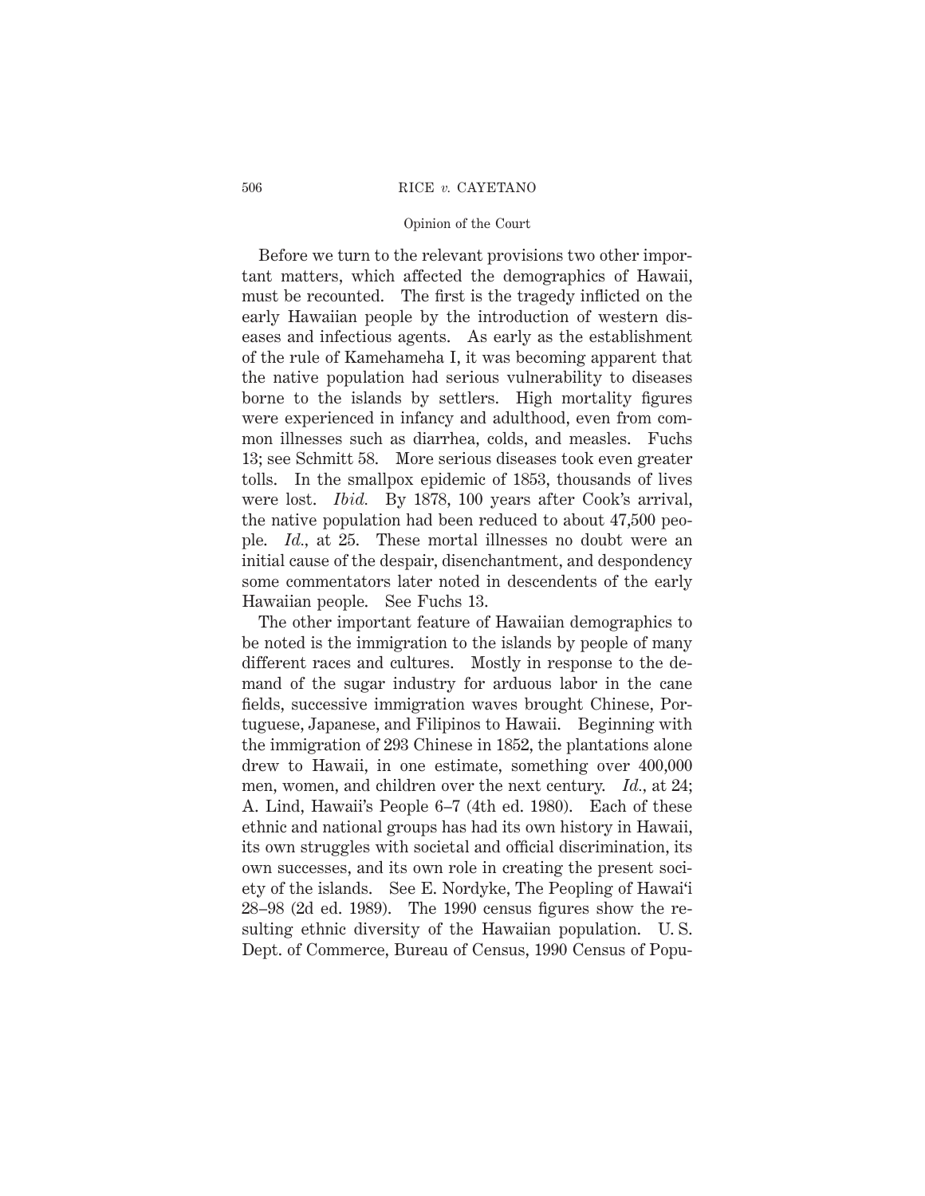Before we turn to the relevant provisions two other important matters, which affected the demographics of Hawaii, must be recounted. The first is the tragedy inflicted on the early Hawaiian people by the introduction of western diseases and infectious agents. As early as the establishment of the rule of Kamehameha I, it was becoming apparent that the native population had serious vulnerability to diseases borne to the islands by settlers. High mortality figures were experienced in infancy and adulthood, even from common illnesses such as diarrhea, colds, and measles. Fuchs 13; see Schmitt 58. More serious diseases took even greater tolls. In the smallpox epidemic of 1853, thousands of lives were lost. *Ibid.* By 1878, 100 years after Cook's arrival, the native population had been reduced to about 47,500 people. *Id.*, at 25. These mortal illnesses no doubt were an initial cause of the despair, disenchantment, and despondency some commentators later noted in descendents of the early Hawaiian people. See Fuchs 13.

The other important feature of Hawaiian demographics to be noted is the immigration to the islands by people of many different races and cultures. Mostly in response to the demand of the sugar industry for arduous labor in the cane fields, successive immigration waves brought Chinese, Portuguese, Japanese, and Filipinos to Hawaii. Beginning with the immigration of 293 Chinese in 1852, the plantations alone drew to Hawaii, in one estimate, something over 400,000 men, women, and children over the next century. *Id.*, at 24; A. Lind, Hawaii's People 6–7 (4th ed. 1980). Each of these ethnic and national groups has had its own history in Hawaii, its own struggles with societal and official discrimination, its own successes, and its own role in creating the present society of the islands. See E. Nordyke, The Peopling of Hawai'i 28–98 (2d ed. 1989). The 1990 census figures show the resulting ethnic diversity of the Hawaiian population. U. S. Dept. of Commerce, Bureau of Census, 1990 Census of Popu-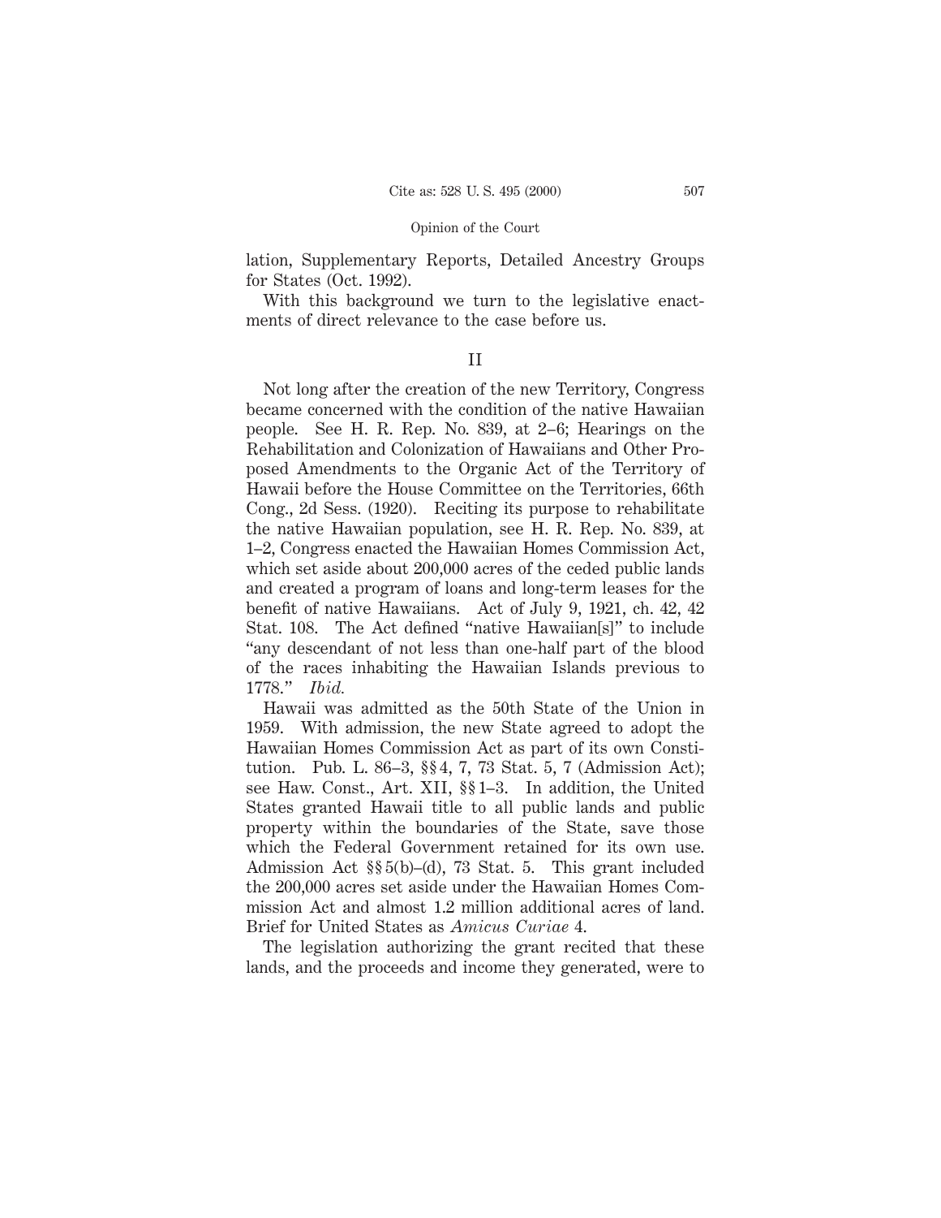lation, Supplementary Reports, Detailed Ancestry Groups for States (Oct. 1992).

With this background we turn to the legislative enactments of direct relevance to the case before us.

## II

Not long after the creation of the new Territory, Congress became concerned with the condition of the native Hawaiian people. See H. R. Rep. No. 839, at 2–6; Hearings on the Rehabilitation and Colonization of Hawaiians and Other Proposed Amendments to the Organic Act of the Territory of Hawaii before the House Committee on the Territories, 66th Cong., 2d Sess. (1920). Reciting its purpose to rehabilitate the native Hawaiian population, see H. R. Rep. No. 839, at 1–2, Congress enacted the Hawaiian Homes Commission Act, which set aside about 200,000 acres of the ceded public lands and created a program of loans and long-term leases for the benefit of native Hawaiians. Act of July 9, 1921, ch. 42, 42 Stat. 108. The Act defined "native Hawaiian[s]" to include "any descendant of not less than one-half part of the blood of the races inhabiting the Hawaiian Islands previous to 1778." *Ibid.*

Hawaii was admitted as the 50th State of the Union in 1959. With admission, the new State agreed to adopt the Hawaiian Homes Commission Act as part of its own Constitution. Pub. L. 86–3, §§ 4, 7, 73 Stat. 5, 7 (Admission Act); see Haw. Const., Art. XII, §§ 1–3. In addition, the United States granted Hawaii title to all public lands and public property within the boundaries of the State, save those which the Federal Government retained for its own use. Admission Act §§ 5(b)–(d), 73 Stat. 5. This grant included the 200,000 acres set aside under the Hawaiian Homes Commission Act and almost 1.2 million additional acres of land. Brief for United States as *Amicus Curiae* 4.

The legislation authorizing the grant recited that these lands, and the proceeds and income they generated, were to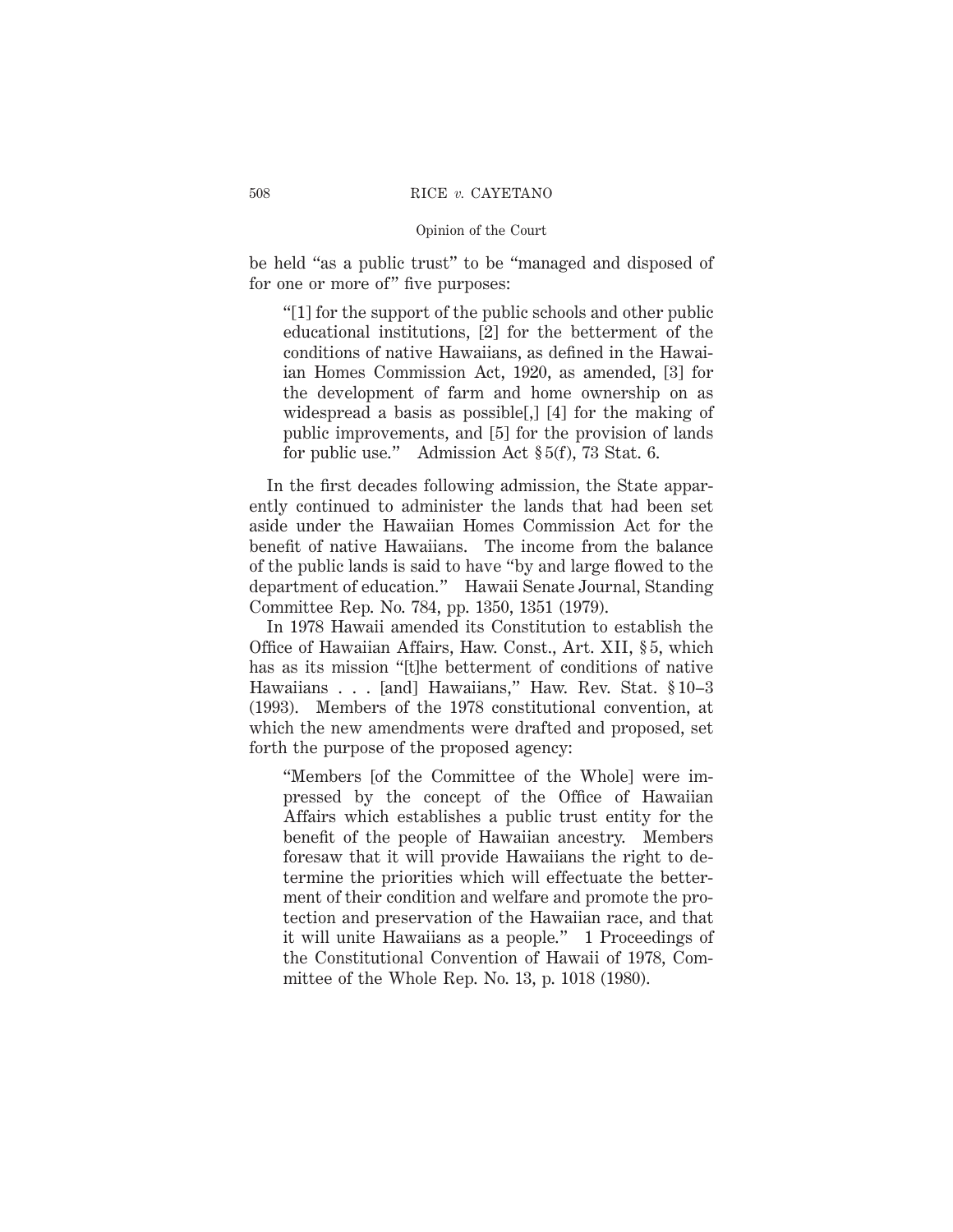be held "as a public trust" to be "managed and disposed of for one or more of" five purposes:

> "[1] for the support of the public schools and other public educational institutions, [2] for the betterment of the conditions of native Hawaiians, as defined in the Hawaiian Homes Commission Act, 1920, as amended, [3] for the development of farm and home ownership on as widespread a basis as possible[,] [4] for the making of public improvements, and [5] for the provision of lands for public use." Admission Act § 5(f), 73 Stat. 6.

In the first decades following admission, the State apparently continued to administer the lands that had been set aside under the Hawaiian Homes Commission Act for the benefit of native Hawaiians. The income from the balance of the public lands is said to have "by and large flowed to the department of education." Hawaii Senate Journal, Standing Committee Rep. No. 784, pp. 1350, 1351 (1979).

In 1978 Hawaii amended its Constitution to establish the Office of Hawaiian Affairs, Haw. Const., Art. XII, § 5, which has as its mission "[t]he betterment of conditions of native Hawaiians . . . [and] Hawaiians," Haw. Rev. Stat. § 10–3 (1993). Members of the 1978 constitutional convention, at which the new amendments were drafted and proposed, set forth the purpose of the proposed agency:

> "Members [of the Committee of the Whole] were impressed by the concept of the Office of Hawaiian Affairs which establishes a public trust entity for the benefit of the people of Hawaiian ancestry. Members foresaw that it will provide Hawaiians the right to determine the priorities which will effectuate the betterment of their condition and welfare and promote the protection and preservation of the Hawaiian race, and that it will unite Hawaiians as a people." 1 Proceedings of the Constitutional Convention of Hawaii of 1978, Committee of the Whole Rep. No. 13, p. 1018 (1980).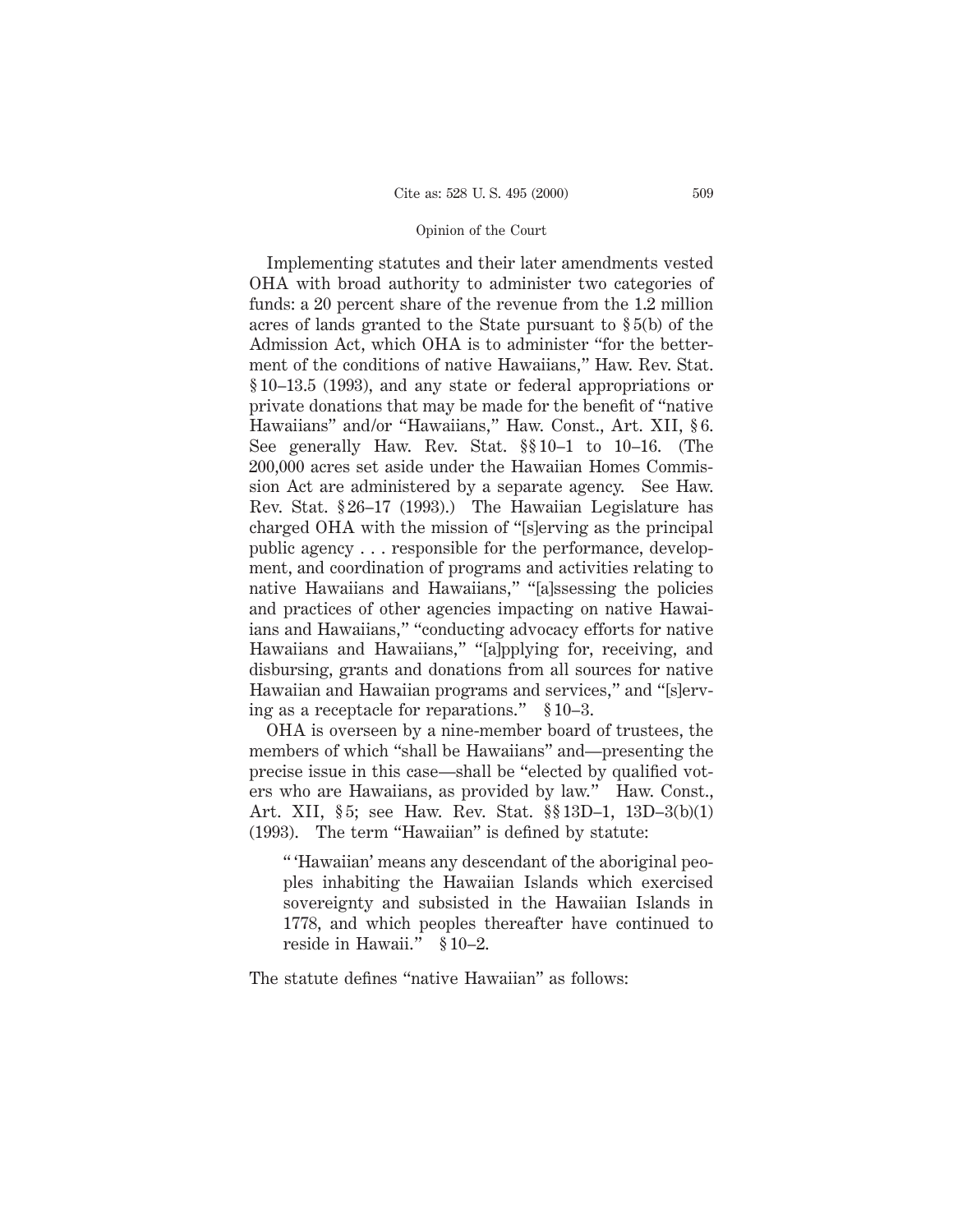Implementing statutes and their later amendments vested OHA with broad authority to administer two categories of funds: a 20 percent share of the revenue from the 1.2 million acres of lands granted to the State pursuant to § 5(b) of the Admission Act, which OHA is to administer "for the betterment of the conditions of native Hawaiians," Haw. Rev. Stat. § 10–13.5 (1993), and any state or federal appropriations or private donations that may be made for the benefit of "native Hawaiians" and/or "Hawaiians," Haw. Const., Art. XII, § 6. See generally Haw. Rev. Stat. §§ 10–1 to 10–16. (The 200,000 acres set aside under the Hawaiian Homes Commission Act are administered by a separate agency. See Haw. Rev. Stat. § 26–17 (1993).) The Hawaiian Legislature has charged OHA with the mission of "[s]erving as the principal public agency . . . responsible for the performance, development, and coordination of programs and activities relating to native Hawaiians and Hawaiians," "[a]ssessing the policies and practices of other agencies impacting on native Hawaiians and Hawaiians," "conducting advocacy efforts for native Hawaiians and Hawaiians," "[a]pplying for, receiving, and disbursing, grants and donations from all sources for native Hawaiian and Hawaiian programs and services," and "[s]erving as a receptacle for reparations." § 10–3.

OHA is overseen by a nine-member board of trustees, the members of which "shall be Hawaiians" and—presenting the precise issue in this case—shall be "elected by qualified voters who are Hawaiians, as provided by law." Haw. Const., Art. XII, § 5; see Haw. Rev. Stat. §§ 13D–1, 13D–3(b)(1) (1993). The term "Hawaiian" is defined by statute:

> " 'Hawaiian' means any descendant of the aboriginal peoples inhabiting the Hawaiian Islands which exercised sovereignty and subsisted in the Hawaiian Islands in 1778, and which peoples thereafter have continued to reside in Hawaii." § 10–2.

The statute defines "native Hawaiian" as follows: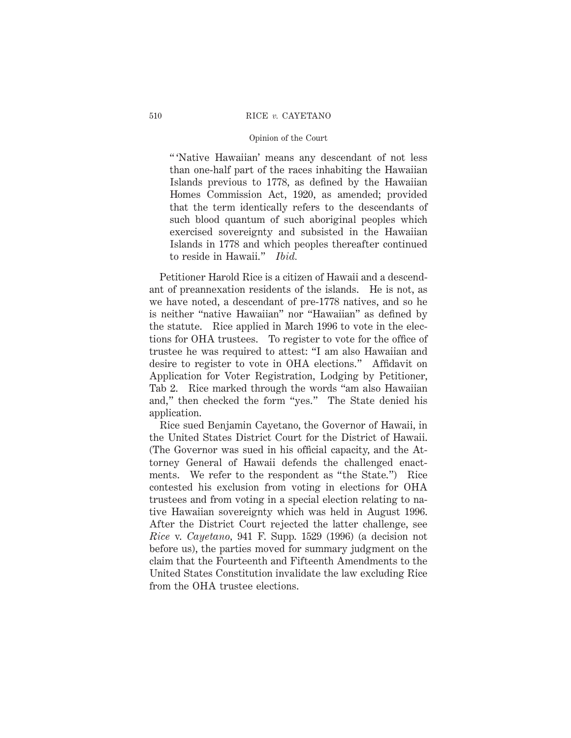> "'Native Hawaiian' means any descendant of not less than one-half part of the races inhabiting the Hawaiian Islands previous to 1778, as defined by the Hawaiian Homes Commission Act, 1920, as amended; provided that the term identically refers to the descendants of such blood quantum of such aboriginal peoples which exercised sovereignty and subsisted in the Hawaiian Islands in 1778 and which peoples thereafter continued to reside in Hawaii." *Ibid.*

Petitioner Harold Rice is a citizen of Hawaii and a descendant of preannexation residents of the islands. He is not, as we have noted, a descendant of pre-1778 natives, and so he is neither "native Hawaiian" nor "Hawaiian" as defined by the statute. Rice applied in March 1996 to vote in the elections for OHA trustees. To register to vote for the office of trustee he was required to attest: "I am also Hawaiian and desire to register to vote in OHA elections." Affidavit on Application for Voter Registration, Lodging by Petitioner, Tab 2. Rice marked through the words "am also Hawaiian and," then checked the form "yes." The State denied his application.

Rice sued Benjamin Cayetano, the Governor of Hawaii, in the United States District Court for the District of Hawaii. (The Governor was sued in his official capacity, and the Attorney General of Hawaii defends the challenged enactments. We refer to the respondent as "the State.") Rice contested his exclusion from voting in elections for OHA trustees and from voting in a special election relating to native Hawaiian sovereignty which was held in August 1996. After the District Court rejected the latter challenge, see *Rice* v. *Cayetano*, 941 F. Supp. 1529 (1996) (a decision not before us), the parties moved for summary judgment on the claim that the Fourteenth and Fifteenth Amendments to the United States Constitution invalidate the law excluding Rice from the OHA trustee elections.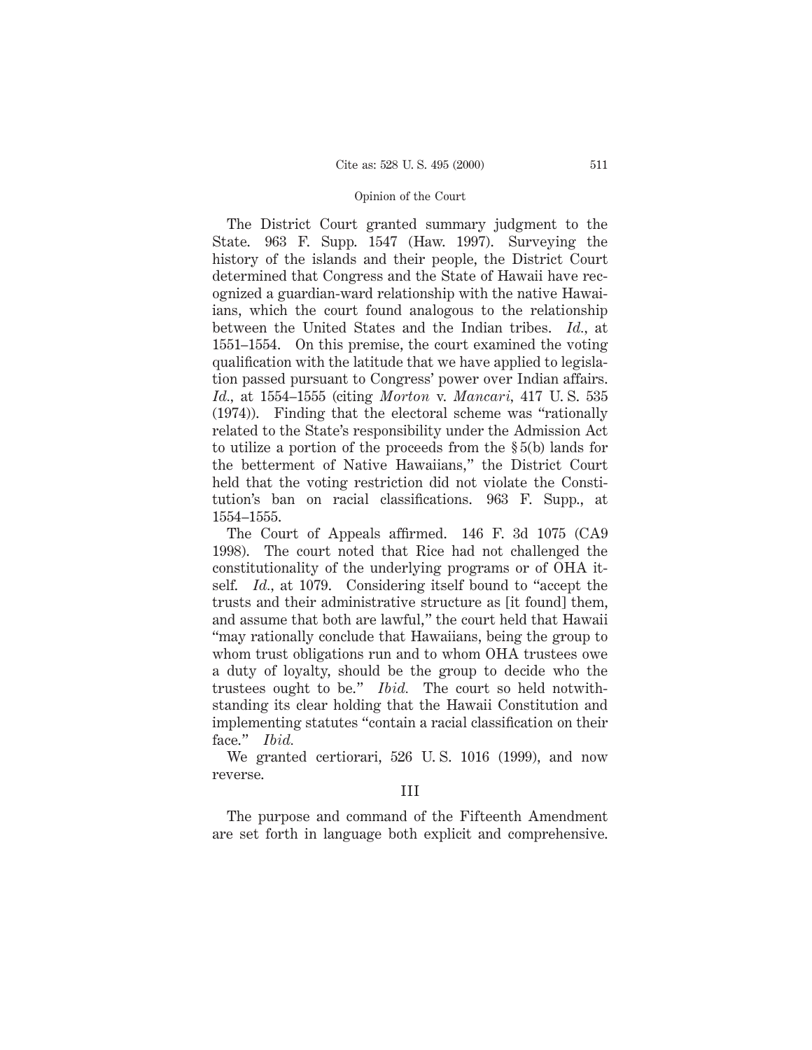The District Court granted summary judgment to the State. 963 F. Supp. 1547 (Haw. 1997). Surveying the history of the islands and their people, the District Court determined that Congress and the State of Hawaii have recognized a guardian-ward relationship with the native Hawaiians, which the court found analogous to the relationship between the United States and the Indian tribes. *Id.*, at 1551–1554. On this premise, the court examined the voting qualification with the latitude that we have applied to legislation passed pursuant to Congress' power over Indian affairs. *Id.*, at 1554–1555 (citing *Morton* v. *Mancari*, 417 U. S. 535 (1974)). Finding that the electoral scheme was "rationally related to the State's responsibility under the Admission Act to utilize a portion of the proceeds from the § 5(b) lands for the betterment of Native Hawaiians," the District Court held that the voting restriction did not violate the Constitution's ban on racial classifications. 963 F. Supp., at 1554–1555.

The Court of Appeals affirmed. 146 F. 3d 1075 (CA9 1998). The court noted that Rice had not challenged the constitutionality of the underlying programs or of OHA itself. *Id.*, at 1079. Considering itself bound to "accept the trusts and their administrative structure as [it found] them, and assume that both are lawful," the court held that Hawaii "may rationally conclude that Hawaiians, being the group to whom trust obligations run and to whom OHA trustees owe a duty of loyalty, should be the group to decide who the trustees ought to be." *Ibid.* The court so held notwithstanding its clear holding that the Hawaii Constitution and implementing statutes "contain a racial classification on their face." *Ibid.*

We granted certiorari, 526 U. S. 1016 (1999), and now reverse.

## III

The purpose and command of the Fifteenth Amendment are set forth in language both explicit and comprehensive.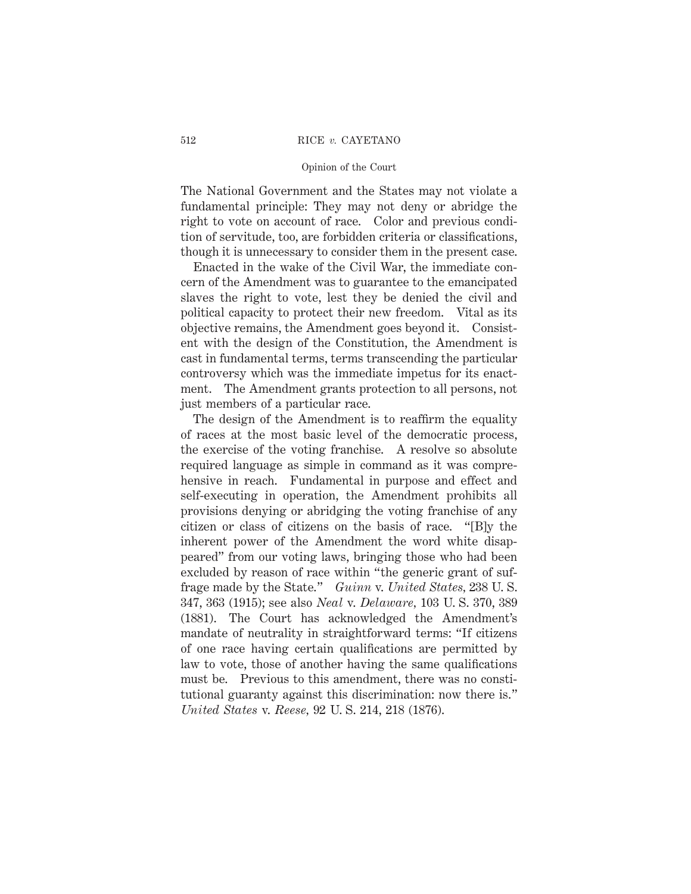The National Government and the States may not violate a fundamental principle: They may not deny or abridge the right to vote on account of race. Color and previous condition of servitude, too, are forbidden criteria or classifications, though it is unnecessary to consider them in the present case.

Enacted in the wake of the Civil War, the immediate concern of the Amendment was to guarantee to the emancipated slaves the right to vote, lest they be denied the civil and political capacity to protect their new freedom. Vital as its objective remains, the Amendment goes beyond it. Consistent with the design of the Constitution, the Amendment is cast in fundamental terms, terms transcending the particular controversy which was the immediate impetus for its enactment. The Amendment grants protection to all persons, not just members of a particular race.

The design of the Amendment is to reaffirm the equality of races at the most basic level of the democratic process, the exercise of the voting franchise. A resolve so absolute required language as simple in command as it was comprehensive in reach. Fundamental in purpose and effect and self-executing in operation, the Amendment prohibits all provisions denying or abridging the voting franchise of any citizen or class of citizens on the basis of race. "[B]y the inherent power of the Amendment the word white disappeared" from our voting laws, bringing those who had been excluded by reason of race within "the generic grant of suffrage made by the State." *Guinn* v. *United States*, 238 U. S. 347, 363 (1915); see also *Neal* v. *Delaware*, 103 U. S. 370, 389 (1881). The Court has acknowledged the Amendment's mandate of neutrality in straightforward terms: "If citizens of one race having certain qualifications are permitted by law to vote, those of another having the same qualifications must be. Previous to this amendment, there was no constitutional guaranty against this discrimination: now there is." *United States* v. *Reese*, 92 U. S. 214, 218 (1876).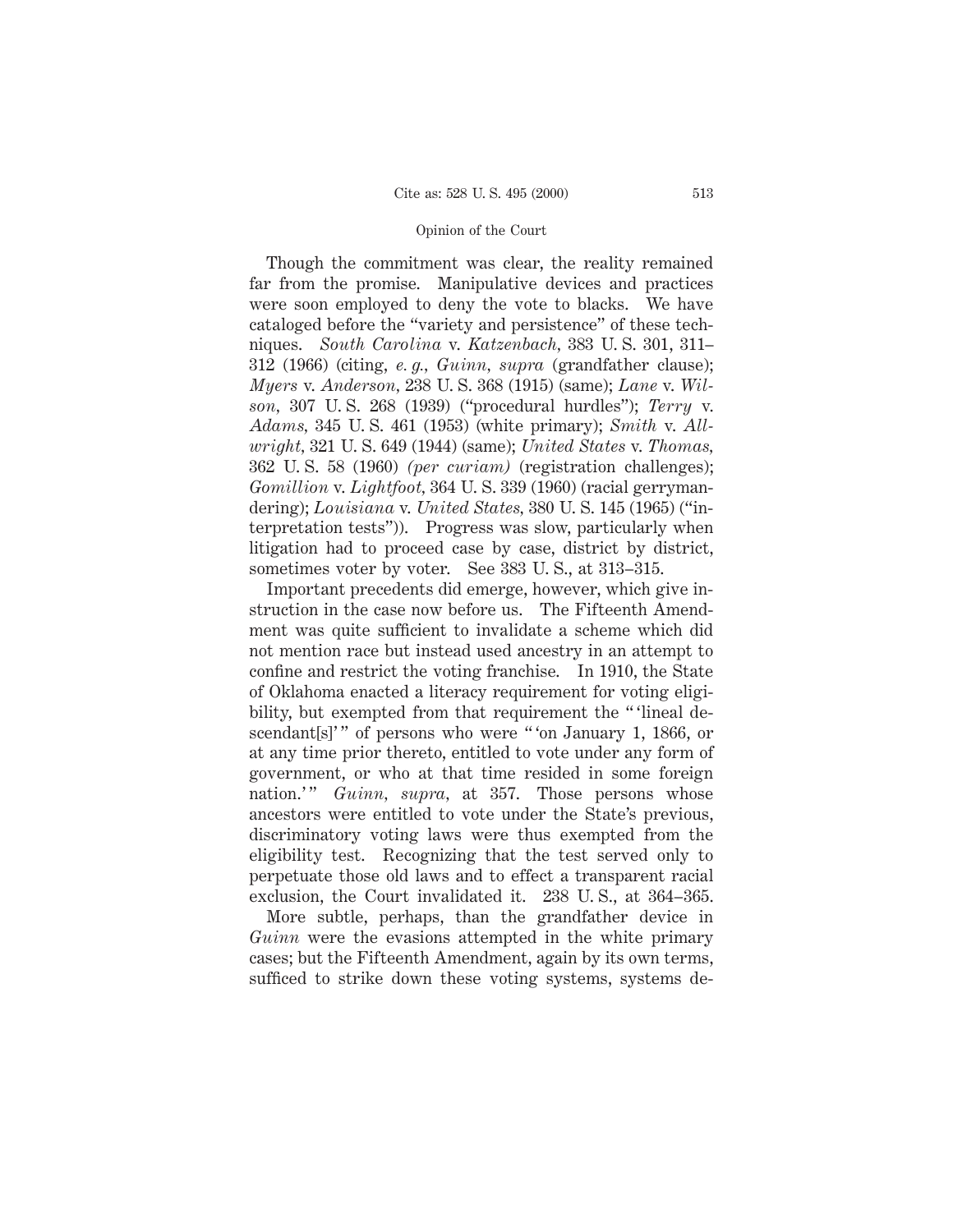Though the commitment was clear, the reality remained far from the promise. Manipulative devices and practices were soon employed to deny the vote to blacks. We have cataloged before the "variety and persistence" of these techniques. *South Carolina* v. *Katzenbach*, 383 U. S. 301, 311–312 (1966) (citing, *e. g., Guinn, supra* (grandfather clause); *Myers* v. *Anderson*, 238 U. S. 368 (1915) (same); *Lane* v. *Wilson*, 307 U. S. 268 (1939) ("procedural hurdles"); *Terry* v. *Adams*, 345 U. S. 461 (1953) (white primary); *Smith* v. *Allwright*, 321 U. S. 649 (1944) (same); *United States* v. *Thomas*, 362 U. S. 58 (1960) *(per curiam)* (registration challenges); *Gomillion* v. *Lightfoot*, 364 U. S. 339 (1960) (racial gerrymandering); *Louisiana* v. *United States*, 380 U. S. 145 (1965) ("interpretation tests")). Progress was slow, particularly when litigation had to proceed case by case, district by district, sometimes voter by voter. See 383 U. S., at 313–315.

Important precedents did emerge, however, which give instruction in the case now before us. The Fifteenth Amendment was quite sufficient to invalidate a scheme which did not mention race but instead used ancestry in an attempt to confine and restrict the voting franchise. In 1910, the State of Oklahoma enacted a literacy requirement for voting eligibility, but exempted from that requirement the " 'lineal descendant[s]' " of persons who were " 'on January 1, 1866, or at any time prior thereto, entitled to vote under any form of government, or who at that time resided in some foreign nation.' " *Guinn, supra*, at 357. Those persons whose ancestors were entitled to vote under the State's previous, discriminatory voting laws were thus exempted from the eligibility test. Recognizing that the test served only to perpetuate those old laws and to effect a transparent racial exclusion, the Court invalidated it. 238 U. S., at 364–365.

More subtle, perhaps, than the grandfather device in *Guinn* were the evasions attempted in the white primary cases; but the Fifteenth Amendment, again by its own terms, sufficed to strike down these voting systems, systems de-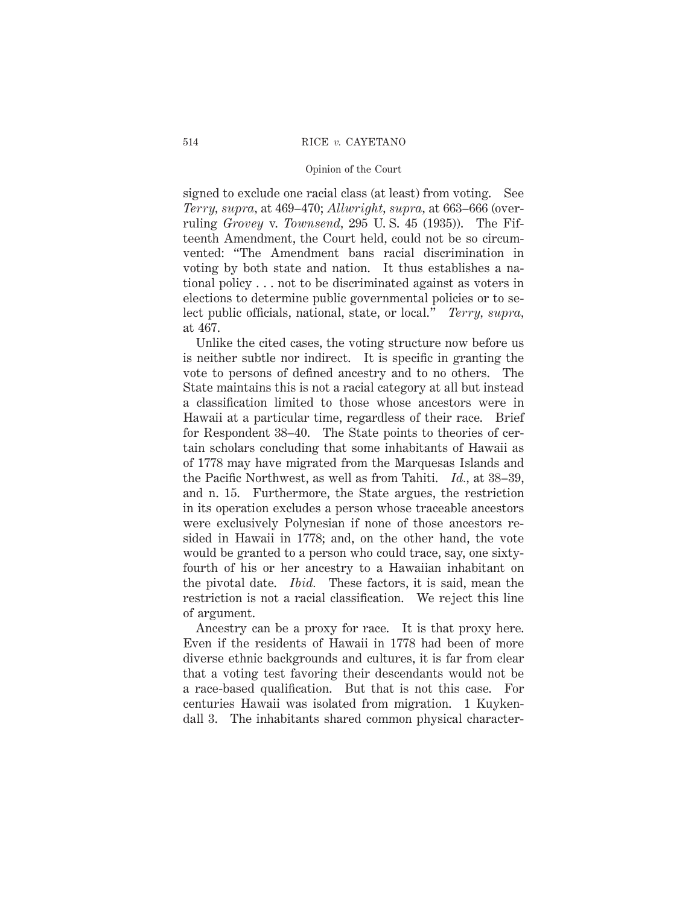signed to exclude one racial class (at least) from voting. See *Terry*, *supra*, at 469–470; *Allwright*, *supra*, at 663–666 (overruling *Grovey* v. *Townsend*, 295 U. S. 45 (1935)). The Fifteenth Amendment, the Court held, could not be so circumvented: "The Amendment bans racial discrimination in voting by both state and nation. It thus establishes a national policy . . . not to be discriminated against as voters in elections to determine public governmental policies or to select public officials, national, state, or local." *Terry, supra*, at 467.

Unlike the cited cases, the voting structure now before us is neither subtle nor indirect. It is specific in granting the vote to persons of defined ancestry and to no others. The State maintains this is not a racial category at all but instead a classification limited to those whose ancestors were in Hawaii at a particular time, regardless of their race. Brief for Respondent 38–40. The State points to theories of certain scholars concluding that some inhabitants of Hawaii as of 1778 may have migrated from the Marquesas Islands and the Pacific Northwest, as well as from Tahiti. *Id.*, at 38–39, and n. 15. Furthermore, the State argues, the restriction in its operation excludes a person whose traceable ancestors were exclusively Polynesian if none of those ancestors resided in Hawaii in 1778; and, on the other hand, the vote would be granted to a person who could trace, say, one sixty-fourth of his or her ancestry to a Hawaiian inhabitant on the pivotal date. *Ibid.* These factors, it is said, mean the restriction is not a racial classification. We reject this line of argument.

Ancestry can be a proxy for race. It is that proxy here. Even if the residents of Hawaii in 1778 had been of more diverse ethnic backgrounds and cultures, it is far from clear that a voting test favoring their descendants would not be a race-based qualification. But that is not this case. For centuries Hawaii was isolated from migration. 1 Kuykendall 3. The inhabitants shared common physical character-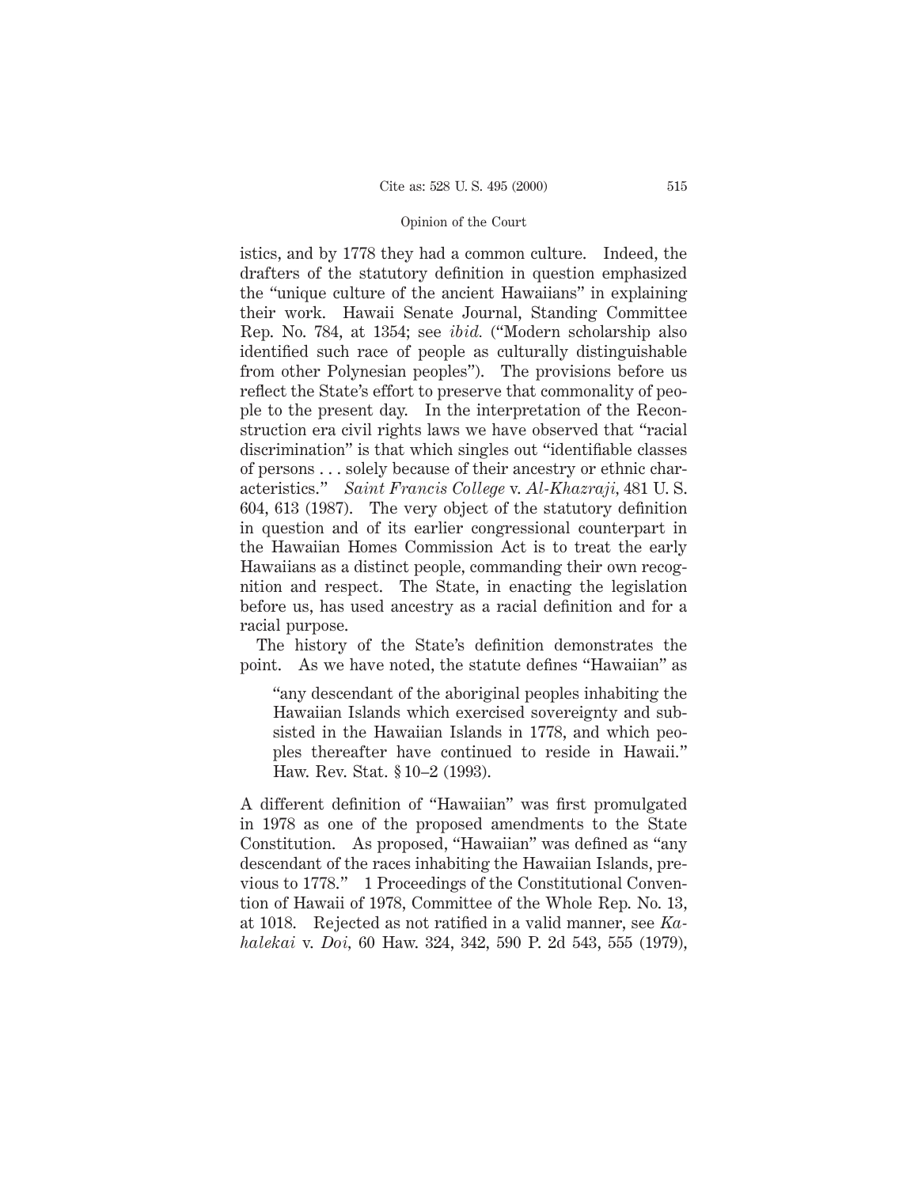istics, and by 1778 they had a common culture. Indeed, the drafters of the statutory definition in question emphasized the "unique culture of the ancient Hawaiians" in explaining their work. Hawaii Senate Journal, Standing Committee Rep. No. 784, at 1354; see *ibid.* ("Modern scholarship also identified such race of people as culturally distinguishable from other Polynesian peoples"). The provisions before us reflect the State's effort to preserve that commonality of people to the present day. In the interpretation of the Reconstruction era civil rights laws we have observed that "racial discrimination" is that which singles out "identifiable classes of persons . . . solely because of their ancestry or ethnic characteristics." *Saint Francis College* v. *Al-Khazraji*, 481 U. S. 604, 613 (1987). The very object of the statutory definition in question and of its earlier congressional counterpart in the Hawaiian Homes Commission Act is to treat the early Hawaiians as a distinct people, commanding their own recognition and respect. The State, in enacting the legislation before us, has used ancestry as a racial definition and for a racial purpose.

The history of the State's definition demonstrates the point. As we have noted, the statute defines "Hawaiian" as

> "any descendant of the aboriginal peoples inhabiting the Hawaiian Islands which exercised sovereignty and subsisted in the Hawaiian Islands in 1778, and which peoples thereafter have continued to reside in Hawaii." Haw. Rev. Stat. § 10–2 (1993).

A different definition of "Hawaiian" was first promulgated in 1978 as one of the proposed amendments to the State Constitution. As proposed, "Hawaiian" was defined as "any descendant of the races inhabiting the Hawaiian Islands, previous to 1778." 1 Proceedings of the Constitutional Convention of Hawaii of 1978, Committee of the Whole Rep. No. 13, at 1018. Rejected as not ratified in a valid manner, see *Kahalekai* v. *Doi*, 60 Haw. 324, 342, 590 P. 2d 543, 555 (1979),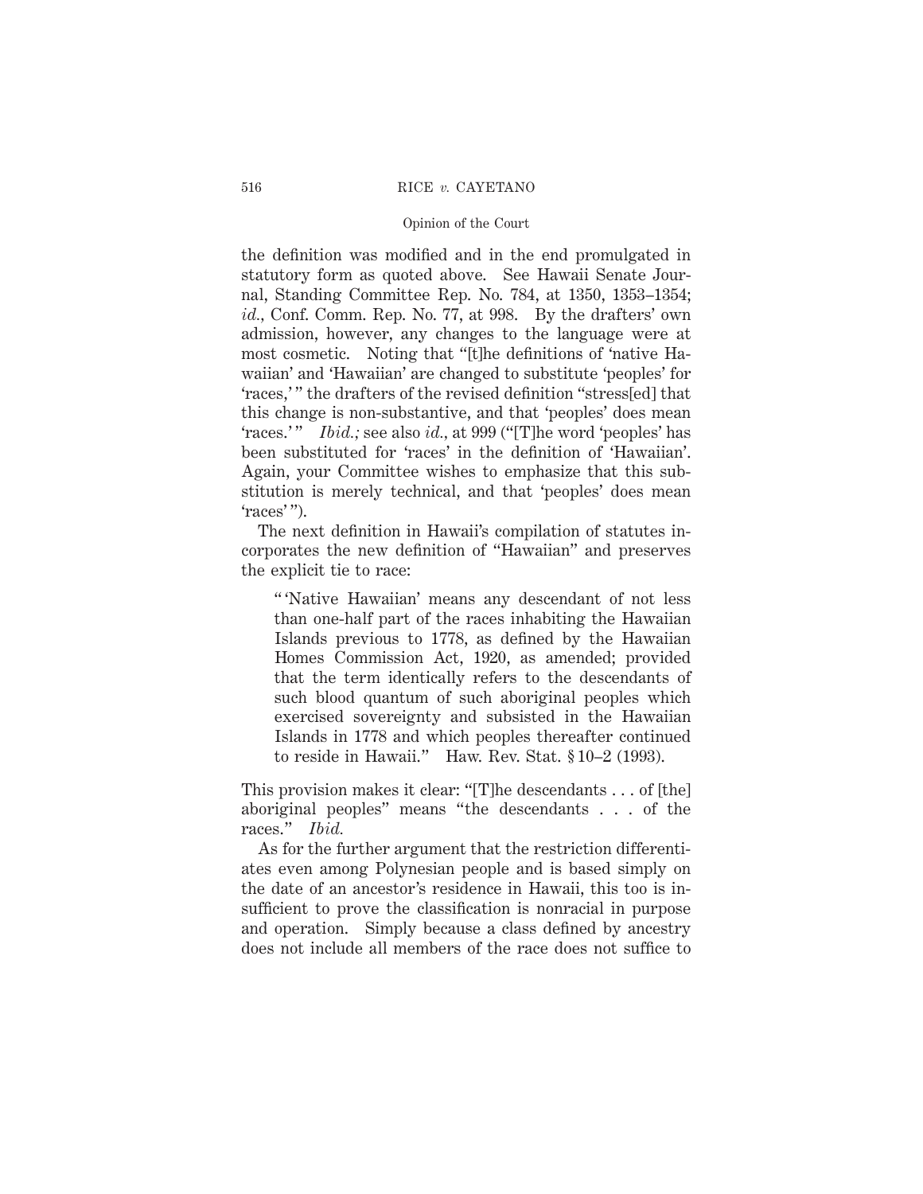the definition was modified and in the end promulgated in statutory form as quoted above. See Hawaii Senate Journal, Standing Committee Rep. No. 784, at 1350, 1353–1354; *id.*, Conf. Comm. Rep. No. 77, at 998. By the drafters' own admission, however, any changes to the language were at most cosmetic. Noting that "[t]he definitions of 'native Hawaiian' and 'Hawaiian' are changed to substitute 'peoples' for 'races,'" the drafters of the revised definition "stress[ed] that this change is non-substantive, and that 'peoples' does mean 'races.'" *Ibid.;* see also *id.*, at 999 ("[T]he word 'peoples' has been substituted for 'races' in the definition of 'Hawaiian'. Again, your Committee wishes to emphasize that this substitution is merely technical, and that 'peoples' does mean 'races'").

The next definition in Hawaii's compilation of statutes incorporates the new definition of "Hawaiian" and preserves the explicit tie to race:

> "'Native Hawaiian' means any descendant of not less than one-half part of the races inhabiting the Hawaiian Islands previous to 1778, as defined by the Hawaiian Homes Commission Act, 1920, as amended; provided that the term identically refers to the descendants of such blood quantum of such aboriginal peoples which exercised sovereignty and subsisted in the Hawaiian Islands in 1778 and which peoples thereafter continued to reside in Hawaii." Haw. Rev. Stat. § 10–2 (1993).

This provision makes it clear: "[T]he descendants . . . of [the] aboriginal peoples" means "the descendants . . . of the races." *Ibid.*

As for the further argument that the restriction differentiates even among Polynesian people and is based simply on the date of an ancestor's residence in Hawaii, this too is insufficient to prove the classification is nonracial in purpose and operation. Simply because a class defined by ancestry does not include all members of the race does not suffice to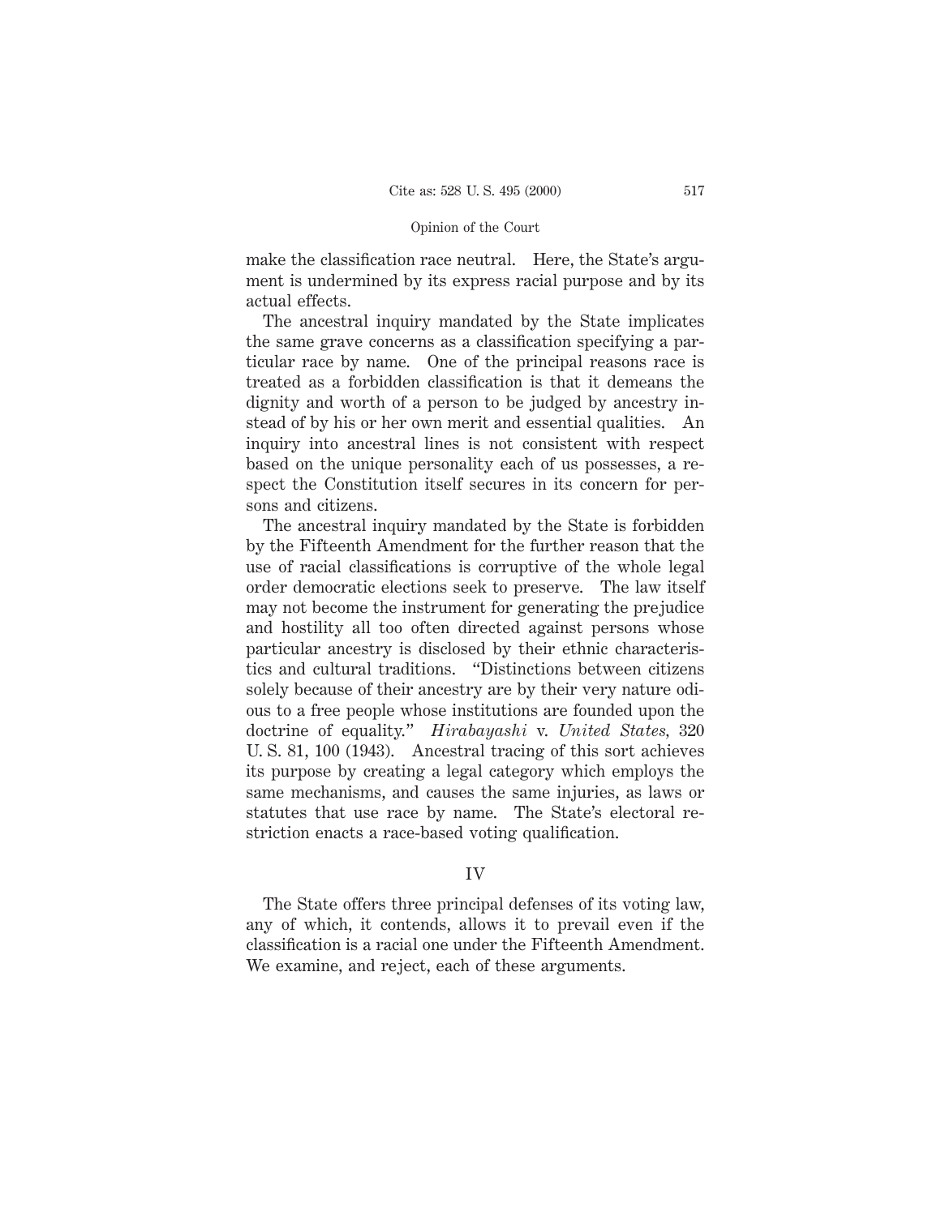make the classification race neutral. Here, the State's argument is undermined by its express racial purpose and by its actual effects.

The ancestral inquiry mandated by the State implicates the same grave concerns as a classification specifying a particular race by name. One of the principal reasons race is treated as a forbidden classification is that it demeans the dignity and worth of a person to be judged by ancestry instead of by his or her own merit and essential qualities. An inquiry into ancestral lines is not consistent with respect based on the unique personality each of us possesses, a respect the Constitution itself secures in its concern for persons and citizens.

The ancestral inquiry mandated by the State is forbidden by the Fifteenth Amendment for the further reason that the use of racial classifications is corruptive of the whole legal order democratic elections seek to preserve. The law itself may not become the instrument for generating the prejudice and hostility all too often directed against persons whose particular ancestry is disclosed by their ethnic characteristics and cultural traditions. "Distinctions between citizens solely because of their ancestry are by their very nature odious to a free people whose institutions are founded upon the doctrine of equality." *Hirabayashi* v. *United States,* 320 U. S. 81, 100 (1943). Ancestral tracing of this sort achieves its purpose by creating a legal category which employs the same mechanisms, and causes the same injuries, as laws or statutes that use race by name. The State's electoral restriction enacts a race-based voting qualification.

## IV

The State offers three principal defenses of its voting law, any of which, it contends, allows it to prevail even if the classification is a racial one under the Fifteenth Amendment. We examine, and reject, each of these arguments.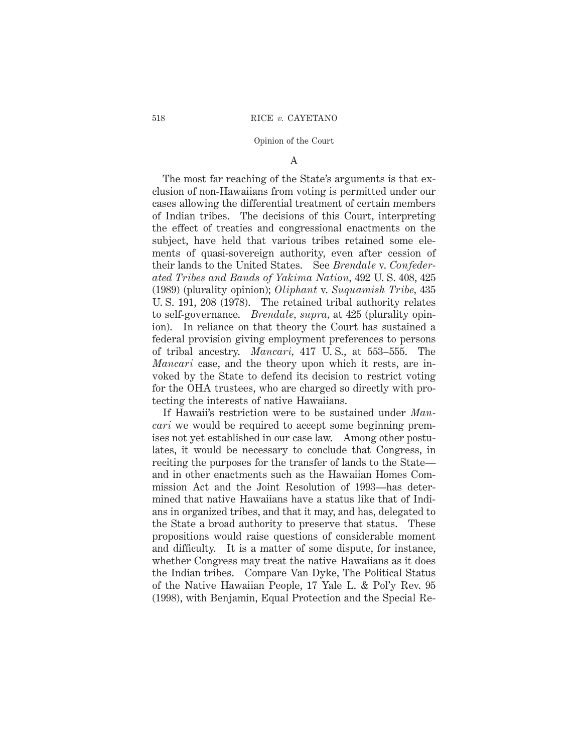## A

The most far reaching of the State's arguments is that exclusion of non-Hawaiians from voting is permitted under our cases allowing the differential treatment of certain members of Indian tribes. The decisions of this Court, interpreting the effect of treaties and congressional enactments on the subject, have held that various tribes retained some elements of quasi-sovereign authority, even after cession of their lands to the United States. See *Brendale* v. *Confederated Tribes and Bands of Yakima Nation*, 492 U. S. 408, 425 (1989) (plurality opinion); *Oliphant* v. *Suquamish Tribe*, 435 U. S. 191, 208 (1978). The retained tribal authority relates to self-governance. *Brendale*, *supra*, at 425 (plurality opinion). In reliance on that theory the Court has sustained a federal provision giving employment preferences to persons of tribal ancestry. *Mancari*, 417 U. S., at 553–555. The *Mancari* case, and the theory upon which it rests, are invoked by the State to defend its decision to restrict voting for the OHA trustees, who are charged so directly with protecting the interests of native Hawaiians.

If Hawaii's restriction were to be sustained under *Mancari* we would be required to accept some beginning premises not yet established in our case law. Among other postulates, it would be necessary to conclude that Congress, in reciting the purposes for the transfer of lands to the State—and in other enactments such as the Hawaiian Homes Commission Act and the Joint Resolution of 1993—has determined that native Hawaiians have a status like that of Indians in organized tribes, and that it may, and has, delegated to the State a broad authority to preserve that status. These propositions would raise questions of considerable moment and difficulty. It is a matter of some dispute, for instance, whether Congress may treat the native Hawaiians as it does the Indian tribes. Compare Van Dyke, The Political Status of the Native Hawaiian People, 17 Yale L. & Pol'y Rev. 95 (1998), with Benjamin, Equal Protection and the Special Re-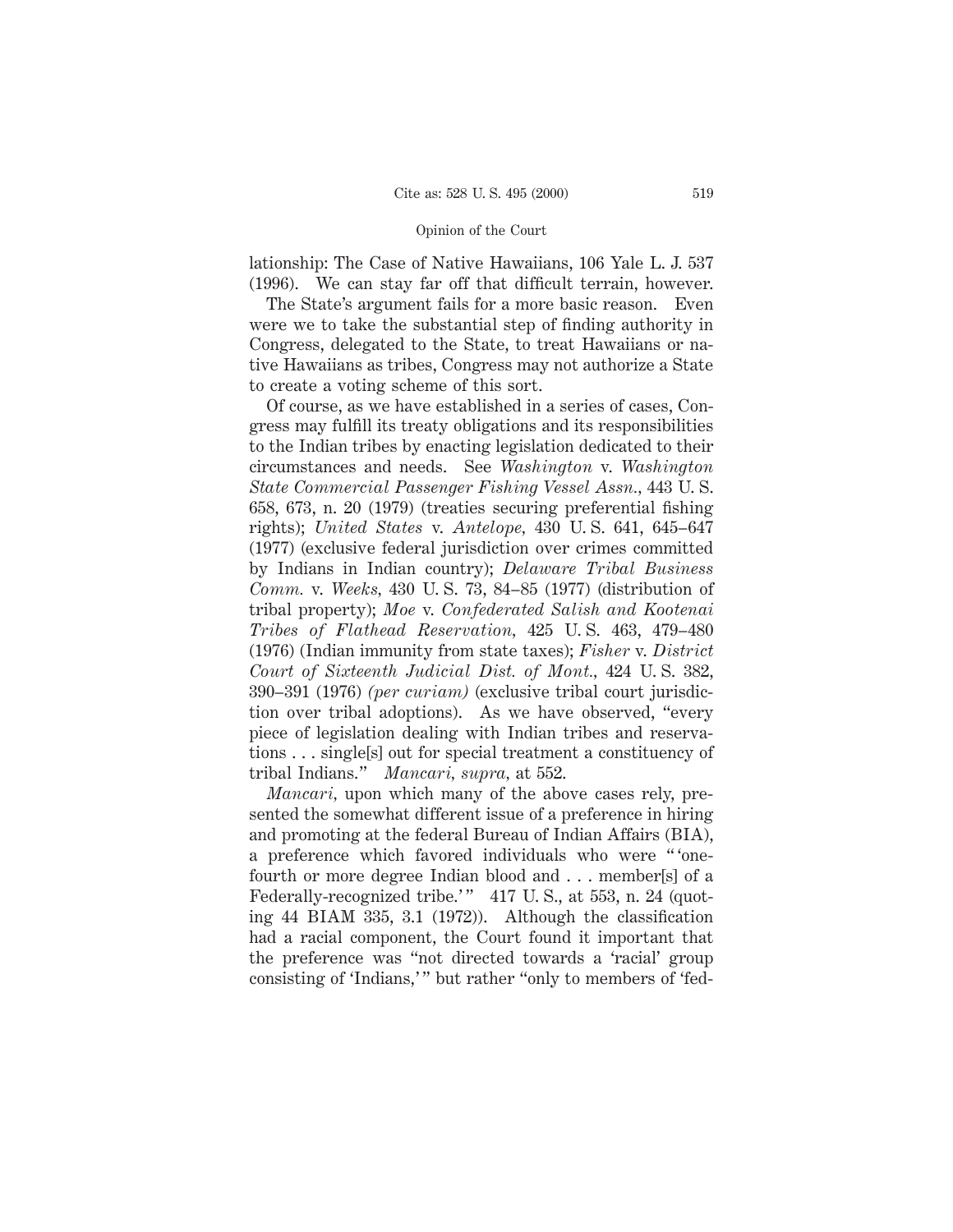lationship: The Case of Native Hawaiians, 106 Yale L. J. 537 (1996). We can stay far off that difficult terrain, however.

The State's argument fails for a more basic reason. Even were we to take the substantial step of finding authority in Congress, delegated to the State, to treat Hawaiians or native Hawaiians as tribes, Congress may not authorize a State to create a voting scheme of this sort.

Of course, as we have established in a series of cases, Congress may fulfill its treaty obligations and its responsibilities to the Indian tribes by enacting legislation dedicated to their circumstances and needs. See *Washington* v. *Washington State Commercial Passenger Fishing Vessel Assn.*, 443 U. S. 658, 673, n. 20 (1979) (treaties securing preferential fishing rights); *United States* v. *Antelope*, 430 U. S. 641, 645–647 (1977) (exclusive federal jurisdiction over crimes committed by Indians in Indian country); *Delaware Tribal Business Comm.* v. *Weeks*, 430 U. S. 73, 84–85 (1977) (distribution of tribal property); *Moe* v. *Confederated Salish and Kootenai Tribes of Flathead Reservation*, 425 U. S. 463, 479–480 (1976) (Indian immunity from state taxes); *Fisher* v. *District Court of Sixteenth Judicial Dist. of Mont.*, 424 U. S. 382, 390–391 (1976) *(per curiam)* (exclusive tribal court jurisdiction over tribal adoptions). As we have observed, "every piece of legislation dealing with Indian tribes and reservations . . . single[s] out for special treatment a constituency of tribal Indians." *Mancari*, *supra*, at 552.

*Mancari*, upon which many of the above cases rely, presented the somewhat different issue of a preference in hiring and promoting at the federal Bureau of Indian Affairs (BIA), a preference which favored individuals who were " 'one-fourth or more degree Indian blood and . . . member[s] of a Federally-recognized tribe.' " 417 U. S., at 553, n. 24 (quoting 44 BIAM 335, 3.1 (1972)). Although the classification had a racial component, the Court found it important that the preference was "not directed towards a 'racial' group consisting of 'Indians,' " but rather "only to members of 'fed-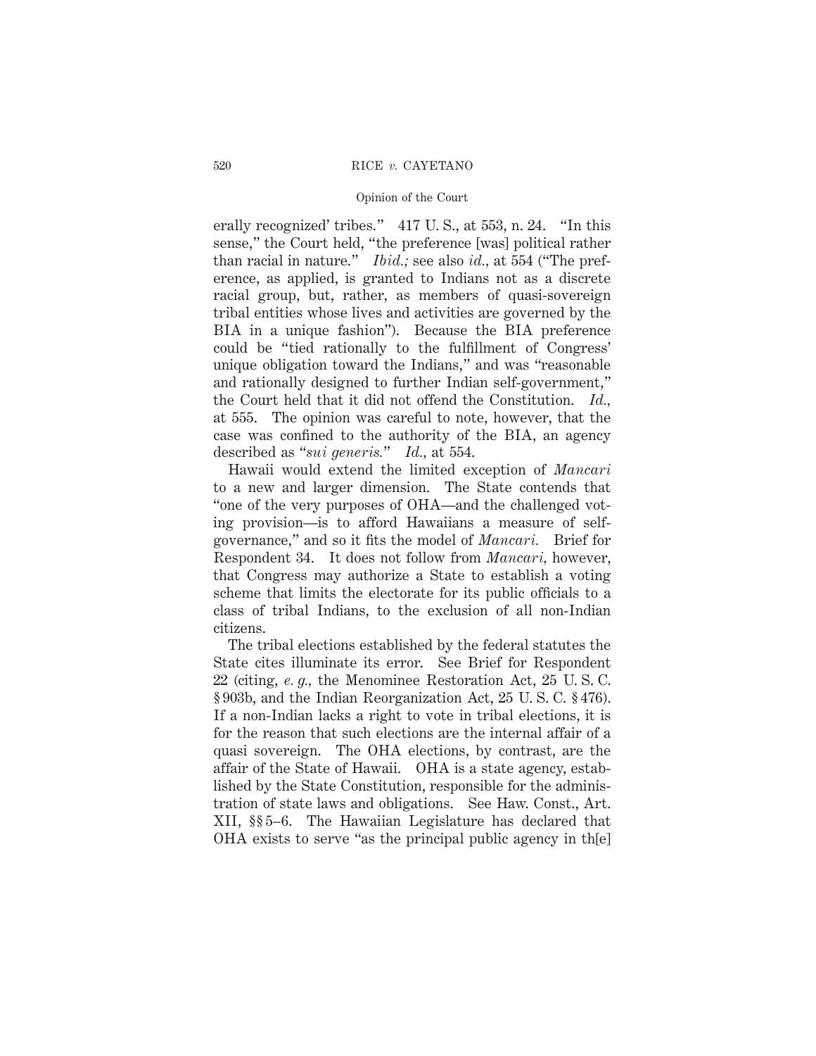erally recognized' tribes." 417 U. S., at 553, n. 24. "In this sense," the Court held, "the preference [was] political rather than racial in nature." *Ibid.;* see also *id.*, at 554 ("The preference, as applied, is granted to Indians not as a discrete racial group, but, rather, as members of quasi-sovereign tribal entities whose lives and activities are governed by the BIA in a unique fashion"). Because the BIA preference could be "tied rationally to the fulfillment of Congress' unique obligation toward the Indians," and was "reasonable and rationally designed to further Indian self-government," the Court held that it did not offend the Constitution. *Id.*, at 555. The opinion was careful to note, however, that the case was confined to the authority of the BIA, an agency described as "*sui generis.*" *Id.*, at 554.

Hawaii would extend the limited exception of *Mancari* to a new and larger dimension. The State contends that "one of the very purposes of OHA—and the challenged voting provision—is to afford Hawaiians a measure of self-governance," and so it fits the model of *Mancari.* Brief for Respondent 34. It does not follow from *Mancari*, however, that Congress may authorize a State to establish a voting scheme that limits the electorate for its public officials to a class of tribal Indians, to the exclusion of all non-Indian citizens.

The tribal elections established by the federal statutes the State cites illuminate its error. See Brief for Respondent 22 (citing, *e. g.*, the Menominee Restoration Act, 25 U. S. C. § 903b, and the Indian Reorganization Act, 25 U. S. C. § 476). If a non-Indian lacks a right to vote in tribal elections, it is for the reason that such elections are the internal affair of a quasi sovereign. The OHA elections, by contrast, are the affair of the State of Hawaii. OHA is a state agency, established by the State Constitution, responsible for the administration of state laws and obligations. See Haw. Const., Art. XII, §§ 5–6. The Hawaiian Legislature has declared that OHA exists to serve "as the principal public agency in th[e]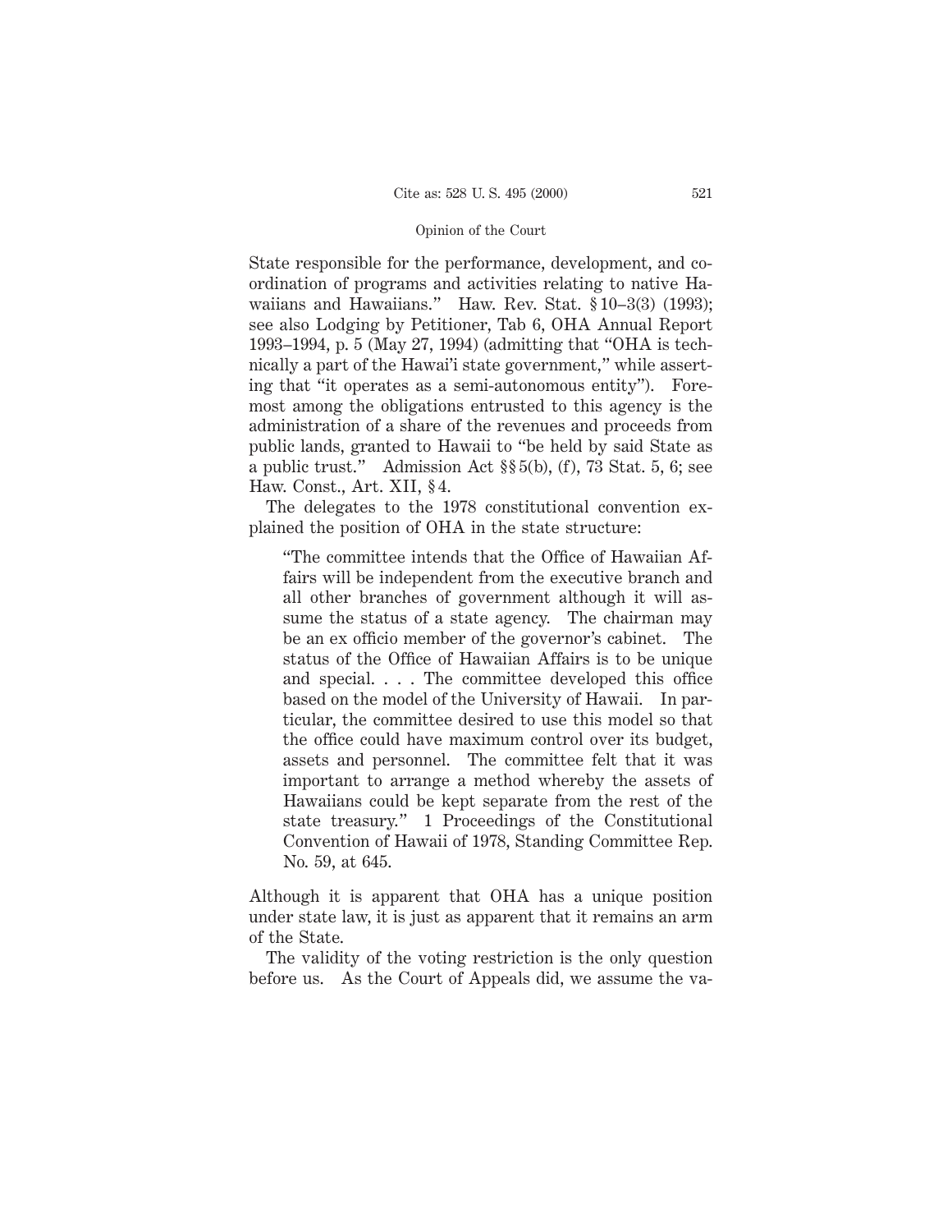State responsible for the performance, development, and coordination of programs and activities relating to native Hawaiians and Hawaiians." Haw. Rev. Stat. § 10–3(3) (1993); see also Lodging by Petitioner, Tab 6, OHA Annual Report 1993–1994, p. 5 (May 27, 1994) (admitting that "OHA is technically a part of the Hawai'i state government," while asserting that "it operates as a semi-autonomous entity"). Foremost among the obligations entrusted to this agency is the administration of a share of the revenues and proceeds from public lands, granted to Hawaii to "be held by said State as a public trust." Admission Act §§ 5(b), (f), 73 Stat. 5, 6; see Haw. Const., Art. XII, § 4.

The delegates to the 1978 constitutional convention explained the position of OHA in the state structure:

> "The committee intends that the Office of Hawaiian Affairs will be independent from the executive branch and all other branches of government although it will assume the status of a state agency. The chairman may be an ex officio member of the governor's cabinet. The status of the Office of Hawaiian Affairs is to be unique and special. . . . The committee developed this office based on the model of the University of Hawaii. In particular, the committee desired to use this model so that the office could have maximum control over its budget, assets and personnel. The committee felt that it was important to arrange a method whereby the assets of Hawaiians could be kept separate from the rest of the state treasury." 1 Proceedings of the Constitutional Convention of Hawaii of 1978, Standing Committee Rep. No. 59, at 645.

Although it is apparent that OHA has a unique position under state law, it is just as apparent that it remains an arm of the State.

The validity of the voting restriction is the only question before us. As the Court of Appeals did, we assume the va-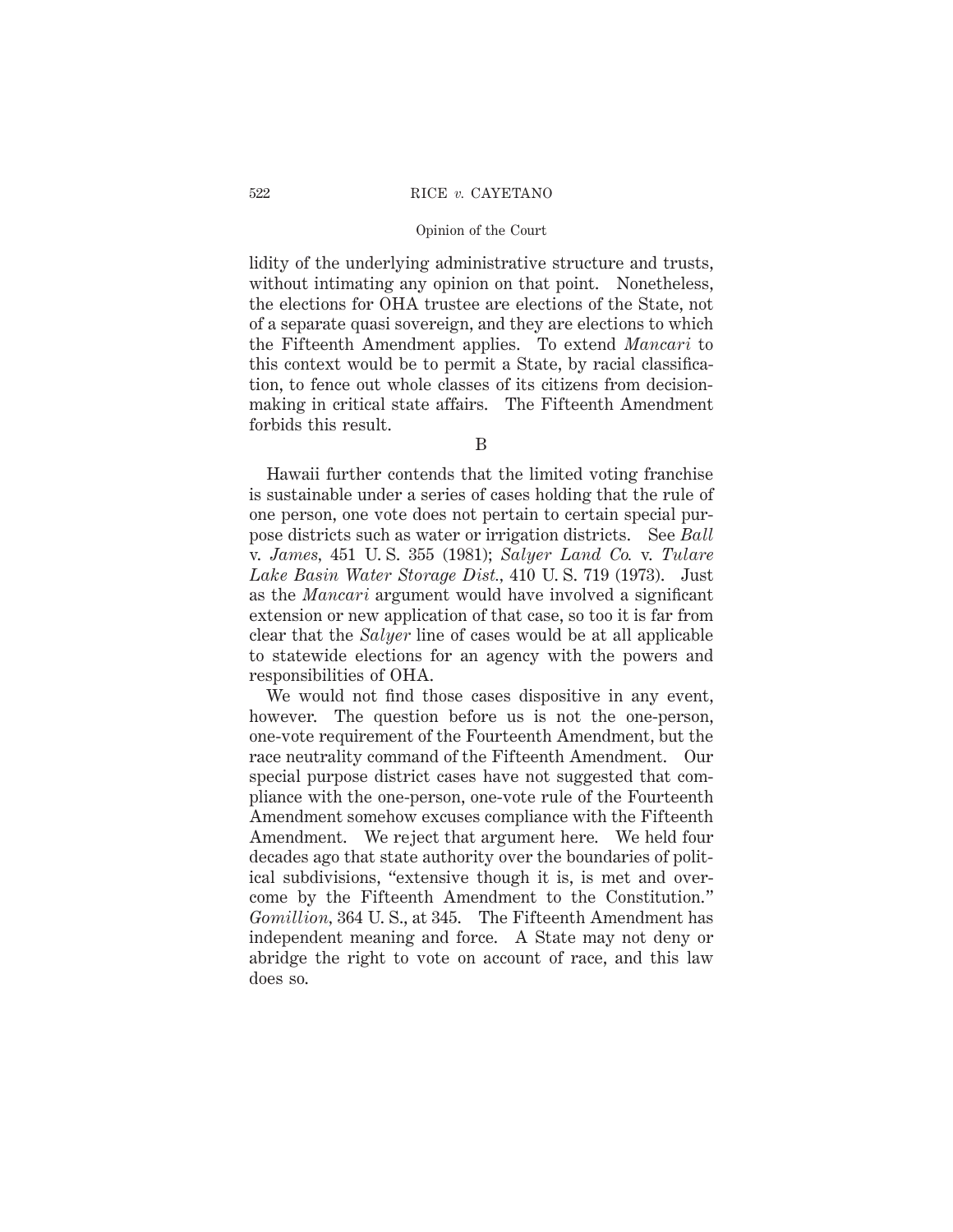lidity of the underlying administrative structure and trusts, without intimating any opinion on that point. Nonetheless, the elections for OHA trustee are elections of the State, not of a separate quasi sovereign, and they are elections to which the Fifteenth Amendment applies. To extend *Mancari* to this context would be to permit a State, by racial classification, to fence out whole classes of its citizens from decisionmaking in critical state affairs. The Fifteenth Amendment forbids this result.

B

Hawaii further contends that the limited voting franchise is sustainable under a series of cases holding that the rule of one person, one vote does not pertain to certain special purpose districts such as water or irrigation districts. See *Ball* v. *James,* 451 U. S. 355 (1981); *Salyer Land Co.* v. *Tulare Lake Basin Water Storage Dist.,* 410 U. S. 719 (1973). Just as the *Mancari* argument would have involved a significant extension or new application of that case, so too it is far from clear that the *Salyer* line of cases would be at all applicable to statewide elections for an agency with the powers and responsibilities of OHA.

We would not find those cases dispositive in any event, however. The question before us is not the one-person, one-vote requirement of the Fourteenth Amendment, but the race neutrality command of the Fifteenth Amendment. Our special purpose district cases have not suggested that compliance with the one-person, one-vote rule of the Fourteenth Amendment somehow excuses compliance with the Fifteenth Amendment. We reject that argument here. We held four decades ago that state authority over the boundaries of political subdivisions, "extensive though it is, is met and overcome by the Fifteenth Amendment to the Constitution." *Gomillion,* 364 U. S., at 345. The Fifteenth Amendment has independent meaning and force. A State may not deny or abridge the right to vote on account of race, and this law does so.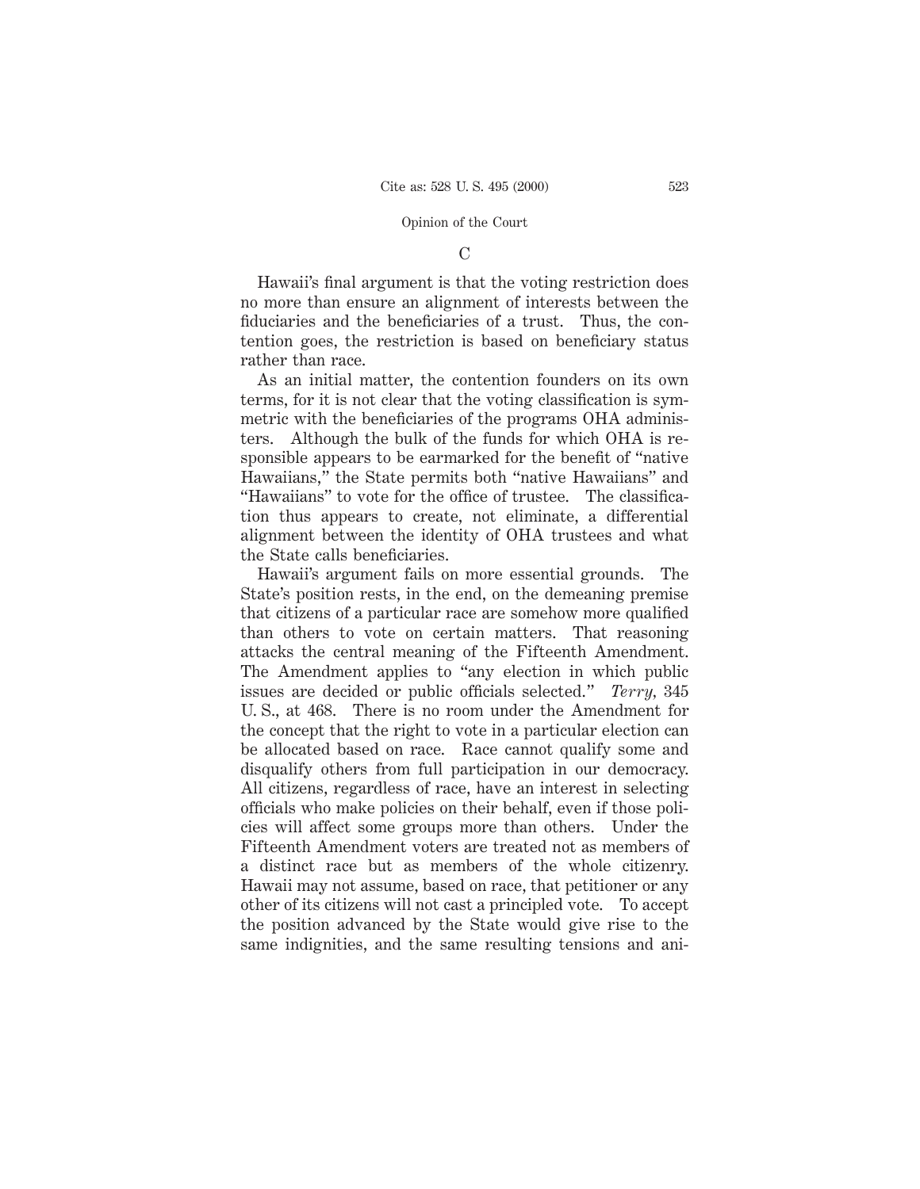### C

Hawaii's final argument is that the voting restriction does no more than ensure an alignment of interests between the fiduciaries and the beneficiaries of a trust. Thus, the contention goes, the restriction is based on beneficiary status rather than race.

As an initial matter, the contention founders on its own terms, for it is not clear that the voting classification is symmetric with the beneficiaries of the programs OHA administers. Although the bulk of the funds for which OHA is responsible appears to be earmarked for the benefit of "native Hawaiians," the State permits both "native Hawaiians" and "Hawaiians" to vote for the office of trustee. The classification thus appears to create, not eliminate, a differential alignment between the identity of OHA trustees and what the State calls beneficiaries.

Hawaii's argument fails on more essential grounds. The State's position rests, in the end, on the demeaning premise that citizens of a particular race are somehow more qualified than others to vote on certain matters. That reasoning attacks the central meaning of the Fifteenth Amendment. The Amendment applies to "any election in which public issues are decided or public officials selected." *Terry,* 345 U. S., at 468. There is no room under the Amendment for the concept that the right to vote in a particular election can be allocated based on race. Race cannot qualify some and disqualify others from full participation in our democracy. All citizens, regardless of race, have an interest in selecting officials who make policies on their behalf, even if those policies will affect some groups more than others. Under the Fifteenth Amendment voters are treated not as members of a distinct race but as members of the whole citizenry. Hawaii may not assume, based on race, that petitioner or any other of its citizens will not cast a principled vote. To accept the position advanced by the State would give rise to the same indignities, and the same resulting tensions and ani-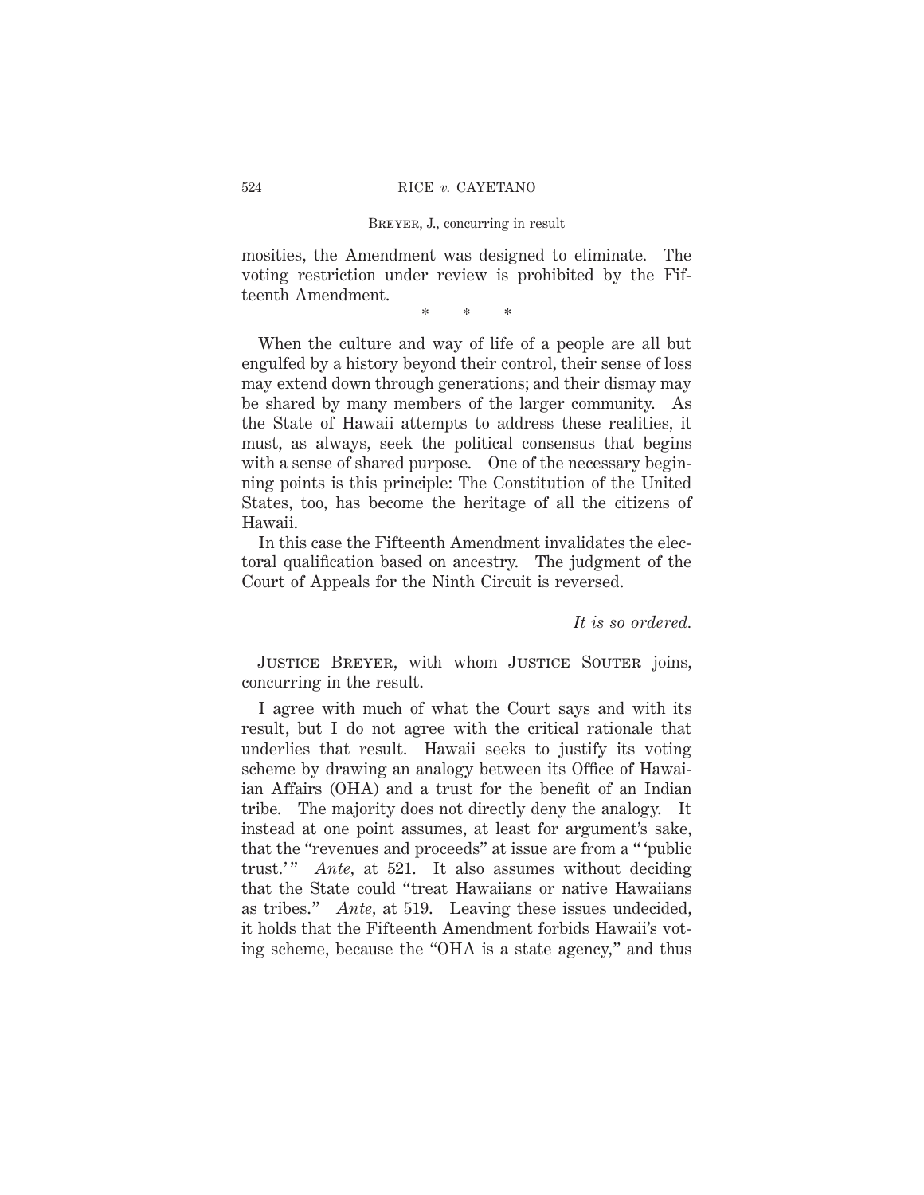mosities, the Amendment was designed to eliminate. The voting restriction under review is prohibited by the Fifteenth Amendment.

\* \* \*

When the culture and way of life of a people are all but engulfed by a history beyond their control, their sense of loss may extend down through generations; and their dismay may be shared by many members of the larger community. As the State of Hawaii attempts to address these realities, it must, as always, seek the political consensus that begins with a sense of shared purpose. One of the necessary beginning points is this principle: The Constitution of the United States, too, has become the heritage of all the citizens of Hawaii.

In this case the Fifteenth Amendment invalidates the electoral qualification based on ancestry. The judgment of the Court of Appeals for the Ninth Circuit is reversed.

*It is so ordered.*

Justice Breyer, with whom Justice Souter joins, concurring in the result.

I agree with much of what the Court says and with its result, but I do not agree with the critical rationale that underlies that result. Hawaii seeks to justify its voting scheme by drawing an analogy between its Office of Hawaiian Affairs (OHA) and a trust for the benefit of an Indian tribe. The majority does not directly deny the analogy. It instead at one point assumes, at least for argument's sake, that the "revenues and proceeds" at issue are from a "'public trust.'" *Ante*, at 521. It also assumes without deciding that the State could "treat Hawaiians or native Hawaiians as tribes." *Ante*, at 519. Leaving these issues undecided, it holds that the Fifteenth Amendment forbids Hawaii's voting scheme, because the "OHA is a state agency," and thus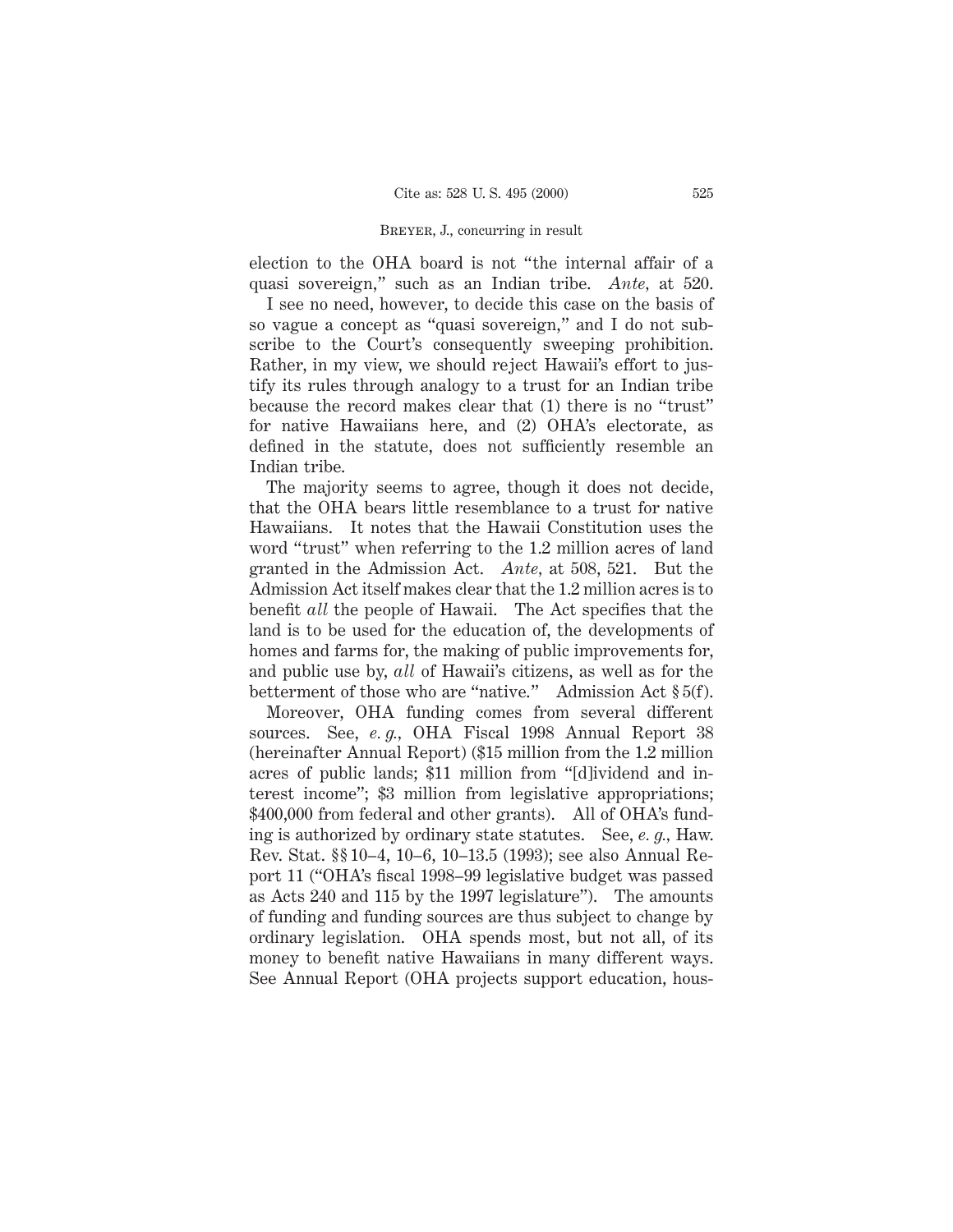election to the OHA board is not "the internal affair of a quasi sovereign," such as an Indian tribe. *Ante*, at 520.

I see no need, however, to decide this case on the basis of so vague a concept as "quasi sovereign," and I do not subscribe to the Court's consequently sweeping prohibition. Rather, in my view, we should reject Hawaii's effort to justify its rules through analogy to a trust for an Indian tribe because the record makes clear that (1) there is no "trust" for native Hawaiians here, and (2) OHA's electorate, as defined in the statute, does not sufficiently resemble an Indian tribe.

The majority seems to agree, though it does not decide, that the OHA bears little resemblance to a trust for native Hawaiians. It notes that the Hawaii Constitution uses the word "trust" when referring to the 1.2 million acres of land granted in the Admission Act. *Ante*, at 508, 521. But the Admission Act itself makes clear that the 1.2 million acres is to benefit *all* the people of Hawaii. The Act specifies that the land is to be used for the education of, the developments of homes and farms for, the making of public improvements for, and public use by, *all* of Hawaii's citizens, as well as for the betterment of those who are "native." Admission Act § 5(f).

Moreover, OHA funding comes from several different sources. See, *e. g.*, OHA Fiscal 1998 Annual Report 38 (hereinafter Annual Report) ($15 million from the 1.2 million acres of public lands; $11 million from "[d]ividend and interest income"; $3 million from legislative appropriations; $400,000 from federal and other grants). All of OHA's funding is authorized by ordinary state statutes. See, *e. g.*, Haw. Rev. Stat. §§ 10–4, 10–6, 10–13.5 (1993); see also Annual Report 11 ("OHA's fiscal 1998–99 legislative budget was passed as Acts 240 and 115 by the 1997 legislature"). The amounts of funding and funding sources are thus subject to change by ordinary legislation. OHA spends most, but not all, of its money to benefit native Hawaiians in many different ways. See Annual Report (OHA projects support education, hous-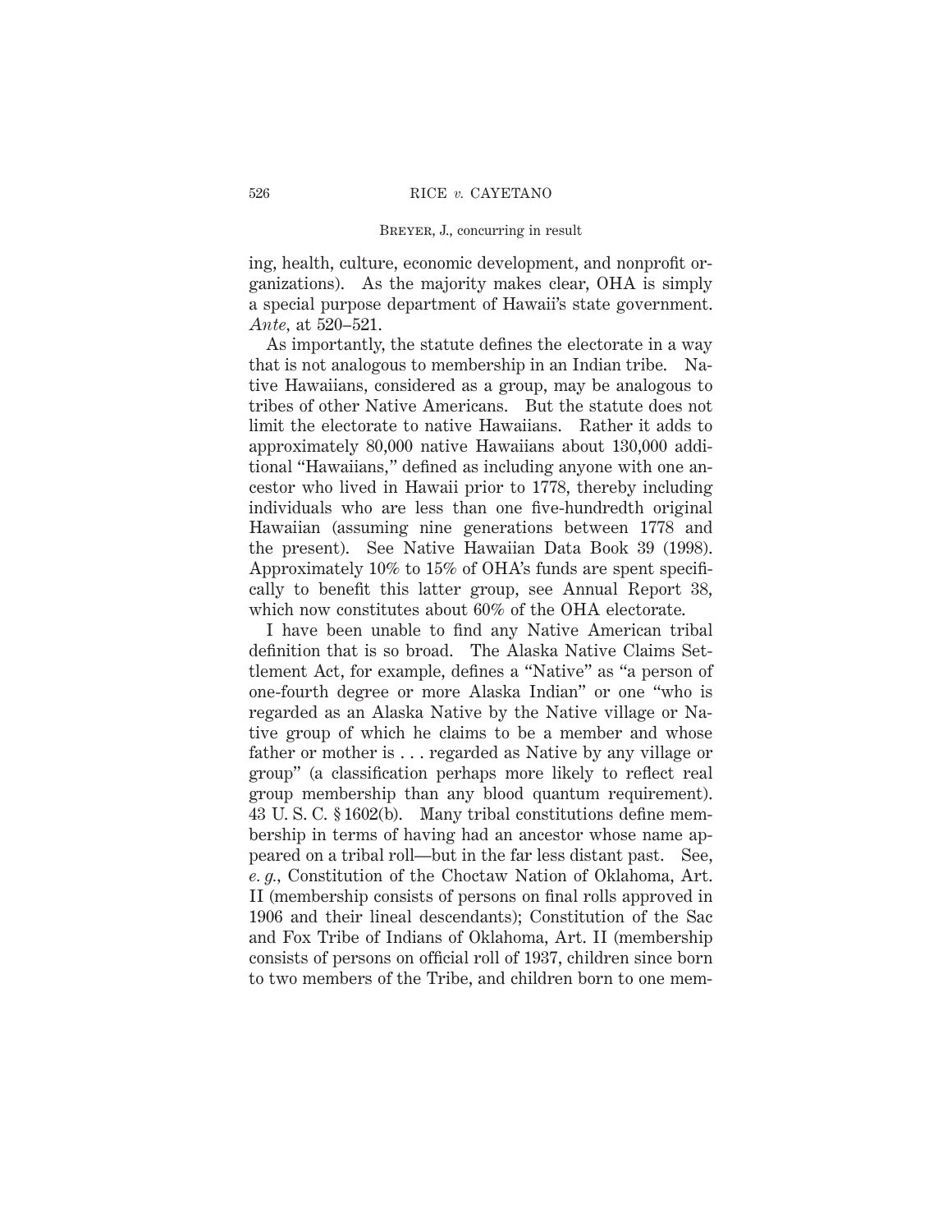ing, health, culture, economic development, and nonprofit organizations). As the majority makes clear, OHA is simply a special purpose department of Hawaii's state government. *Ante*, at 520–521.

As importantly, the statute defines the electorate in a way that is not analogous to membership in an Indian tribe. Native Hawaiians, considered as a group, may be analogous to tribes of other Native Americans. But the statute does not limit the electorate to native Hawaiians. Rather it adds to approximately 80,000 native Hawaiians about 130,000 additional "Hawaiians," defined as including anyone with one ancestor who lived in Hawaii prior to 1778, thereby including individuals who are less than one five-hundredth original Hawaiian (assuming nine generations between 1778 and the present). See Native Hawaiian Data Book 39 (1998). Approximately 10% to 15% of OHA's funds are spent specifically to benefit this latter group, see Annual Report 38, which now constitutes about 60% of the OHA electorate.

I have been unable to find any Native American tribal definition that is so broad. The Alaska Native Claims Settlement Act, for example, defines a "Native" as "a person of one-fourth degree or more Alaska Indian" or one "who is regarded as an Alaska Native by the Native village or Native group of which he claims to be a member and whose father or mother is . . . regarded as Native by any village or group" (a classification perhaps more likely to reflect real group membership than any blood quantum requirement). 43 U. S. C. § 1602(b). Many tribal constitutions define membership in terms of having had an ancestor whose name appeared on a tribal roll—but in the far less distant past. See, *e. g.*, Constitution of the Choctaw Nation of Oklahoma, Art. II (membership consists of persons on final rolls approved in 1906 and their lineal descendants); Constitution of the Sac and Fox Tribe of Indians of Oklahoma, Art. II (membership consists of persons on official roll of 1937, children since born to two members of the Tribe, and children born to one mem-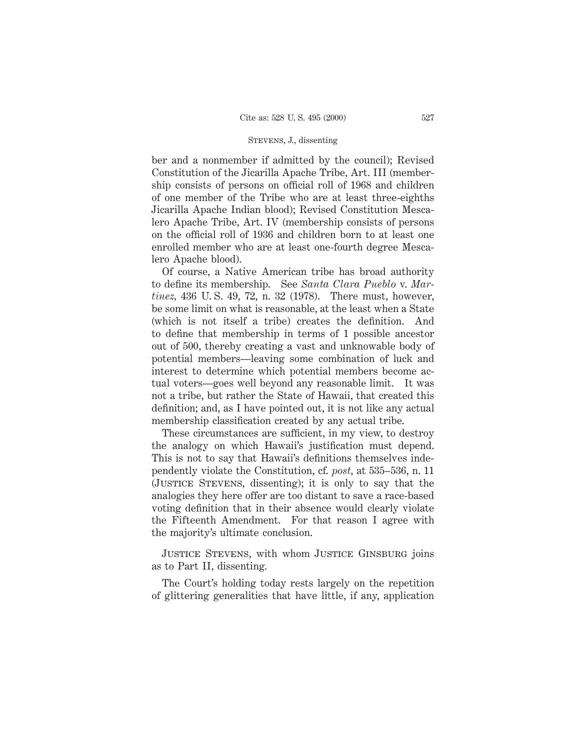ber and a nonmember if admitted by the council); Revised Constitution of the Jicarilla Apache Tribe, Art. III (membership consists of persons on official roll of 1968 and children of one member of the Tribe who are at least three-eighths Jicarilla Apache Indian blood); Revised Constitution Mescalero Apache Tribe, Art. IV (membership consists of persons on the official roll of 1936 and children born to at least one enrolled member who are at least one-fourth degree Mescalero Apache blood).

Of course, a Native American tribe has broad authority to define its membership. See *Santa Clara Pueblo* v. *Martinez,* 436 U. S. 49, 72, n. 32 (1978). There must, however, be some limit on what is reasonable, at the least when a State (which is not itself a tribe) creates the definition. And to define that membership in terms of 1 possible ancestor out of 500, thereby creating a vast and unknowable body of potential members—leaving some combination of luck and interest to determine which potential members become actual voters—goes well beyond any reasonable limit. It was not a tribe, but rather the State of Hawaii, that created this definition; and, as I have pointed out, it is not like any actual membership classification created by any actual tribe.

These circumstances are sufficient, in my view, to destroy the analogy on which Hawaii's justification must depend. This is not to say that Hawaii's definitions themselves independently violate the Constitution, cf. *post,* at 535–536, n. 11 (Justice Stevens, dissenting); it is only to say that the analogies they here offer are too distant to save a race-based voting definition that in their absence would clearly violate the Fifteenth Amendment. For that reason I agree with the majority's ultimate conclusion.

Justice Stevens, with whom Justice Ginsburg joins as to Part II, dissenting.

The Court's holding today rests largely on the repetition of glittering generalities that have little, if any, application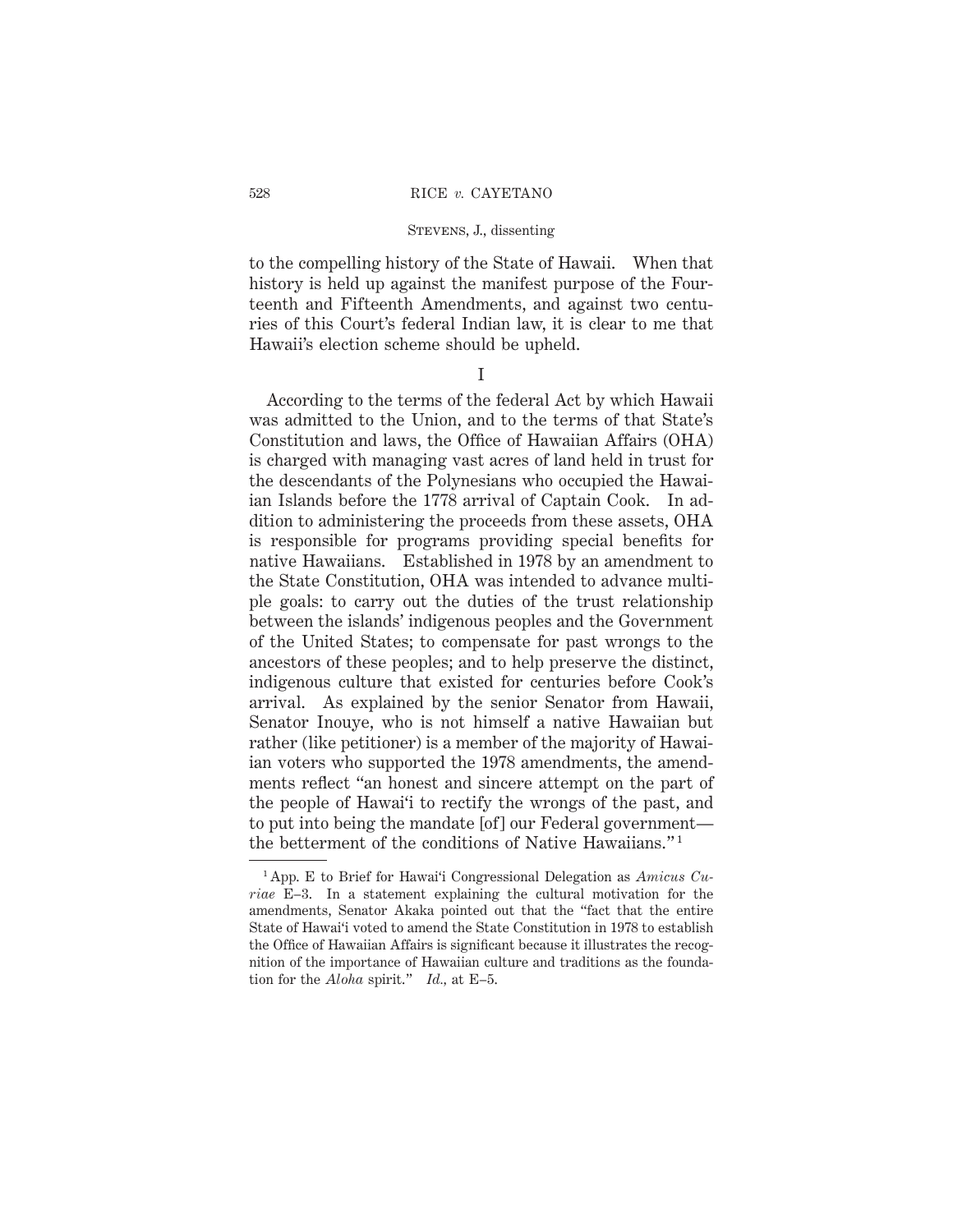to the compelling history of the State of Hawaii. When that history is held up against the manifest purpose of the Fourteenth and Fifteenth Amendments, and against two centuries of this Court's federal Indian law, it is clear to me that Hawaii's election scheme should be upheld.

## I

According to the terms of the federal Act by which Hawaii was admitted to the Union, and to the terms of that State's Constitution and laws, the Office of Hawaiian Affairs (OHA) is charged with managing vast acres of land held in trust for the descendants of the Polynesians who occupied the Hawaiian Islands before the 1778 arrival of Captain Cook. In addition to administering the proceeds from these assets, OHA is responsible for programs providing special benefits for native Hawaiians. Established in 1978 by an amendment to the State Constitution, OHA was intended to advance multiple goals: to carry out the duties of the trust relationship between the islands' indigenous peoples and the Government of the United States; to compensate for past wrongs to the ancestors of these peoples; and to help preserve the distinct, indigenous culture that existed for centuries before Cook's arrival. As explained by the senior Senator from Hawaii, Senator Inouye, who is not himself a native Hawaiian but rather (like petitioner) is a member of the majority of Hawaiian voters who supported the 1978 amendments, the amendments reflect "an honest and sincere attempt on the part of the people of Hawai'i to rectify the wrongs of the past, and to put into being the mandate [of] our Federal government—the betterment of the conditions of Native Hawaiians."[1]

---

[1] App. E to Brief for Hawai'i Congressional Delegation as *Amicus Curiae* E–3. In a statement explaining the cultural motivation for the amendments, Senator Akaka pointed out that the "fact that the entire State of Hawai'i voted to amend the State Constitution in 1978 to establish the Office of Hawaiian Affairs is significant because it illustrates the recognition of the importance of Hawaiian culture and traditions as the foundation for the *Aloha* spirit." *Id.*, at E–5.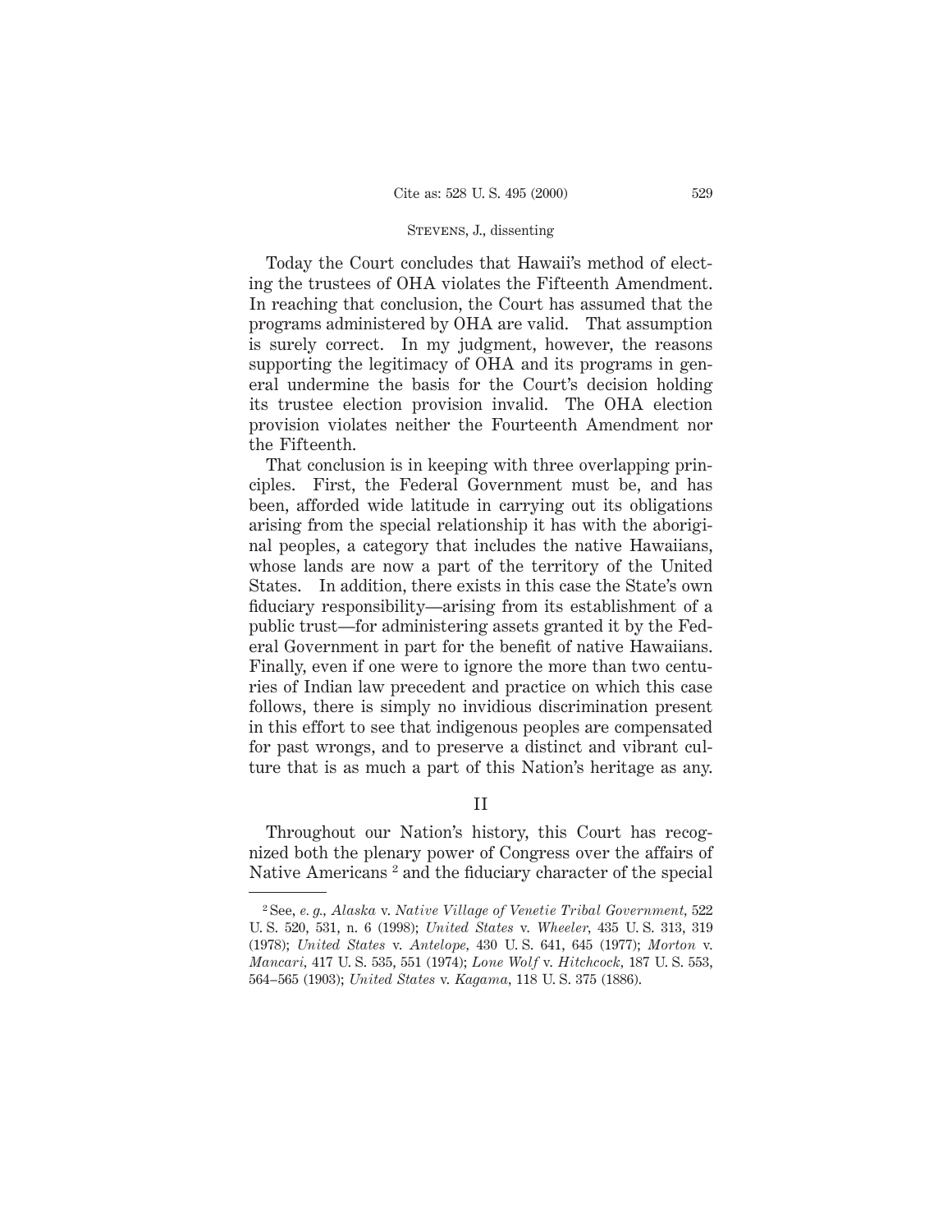Today the Court concludes that Hawaii's method of electing the trustees of OHA violates the Fifteenth Amendment. In reaching that conclusion, the Court has assumed that the programs administered by OHA are valid. That assumption is surely correct. In my judgment, however, the reasons supporting the legitimacy of OHA and its programs in general undermine the basis for the Court's decision holding its trustee election provision invalid. The OHA election provision violates neither the Fourteenth Amendment nor the Fifteenth.

That conclusion is in keeping with three overlapping principles. First, the Federal Government must be, and has been, afforded wide latitude in carrying out its obligations arising from the special relationship it has with the aboriginal peoples, a category that includes the native Hawaiians, whose lands are now a part of the territory of the United States. In addition, there exists in this case the State's own fiduciary responsibility—arising from its establishment of a public trust—for administering assets granted it by the Federal Government in part for the benefit of native Hawaiians. Finally, even if one were to ignore the more than two centuries of Indian law precedent and practice on which this case follows, there is simply no invidious discrimination present in this effort to see that indigenous peoples are compensated for past wrongs, and to preserve a distinct and vibrant culture that is as much a part of this Nation's heritage as any.

## II

Throughout our Nation's history, this Court has recognized both the plenary power of Congress over the affairs of Native Americans [2] and the fiduciary character of the special

---

[2] See, *e. g., Alaska* v. *Native Village of Venetie Tribal Government*, 522 U. S. 520, 531, n. 6 (1998); *United States* v. *Wheeler*, 435 U. S. 313, 319 (1978); *United States* v. *Antelope*, 430 U. S. 641, 645 (1977); *Morton* v. *Mancari*, 417 U. S. 535, 551 (1974); *Lone Wolf* v. *Hitchcock*, 187 U. S. 553, 564–565 (1903); *United States* v. *Kagama*, 118 U. S. 375 (1886).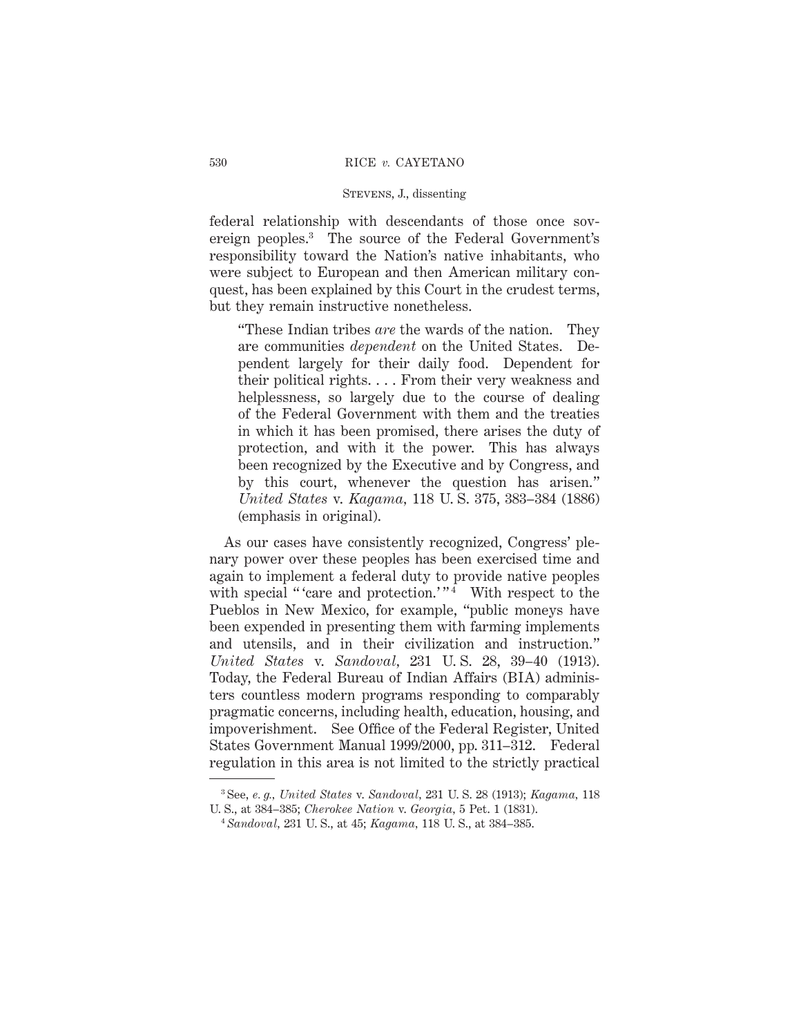federal relationship with descendants of those once sovereign peoples.[3] The source of the Federal Government's responsibility toward the Nation's native inhabitants, who were subject to European and then American military conquest, has been explained by this Court in the crudest terms, but they remain instructive nonetheless.

> "These Indian tribes *are* the wards of the nation. They are communities *dependent* on the United States. Dependent largely for their daily food. Dependent for their political rights. . . . From their very weakness and helplessness, so largely due to the course of dealing of the Federal Government with them and the treaties in which it has been promised, there arises the duty of protection, and with it the power. This has always been recognized by the Executive and by Congress, and by this court, whenever the question has arisen." *United States* v. *Kagama*, 118 U. S. 375, 383–384 (1886) (emphasis in original).

As our cases have consistently recognized, Congress' plenary power over these peoples has been exercised time and again to implement a federal duty to provide native peoples with special " 'care and protection.' "[4] With respect to the Pueblos in New Mexico, for example, "public moneys have been expended in presenting them with farming implements and utensils, and in their civilization and instruction." *United States* v. *Sandoval*, 231 U. S. 28, 39–40 (1913). Today, the Federal Bureau of Indian Affairs (BIA) administers countless modern programs responding to comparably pragmatic concerns, including health, education, housing, and impoverishment. See Office of the Federal Register, United States Government Manual 1999/2000, pp. 311–312. Federal regulation in this area is not limited to the strictly practical

---

[3] See, *e. g.*, *United States* v. *Sandoval*, 231 U. S. 28 (1913); *Kagama*, 118 U. S., at 384–385; *Cherokee Nation* v. *Georgia*, 5 Pet. 1 (1831).

[4] *Sandoval*, 231 U. S., at 45; *Kagama*, 118 U. S., at 384–385.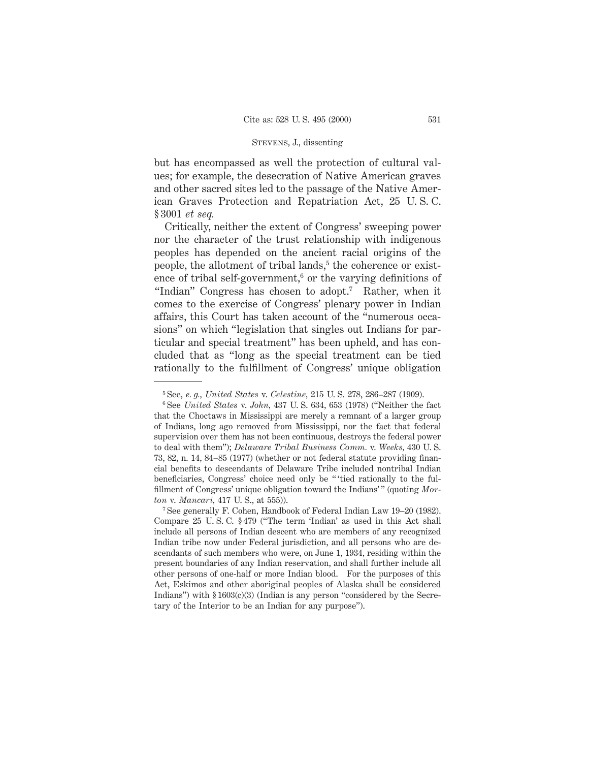but has encompassed as well the protection of cultural values; for example, the desecration of Native American graves and other sacred sites led to the passage of the Native American Graves Protection and Repatriation Act, 25 U. S. C. § 3001 *et seq.*

Critically, neither the extent of Congress' sweeping power nor the character of the trust relationship with indigenous peoples has depended on the ancient racial origins of the people, the allotment of tribal lands,[5] the coherence or existence of tribal self-government,[6] or the varying definitions of "Indian" Congress has chosen to adopt.[7] Rather, when it comes to the exercise of Congress' plenary power in Indian affairs, this Court has taken account of the "numerous occasions" on which "legislation that singles out Indians for particular and special treatment" has been upheld, and has concluded that as "long as the special treatment can be tied rationally to the fulfillment of Congress' unique obligation

---

[5] See, *e. g., United States* v. *Celestine,* 215 U. S. 278, 286–287 (1909).

[6] See *United States* v. *John,* 437 U. S. 634, 653 (1978) ("Neither the fact that the Choctaws in Mississippi are merely a remnant of a larger group of Indians, long ago removed from Mississippi, nor the fact that federal supervision over them has not been continuous, destroys the federal power to deal with them"); *Delaware Tribal Business Comm.* v. *Weeks,* 430 U. S. 73, 82, n. 14, 84–85 (1977) (whether or not federal statute providing financial benefits to descendants of Delaware Tribe included nontribal Indian beneficiaries, Congress' choice need only be " 'tied rationally to the fulfillment of Congress' unique obligation toward the Indians' " (quoting *Morton* v. *Mancari,* 417 U. S., at 555)).

[7] See generally F. Cohen, Handbook of Federal Indian Law 19–20 (1982). Compare 25 U. S. C. § 479 ("The term 'Indian' as used in this Act shall include all persons of Indian descent who are members of any recognized Indian tribe now under Federal jurisdiction, and all persons who are descendants of such members who were, on June 1, 1934, residing within the present boundaries of any Indian reservation, and shall further include all other persons of one-half or more Indian blood. For the purposes of this Act, Eskimos and other aboriginal peoples of Alaska shall be considered Indians") with § 1603(c)(3) (Indian is any person "considered by the Secretary of the Interior to be an Indian for any purpose").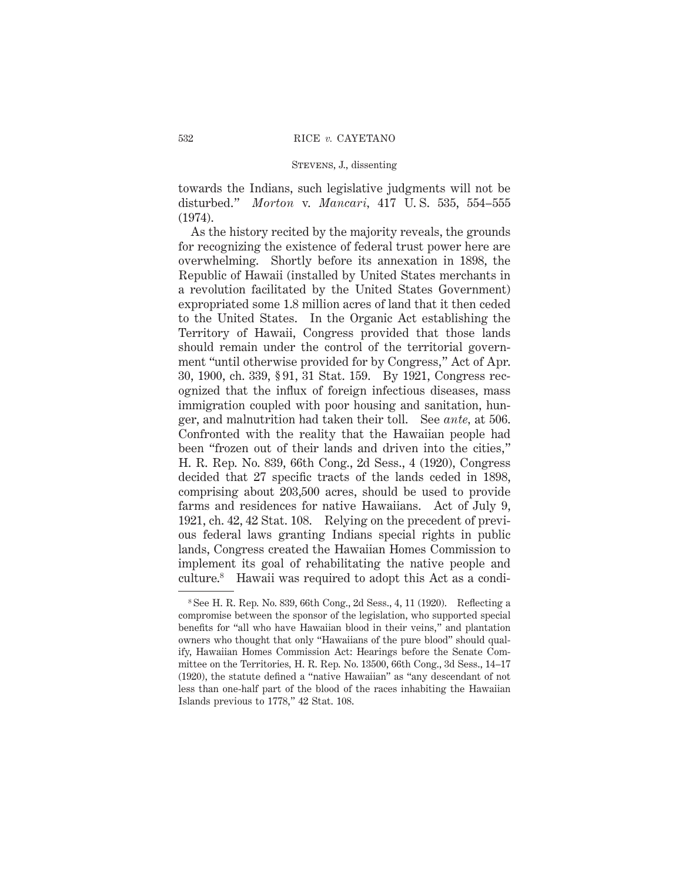towards the Indians, such legislative judgments will not be disturbed." *Morton* v. *Mancari*, 417 U. S. 535, 554–555 (1974).

As the history recited by the majority reveals, the grounds for recognizing the existence of federal trust power here are overwhelming. Shortly before its annexation in 1898, the Republic of Hawaii (installed by United States merchants in a revolution facilitated by the United States Government) expropriated some 1.8 million acres of land that it then ceded to the United States. In the Organic Act establishing the Territory of Hawaii, Congress provided that those lands should remain under the control of the territorial government "until otherwise provided for by Congress," Act of Apr. 30, 1900, ch. 339, § 91, 31 Stat. 159. By 1921, Congress recognized that the influx of foreign infectious diseases, mass immigration coupled with poor housing and sanitation, hunger, and malnutrition had taken their toll. See *ante*, at 506. Confronted with the reality that the Hawaiian people had been "frozen out of their lands and driven into the cities," H. R. Rep. No. 839, 66th Cong., 2d Sess., 4 (1920), Congress decided that 27 specific tracts of the lands ceded in 1898, comprising about 203,500 acres, should be used to provide farms and residences for native Hawaiians. Act of July 9, 1921, ch. 42, 42 Stat. 108. Relying on the precedent of previous federal laws granting Indians special rights in public lands, Congress created the Hawaiian Homes Commission to implement its goal of rehabilitating the native people and culture.[8] Hawaii was required to adopt this Act as a condi-

[8] See H. R. Rep. No. 839, 66th Cong., 2d Sess., 4, 11 (1920). Reflecting a compromise between the sponsor of the legislation, who supported special benefits for "all who have Hawaiian blood in their veins," and plantation owners who thought that only "Hawaiians of the pure blood" should qualify, Hawaiian Homes Commission Act: Hearings before the Senate Committee on the Territories, H. R. Rep. No. 13500, 66th Cong., 3d Sess., 14–17 (1920), the statute defined a "native Hawaiian" as "any descendant of not less than one-half part of the blood of the races inhabiting the Hawaiian Islands previous to 1778," 42 Stat. 108.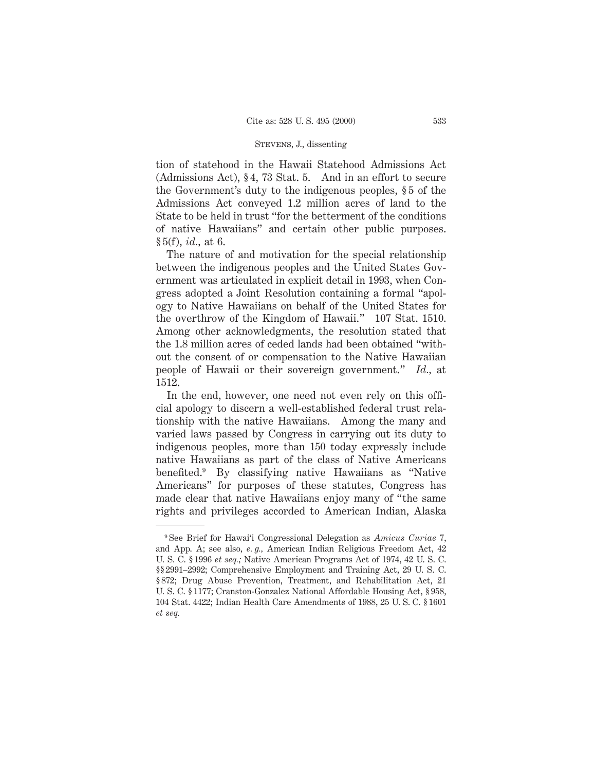tion of statehood in the Hawaii Statehood Admissions Act (Admissions Act), § 4, 73 Stat. 5. And in an effort to secure the Government's duty to the indigenous peoples, § 5 of the Admissions Act conveyed 1.2 million acres of land to the State to be held in trust "for the betterment of the conditions of native Hawaiians" and certain other public purposes. § 5(f), *id.*, at 6.

The nature of and motivation for the special relationship between the indigenous peoples and the United States Government was articulated in explicit detail in 1993, when Congress adopted a Joint Resolution containing a formal "apology to Native Hawaiians on behalf of the United States for the overthrow of the Kingdom of Hawaii." 107 Stat. 1510. Among other acknowledgments, the resolution stated that the 1.8 million acres of ceded lands had been obtained "without the consent of or compensation to the Native Hawaiian people of Hawaii or their sovereign government." *Id.*, at 1512.

In the end, however, one need not even rely on this official apology to discern a well-established federal trust relationship with the native Hawaiians. Among the many and varied laws passed by Congress in carrying out its duty to indigenous peoples, more than 150 today expressly include native Hawaiians as part of the class of Native Americans benefited.[9] By classifying native Hawaiians as "Native Americans" for purposes of these statutes, Congress has made clear that native Hawaiians enjoy many of "the same rights and privileges accorded to American Indian, Alaska

---

[9] See Brief for Hawai'i Congressional Delegation as *Amicus Curiae* 7, and App. A; see also, *e. g.,* American Indian Religious Freedom Act, 42 U. S. C. § 1996 *et seq.;* Native American Programs Act of 1974, 42 U. S. C. §§ 2991–2992; Comprehensive Employment and Training Act, 29 U. S. C. § 872; Drug Abuse Prevention, Treatment, and Rehabilitation Act, 21 U. S. C. § 1177; Cranston-Gonzalez National Affordable Housing Act, § 958, 104 Stat. 4422; Indian Health Care Amendments of 1988, 25 U. S. C. § 1601 *et seq.*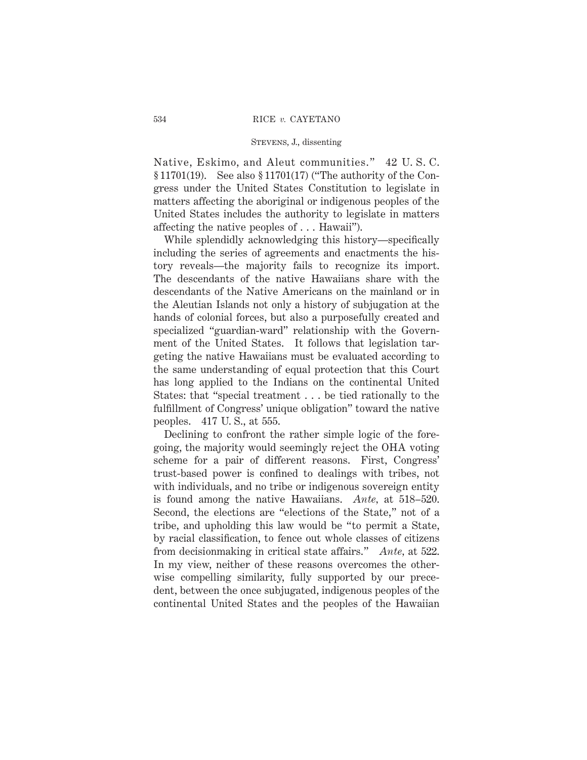Native, Eskimo, and Aleut communities." 42 U. S. C. § 11701(19). See also § 11701(17) ("The authority of the Congress under the United States Constitution to legislate in matters affecting the aboriginal or indigenous peoples of the United States includes the authority to legislate in matters affecting the native peoples of . . . Hawaii").

While splendidly acknowledging this history—specifically including the series of agreements and enactments the history reveals—the majority fails to recognize its import. The descendants of the native Hawaiians share with the descendants of the Native Americans on the mainland or in the Aleutian Islands not only a history of subjugation at the hands of colonial forces, but also a purposefully created and specialized "guardian-ward" relationship with the Government of the United States. It follows that legislation targeting the native Hawaiians must be evaluated according to the same understanding of equal protection that this Court has long applied to the Indians on the continental United States: that "special treatment . . . be tied rationally to the fulfillment of Congress' unique obligation" toward the native peoples. 417 U. S., at 555.

Declining to confront the rather simple logic of the foregoing, the majority would seemingly reject the OHA voting scheme for a pair of different reasons. First, Congress' trust-based power is confined to dealings with tribes, not with individuals, and no tribe or indigenous sovereign entity is found among the native Hawaiians. *Ante*, at 518–520. Second, the elections are "elections of the State," not of a tribe, and upholding this law would be "to permit a State, by racial classification, to fence out whole classes of citizens from decisionmaking in critical state affairs." *Ante*, at 522. In my view, neither of these reasons overcomes the otherwise compelling similarity, fully supported by our precedent, between the once subjugated, indigenous peoples of the continental United States and the peoples of the Hawaiian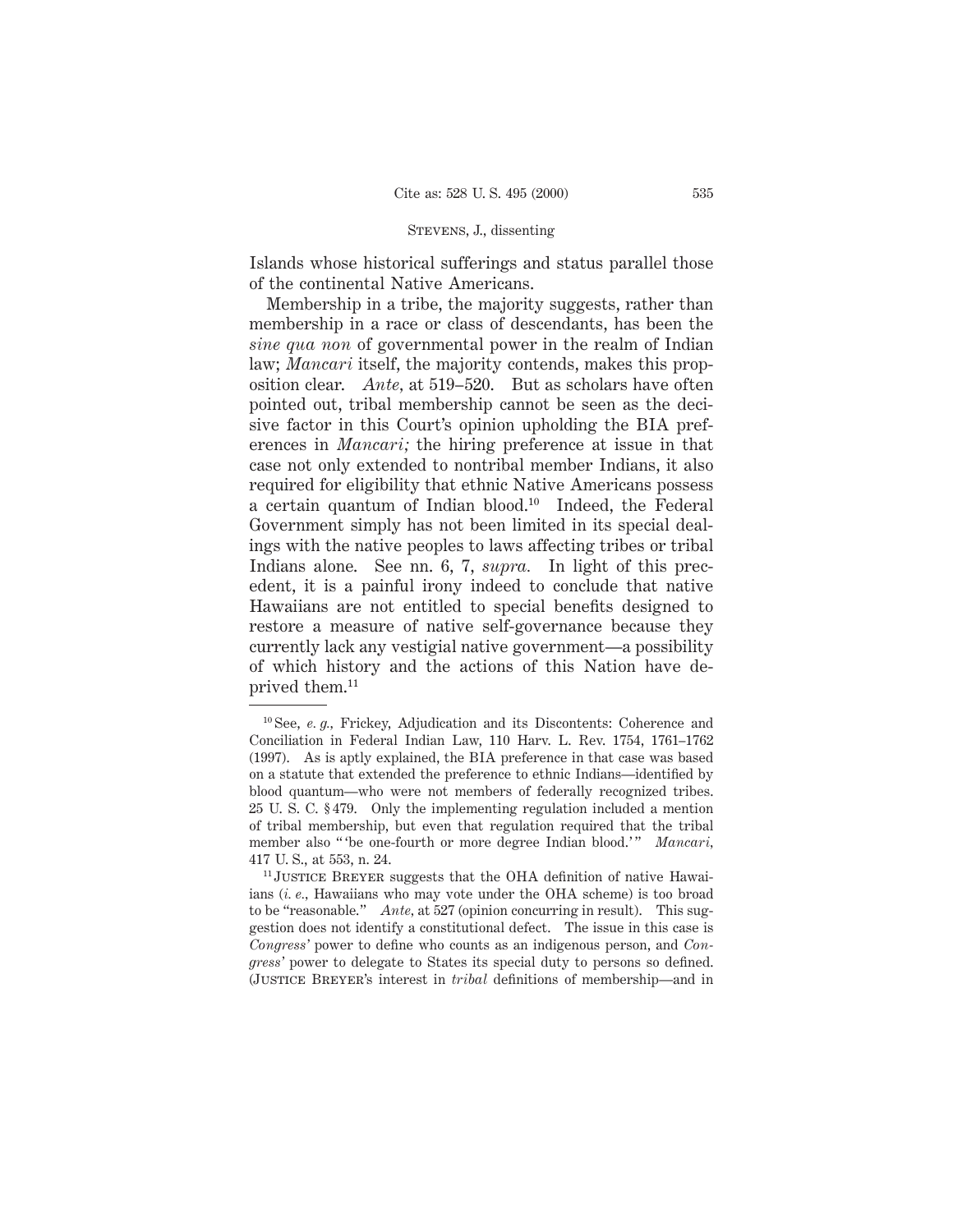Islands whose historical sufferings and status parallel those of the continental Native Americans.

Membership in a tribe, the majority suggests, rather than membership in a race or class of descendants, has been the *sine qua non* of governmental power in the realm of Indian law; *Mancari* itself, the majority contends, makes this proposition clear. *Ante*, at 519–520. But as scholars have often pointed out, tribal membership cannot be seen as the decisive factor in this Court's opinion upholding the BIA preferences in *Mancari;* the hiring preference at issue in that case not only extended to nontribal member Indians, it also required for eligibility that ethnic Native Americans possess a certain quantum of Indian blood.[10] Indeed, the Federal Government simply has not been limited in its special dealings with the native peoples to laws affecting tribes or tribal Indians alone. See nn. 6, 7, *supra.* In light of this precedent, it is a painful irony indeed to conclude that native Hawaiians are not entitled to special benefits designed to restore a measure of native self-governance because they currently lack any vestigial native government—a possibility of which history and the actions of this Nation have deprived them.[11]

---

[10] See, *e. g.,* Frickey, Adjudication and its Discontents: Coherence and Conciliation in Federal Indian Law, 110 Harv. L. Rev. 1754, 1761–1762 (1997). As is aptly explained, the BIA preference in that case was based on a statute that extended the preference to ethnic Indians—identified by blood quantum—who were not members of federally recognized tribes. 25 U. S. C. § 479. Only the implementing regulation included a mention of tribal membership, but even that regulation required that the tribal member also "'be one-fourth or more degree Indian blood.'" *Mancari,* 417 U. S., at 553, n. 24.

[11] Justice Breyer suggests that the OHA definition of native Hawaiians (*i. e.,* Hawaiians who may vote under the OHA scheme) is too broad to be "reasonable." *Ante,* at 527 (opinion concurring in result). This suggestion does not identify a constitutional defect. The issue in this case is *Congress'* power to define who counts as an indigenous person, and *Congress'* power to delegate to States its special duty to persons so defined. (Justice Breyer's interest in *tribal* definitions of membership—and in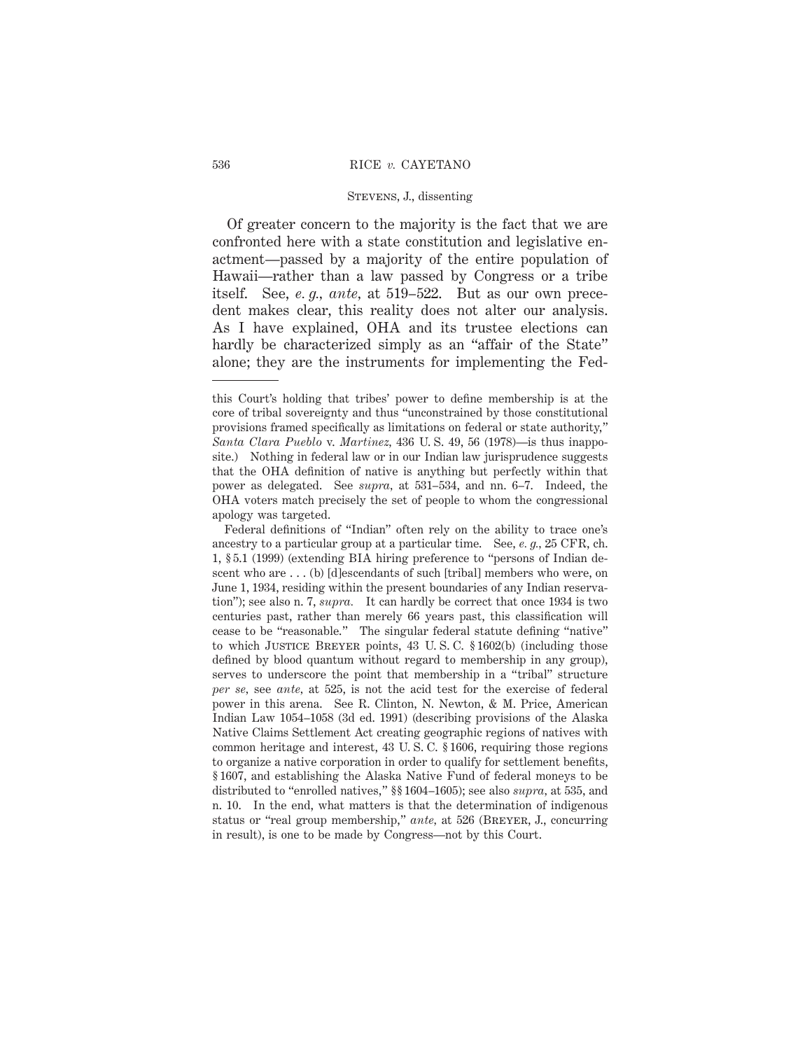Of greater concern to the majority is the fact that we are confronted here with a state constitution and legislative enactment—passed by a majority of the entire population of Hawaii—rather than a law passed by Congress or a tribe itself. See, *e. g.*, *ante*, at 519–522. But as our own precedent makes clear, this reality does not alter our analysis. As I have explained, OHA and its trustee elections can hardly be characterized simply as an "affair of the State" alone; they are the instruments for implementing the Fed-

---

this Court's holding that tribes' power to define membership is at the core of tribal sovereignty and thus "unconstrained by those constitutional provisions framed specifically as limitations on federal or state authority," *Santa Clara Pueblo* v. *Martinez*, 436 U. S. 49, 56 (1978)—is thus inapposite.) Nothing in federal law or in our Indian law jurisprudence suggests that the OHA definition of native is anything but perfectly within that power as delegated. See *supra*, at 531–534, and nn. 6–7. Indeed, the OHA voters match precisely the set of people to whom the congressional apology was targeted.

Federal definitions of "Indian" often rely on the ability to trace one's ancestry to a particular group at a particular time. See, *e. g.*, 25 CFR, ch. 1, § 5.1 (1999) (extending BIA hiring preference to "persons of Indian descent who are . . . (b) [d]escendants of such [tribal] members who were, on June 1, 1934, residing within the present boundaries of any Indian reservation"); see also n. 7, *supra*. It can hardly be correct that once 1934 is two centuries past, rather than merely 66 years past, this classification will cease to be "reasonable." The singular federal statute defining "native" to which Justice Breyer points, 43 U. S. C. § 1602(b) (including those defined by blood quantum without regard to membership in any group), serves to underscore the point that membership in a "tribal" structure *per se*, see *ante*, at 525, is not the acid test for the exercise of federal power in this arena. See R. Clinton, N. Newton, & M. Price, American Indian Law 1054–1058 (3d ed. 1991) (describing provisions of the Alaska Native Claims Settlement Act creating geographic regions of natives with common heritage and interest, 43 U. S. C. § 1606, requiring those regions to organize a native corporation in order to qualify for settlement benefits, § 1607, and establishing the Alaska Native Fund of federal moneys to be distributed to "enrolled natives," §§ 1604–1605); see also *supra*, at 535, and n. 10. In the end, what matters is that the determination of indigenous status or "real group membership," *ante*, at 526 (Breyer, J., concurring in result), is one to be made by Congress—not by this Court.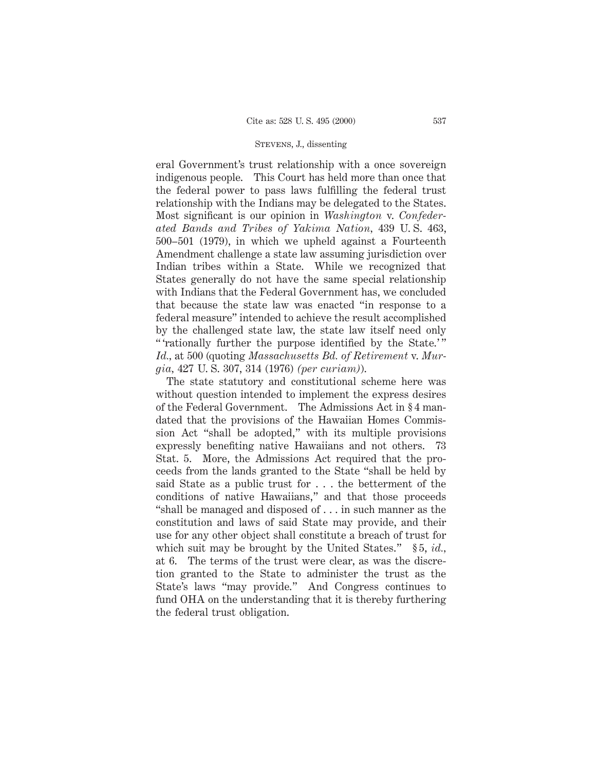eral Government's trust relationship with a once sovereign indigenous people. This Court has held more than once that the federal power to pass laws fulfilling the federal trust relationship with the Indians may be delegated to the States. Most significant is our opinion in *Washington* v. *Confederated Bands and Tribes of Yakima Nation*, 439 U. S. 463, 500–501 (1979), in which we upheld against a Fourteenth Amendment challenge a state law assuming jurisdiction over Indian tribes within a State. While we recognized that States generally do not have the same special relationship with Indians that the Federal Government has, we concluded that because the state law was enacted "in response to a federal measure" intended to achieve the result accomplished by the challenged state law, the state law itself need only " 'rationally further the purpose identified by the State.' " *Id.*, at 500 (quoting *Massachusetts Bd. of Retirement* v. *Murgia*, 427 U. S. 307, 314 (1976) *(per curiam)*).

The state statutory and constitutional scheme here was without question intended to implement the express desires of the Federal Government. The Admissions Act in § 4 mandated that the provisions of the Hawaiian Homes Commission Act "shall be adopted," with its multiple provisions expressly benefiting native Hawaiians and not others. 73 Stat. 5. More, the Admissions Act required that the proceeds from the lands granted to the State "shall be held by said State as a public trust for . . . the betterment of the conditions of native Hawaiians," and that those proceeds "shall be managed and disposed of . . . in such manner as the constitution and laws of said State may provide, and their use for any other object shall constitute a breach of trust for which suit may be brought by the United States." § 5, *id.*, at 6. The terms of the trust were clear, as was the discretion granted to the State to administer the trust as the State's laws "may provide." And Congress continues to fund OHA on the understanding that it is thereby furthering the federal trust obligation.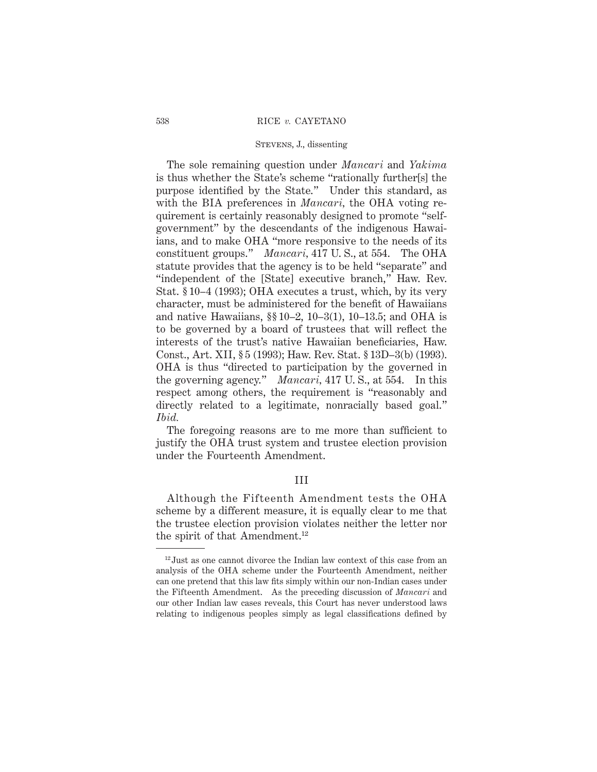The sole remaining question under *Mancari* and *Yakima* is thus whether the State's scheme "rationally further[s] the purpose identified by the State." Under this standard, as with the BIA preferences in *Mancari*, the OHA voting requirement is certainly reasonably designed to promote "self-government" by the descendants of the indigenous Hawaiians, and to make OHA "more responsive to the needs of its constituent groups." *Mancari*, 417 U. S., at 554. The OHA statute provides that the agency is to be held "separate" and "independent of the [State] executive branch," Haw. Rev. Stat. § 10–4 (1993); OHA executes a trust, which, by its very character, must be administered for the benefit of Hawaiians and native Hawaiians, §§ 10–2, 10–3(1), 10–13.5; and OHA is to be governed by a board of trustees that will reflect the interests of the trust's native Hawaiian beneficiaries, Haw. Const., Art. XII, § 5 (1993); Haw. Rev. Stat. § 13D–3(b) (1993). OHA is thus "directed to participation by the governed in the governing agency." *Mancari*, 417 U. S., at 554. In this respect among others, the requirement is "reasonably and directly related to a legitimate, nonracially based goal." *Ibid.*

The foregoing reasons are to me more than sufficient to justify the OHA trust system and trustee election provision under the Fourteenth Amendment.

## III

Although the Fifteenth Amendment tests the OHA scheme by a different measure, it is equally clear to me that the trustee election provision violates neither the letter nor the spirit of that Amendment.[12]

---

[12] Just as one cannot divorce the Indian law context of this case from an analysis of the OHA scheme under the Fourteenth Amendment, neither can one pretend that this law fits simply within our non-Indian cases under the Fifteenth Amendment. As the preceding discussion of *Mancari* and our other Indian law cases reveals, this Court has never understood laws relating to indigenous peoples simply as legal classifications defined by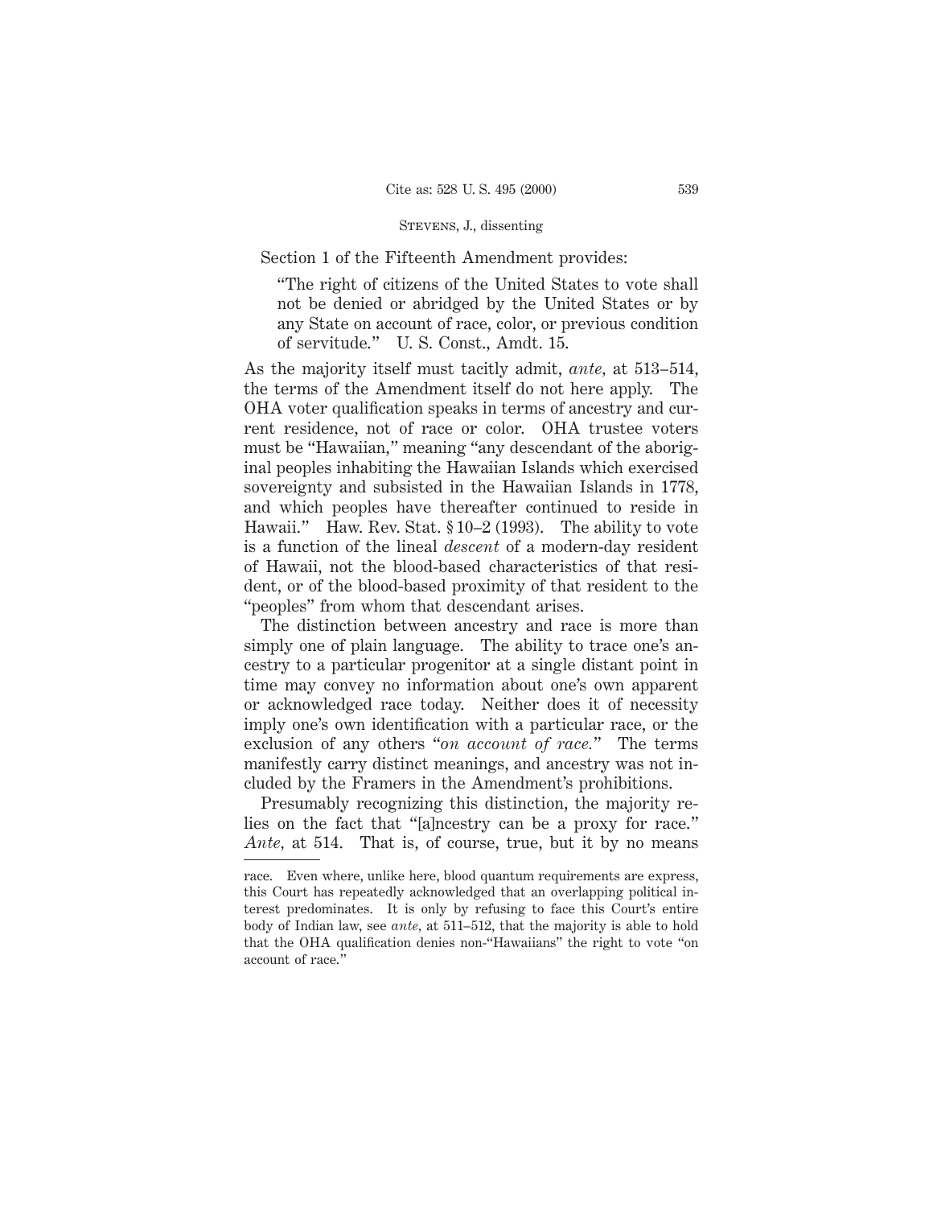Section 1 of the Fifteenth Amendment provides:

> "The right of citizens of the United States to vote shall not be denied or abridged by the United States or by any State on account of race, color, or previous condition of servitude." U. S. Const., Amdt. 15.

As the majority itself must tacitly admit, *ante,* at 513–514, the terms of the Amendment itself do not here apply. The OHA voter qualification speaks in terms of ancestry and current residence, not of race or color. OHA trustee voters must be "Hawaiian," meaning "any descendant of the aboriginal peoples inhabiting the Hawaiian Islands which exercised sovereignty and subsisted in the Hawaiian Islands in 1778, and which peoples have thereafter continued to reside in Hawaii." Haw. Rev. Stat. § 10–2 (1993). The ability to vote is a function of the lineal *descent* of a modern-day resident of Hawaii, not the blood-based characteristics of that resident, or of the blood-based proximity of that resident to the "peoples" from whom that descendant arises.

The distinction between ancestry and race is more than simply one of plain language. The ability to trace one's ancestry to a particular progenitor at a single distant point in time may convey no information about one's own apparent or acknowledged race today. Neither does it of necessity imply one's own identification with a particular race, or the exclusion of any others "*on account of race.*" The terms manifestly carry distinct meanings, and ancestry was not included by the Framers in the Amendment's prohibitions.

Presumably recognizing this distinction, the majority relies on the fact that "[a]ncestry can be a proxy for race." *Ante,* at 514. That is, of course, true, but it by no means

---

race. Even where, unlike here, blood quantum requirements are express, this Court has repeatedly acknowledged that an overlapping political interest predominates. It is only by refusing to face this Court's entire body of Indian law, see *ante,* at 511–512, that the majority is able to hold that the OHA qualification denies non-"Hawaiians" the right to vote "on account of race."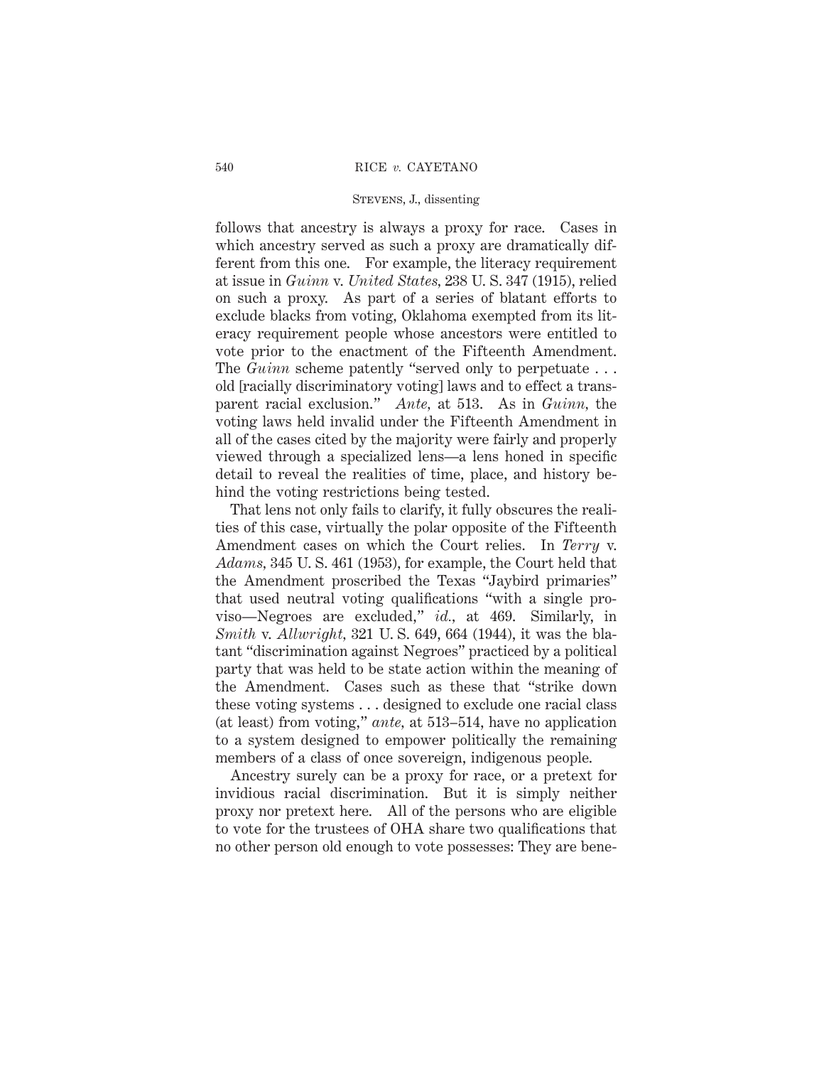follows that ancestry is always a proxy for race. Cases in which ancestry served as such a proxy are dramatically different from this one. For example, the literacy requirement at issue in *Guinn* v. *United States*, 238 U. S. 347 (1915), relied on such a proxy. As part of a series of blatant efforts to exclude blacks from voting, Oklahoma exempted from its literacy requirement people whose ancestors were entitled to vote prior to the enactment of the Fifteenth Amendment. The *Guinn* scheme patently "served only to perpetuate . . . old [racially discriminatory voting] laws and to effect a transparent racial exclusion." *Ante*, at 513. As in *Guinn*, the voting laws held invalid under the Fifteenth Amendment in all of the cases cited by the majority were fairly and properly viewed through a specialized lens—a lens honed in specific detail to reveal the realities of time, place, and history behind the voting restrictions being tested.

That lens not only fails to clarify, it fully obscures the realities of this case, virtually the polar opposite of the Fifteenth Amendment cases on which the Court relies. In *Terry* v. *Adams*, 345 U. S. 461 (1953), for example, the Court held that the Amendment proscribed the Texas "Jaybird primaries" that used neutral voting qualifications "with a single proviso—Negroes are excluded," *id.*, at 469. Similarly, in *Smith* v. *Allwright*, 321 U. S. 649, 664 (1944), it was the blatant "discrimination against Negroes" practiced by a political party that was held to be state action within the meaning of the Amendment. Cases such as these that "strike down these voting systems . . . designed to exclude one racial class (at least) from voting," *ante*, at 513–514, have no application to a system designed to empower politically the remaining members of a class of once sovereign, indigenous people.

Ancestry surely can be a proxy for race, or a pretext for invidious racial discrimination. But it is simply neither proxy nor pretext here. All of the persons who are eligible to vote for the trustees of OHA share two qualifications that no other person old enough to vote possesses: They are bene-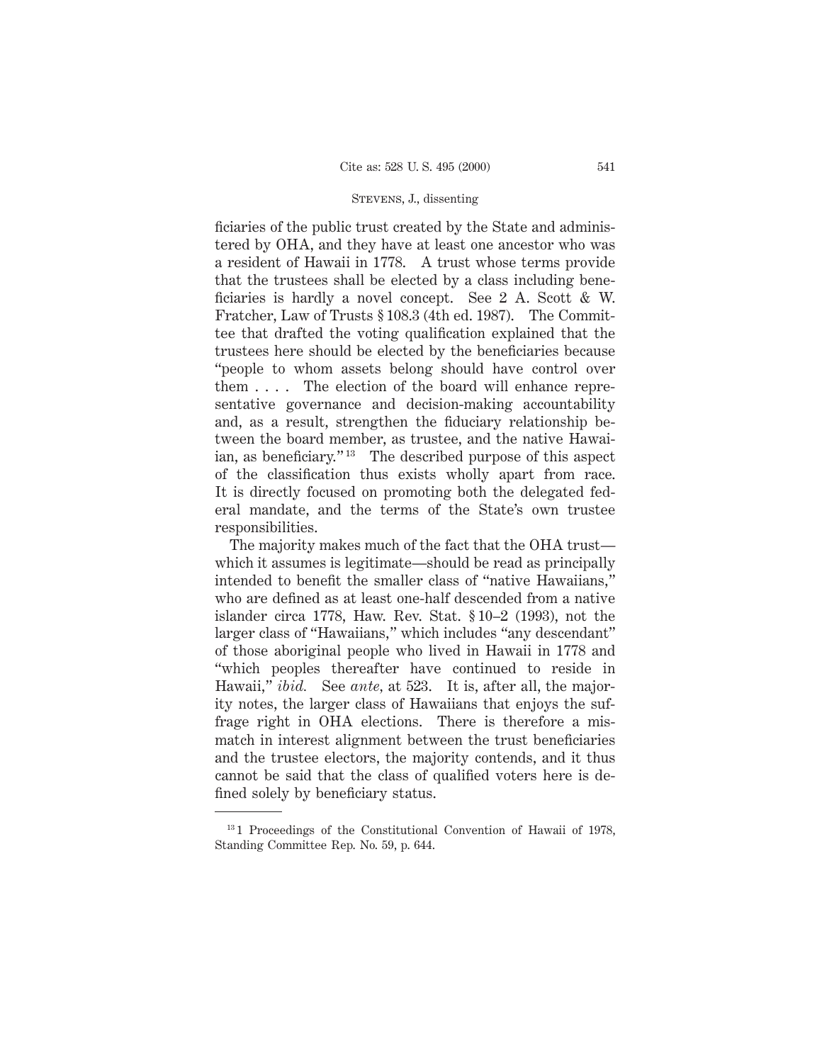ficiaries of the public trust created by the State and administered by OHA, and they have at least one ancestor who was a resident of Hawaii in 1778. A trust whose terms provide that the trustees shall be elected by a class including beneficiaries is hardly a novel concept. See 2 A. Scott & W. Fratcher, Law of Trusts § 108.3 (4th ed. 1987). The Committee that drafted the voting qualification explained that the trustees here should be elected by the beneficiaries because "people to whom assets belong should have control over them . . . . The election of the board will enhance representative governance and decision-making accountability and, as a result, strengthen the fiduciary relationship between the board member, as trustee, and the native Hawaiian, as beneficiary."[13] The described purpose of this aspect of the classification thus exists wholly apart from race. It is directly focused on promoting both the delegated federal mandate, and the terms of the State's own trustee responsibilities.

The majority makes much of the fact that the OHA trust—which it assumes is legitimate—should be read as principally intended to benefit the smaller class of "native Hawaiians," who are defined as at least one-half descended from a native islander circa 1778, Haw. Rev. Stat. § 10–2 (1993), not the larger class of "Hawaiians," which includes "any descendant" of those aboriginal people who lived in Hawaii in 1778 and "which peoples thereafter have continued to reside in Hawaii," *ibid.* See *ante,* at 523. It is, after all, the majority notes, the larger class of Hawaiians that enjoys the suffrage right in OHA elections. There is therefore a mismatch in interest alignment between the trust beneficiaries and the trustee electors, the majority contends, and it thus cannot be said that the class of qualified voters here is defined solely by beneficiary status.

---

[13] 1 Proceedings of the Constitutional Convention of Hawaii of 1978, Standing Committee Rep. No. 59, p. 644.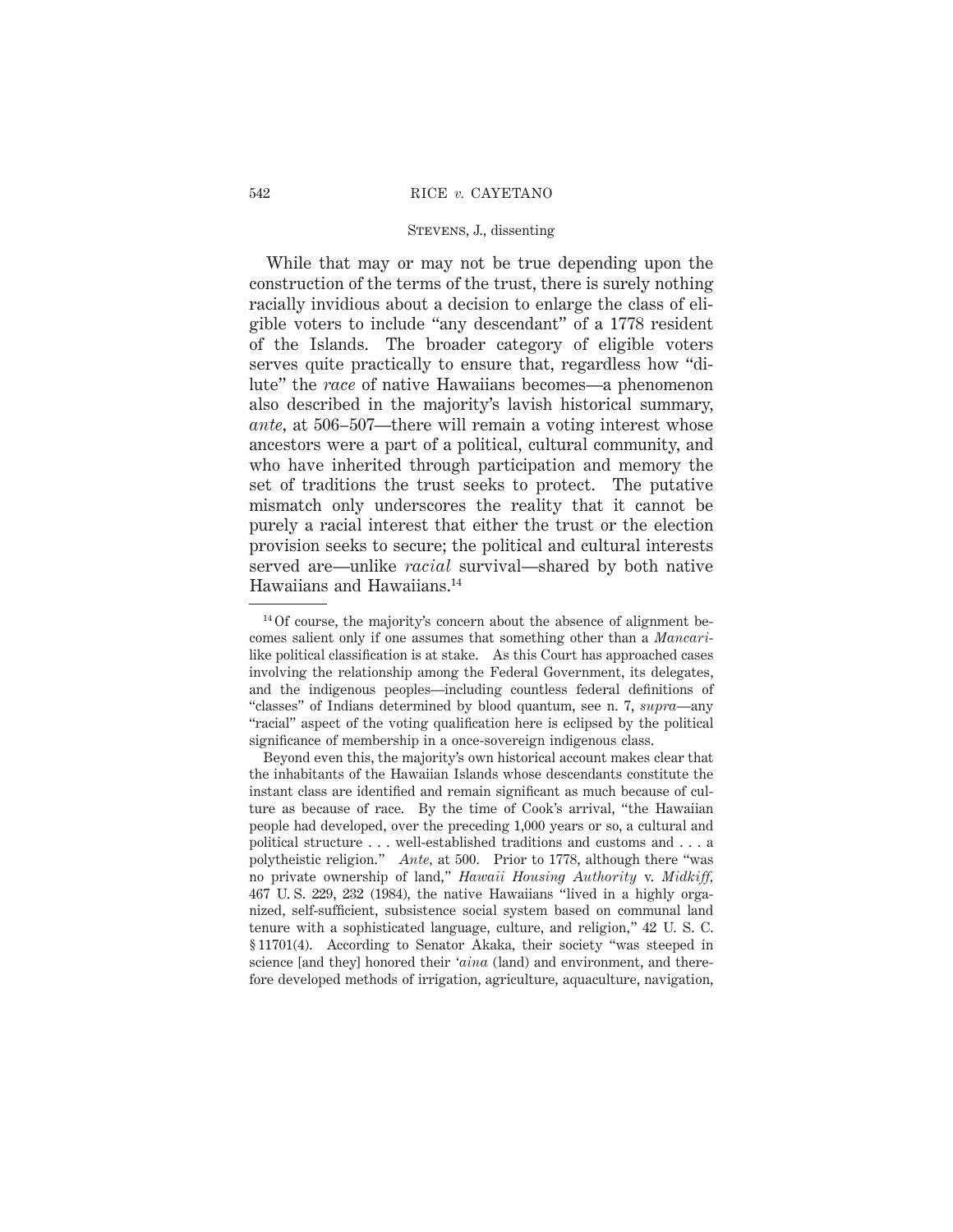While that may or may not be true depending upon the construction of the terms of the trust, there is surely nothing racially invidious about a decision to enlarge the class of eligible voters to include "any descendant" of a 1778 resident of the Islands. The broader category of eligible voters serves quite practically to ensure that, regardless how "dilute" the *race* of native Hawaiians becomes—a phenomenon also described in the majority's lavish historical summary, *ante*, at 506–507—there will remain a voting interest whose ancestors were a part of a political, cultural community, and who have inherited through participation and memory the set of traditions the trust seeks to protect. The putative mismatch only underscores the reality that it cannot be purely a racial interest that either the trust or the election provision seeks to secure; the political and cultural interests served are—unlike *racial* survival—shared by both native Hawaiians and Hawaiians.[14]

---

[14] Of course, the majority's concern about the absence of alignment becomes salient only if one assumes that something other than a *Mancari*-like political classification is at stake. As this Court has approached cases involving the relationship among the Federal Government, its delegates, and the indigenous peoples—including countless federal definitions of "classes" of Indians determined by blood quantum, see n. 7, *supra*—any "racial" aspect of the voting qualification here is eclipsed by the political significance of membership in a once-sovereign indigenous class.

Beyond even this, the majority's own historical account makes clear that the inhabitants of the Hawaiian Islands whose descendants constitute the instant class are identified and remain significant as much because of culture as because of race. By the time of Cook's arrival, "the Hawaiian people had developed, over the preceding 1,000 years or so, a cultural and political structure . . . well-established traditions and customs and . . . a polytheistic religion." *Ante*, at 500. Prior to 1778, although there "was no private ownership of land," *Hawaii Housing Authority* v. *Midkiff*, 467 U. S. 229, 232 (1984), the native Hawaiians "lived in a highly organized, self-sufficient, subsistence social system based on communal land tenure with a sophisticated language, culture, and religion," 42 U. S. C. § 11701(4). According to Senator Akaka, their society "was steeped in science [and they] honored their *'aina* (land) and environment, and therefore developed methods of irrigation, agriculture, aquaculture, navigation,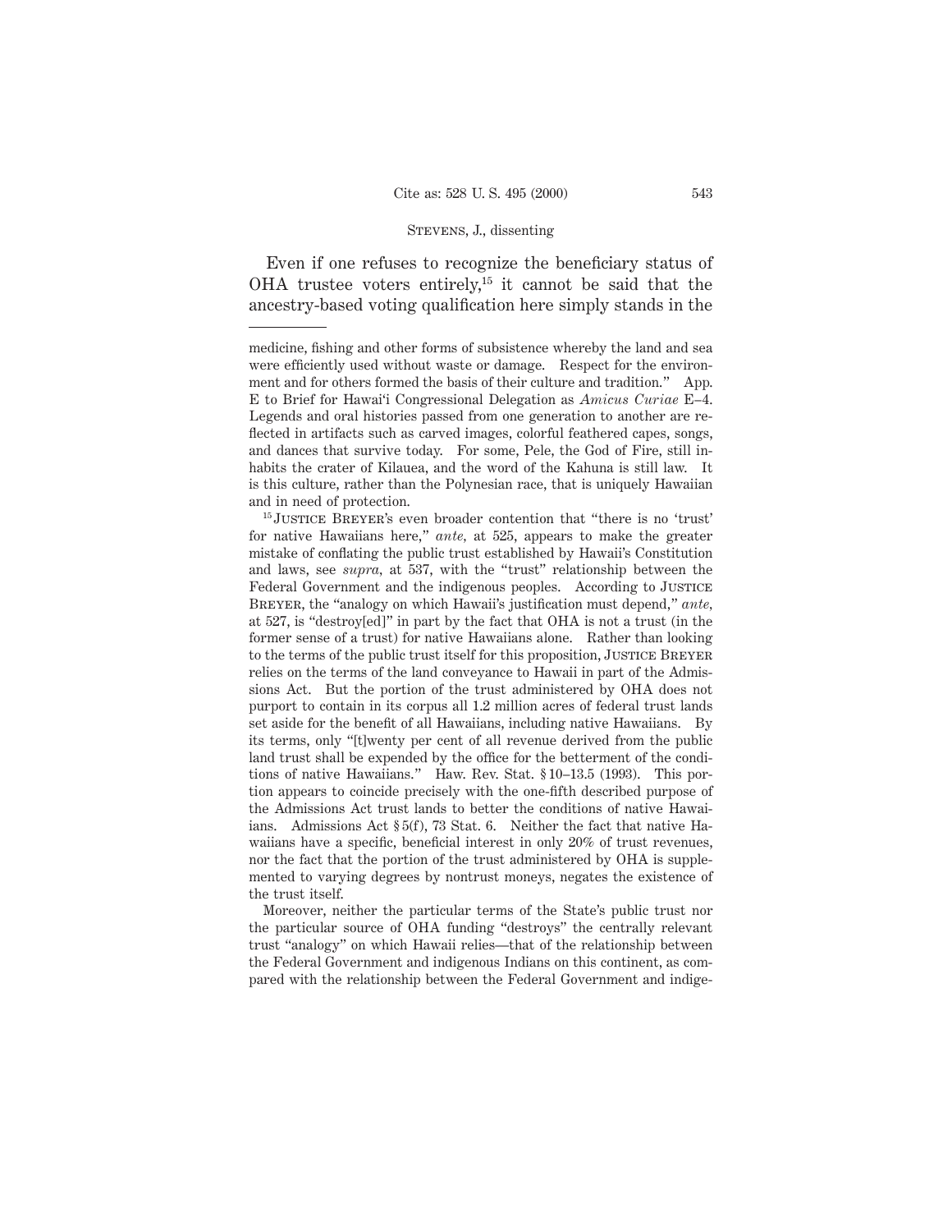Even if one refuses to recognize the beneficiary status of OHA trustee voters entirely,[15] it cannot be said that the ancestry-based voting qualification here simply stands in the

---

medicine, fishing and other forms of subsistence whereby the land and sea were efficiently used without waste or damage. Respect for the environment and for others formed the basis of their culture and tradition." App. E to Brief for Hawai'i Congressional Delegation as *Amicus Curiae* E–4. Legends and oral histories passed from one generation to another are reflected in artifacts such as carved images, colorful feathered capes, songs, and dances that survive today. For some, Pele, the God of Fire, still inhabits the crater of Kilauea, and the word of the Kahuna is still law. It is this culture, rather than the Polynesian race, that is uniquely Hawaiian and in need of protection.

[15] Justice Breyer's even broader contention that "there is no 'trust' for native Hawaiians here," *ante,* at 525, appears to make the greater mistake of conflating the public trust established by Hawaii's Constitution and laws, see *supra,* at 537, with the "trust" relationship between the Federal Government and the indigenous peoples. According to Justice Breyer, the "analogy on which Hawaii's justification must depend," *ante,* at 527, is "destroy[ed]" in part by the fact that OHA is not a trust (in the former sense of a trust) for native Hawaiians alone. Rather than looking to the terms of the public trust itself for this proposition, Justice Breyer relies on the terms of the land conveyance to Hawaii in part of the Admissions Act. But the portion of the trust administered by OHA does not purport to contain in its corpus all 1.2 million acres of federal trust lands set aside for the benefit of all Hawaiians, including native Hawaiians. By its terms, only "[t]wenty per cent of all revenue derived from the public land trust shall be expended by the office for the betterment of the conditions of native Hawaiians." Haw. Rev. Stat. § 10–13.5 (1993). This portion appears to coincide precisely with the one-fifth described purpose of the Admissions Act trust lands to better the conditions of native Hawaiians. Admissions Act § 5(f), 73 Stat. 6. Neither the fact that native Hawaiians have a specific, beneficial interest in only 20% of trust revenues, nor the fact that the portion of the trust administered by OHA is supplemented to varying degrees by nontrust moneys, negates the existence of the trust itself.

Moreover, neither the particular terms of the State's public trust nor the particular source of OHA funding "destroys" the centrally relevant trust "analogy" on which Hawaii relies—that of the relationship between the Federal Government and indigenous Indians on this continent, as compared with the relationship between the Federal Government and indige-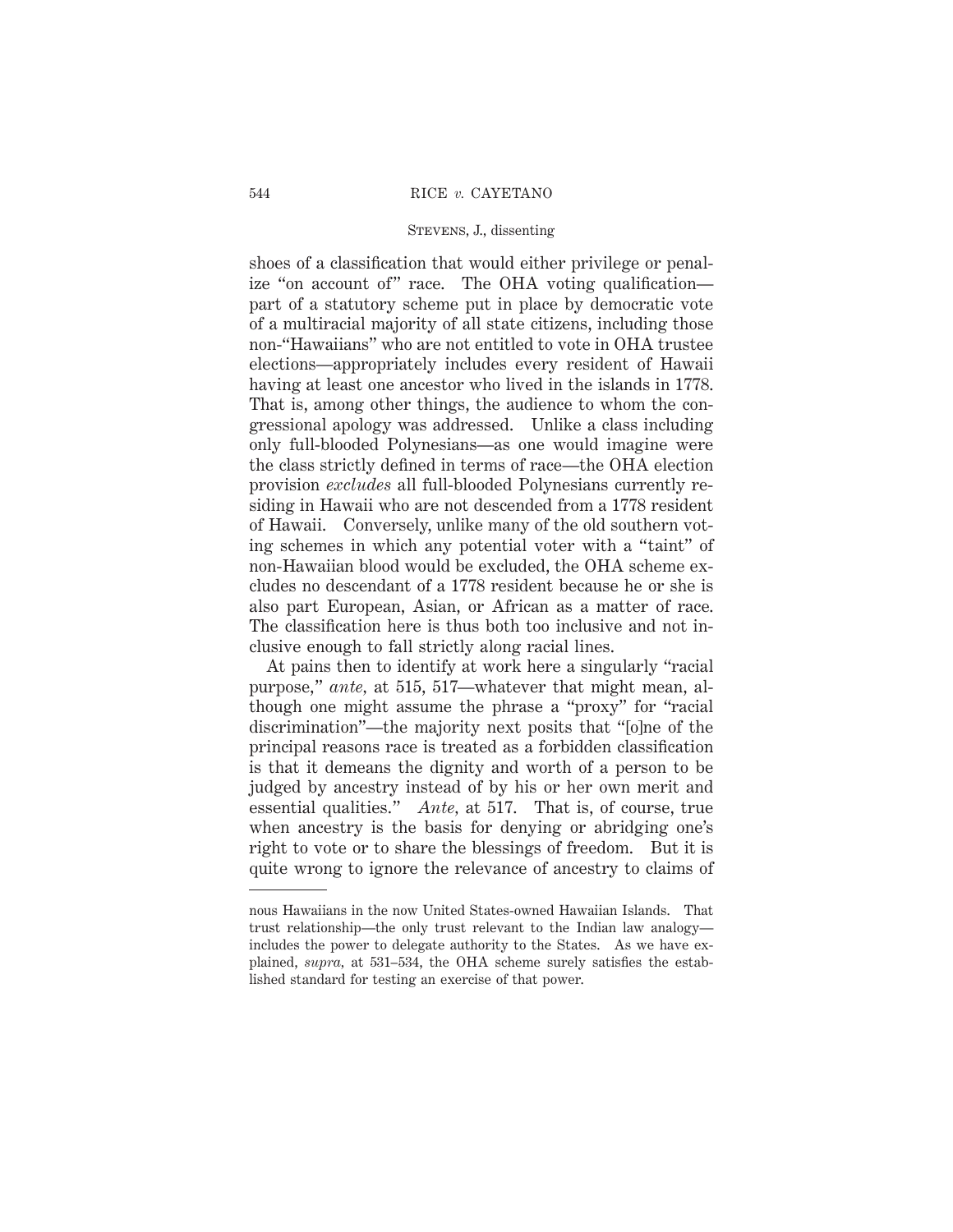shoes of a classification that would either privilege or penalize "on account of" race. The OHA voting qualification—part of a statutory scheme put in place by democratic vote of a multiracial majority of all state citizens, including those non-"Hawaiians" who are not entitled to vote in OHA trustee elections—appropriately includes every resident of Hawaii having at least one ancestor who lived in the islands in 1778. That is, among other things, the audience to whom the congressional apology was addressed. Unlike a class including only full-blooded Polynesians—as one would imagine were the class strictly defined in terms of race—the OHA election provision *excludes* all full-blooded Polynesians currently residing in Hawaii who are not descended from a 1778 resident of Hawaii. Conversely, unlike many of the old southern voting schemes in which any potential voter with a "taint" of non-Hawaiian blood would be excluded, the OHA scheme excludes no descendant of a 1778 resident because he or she is also part European, Asian, or African as a matter of race. The classification here is thus both too inclusive and not inclusive enough to fall strictly along racial lines.

At pains then to identify at work here a singularly "racial purpose," *ante*, at 515, 517—whatever that might mean, although one might assume the phrase a "proxy" for "racial discrimination"—the majority next posits that "[o]ne of the principal reasons race is treated as a forbidden classification is that it demeans the dignity and worth of a person to be judged by ancestry instead of by his or her own merit and essential qualities." *Ante*, at 517. That is, of course, true when ancestry is the basis for denying or abridging one's right to vote or to share the blessings of freedom. But it is quite wrong to ignore the relevance of ancestry to claims of

---

nous Hawaiians in the now United States-owned Hawaiian Islands. That trust relationship—the only trust relevant to the Indian law analogy—includes the power to delegate authority to the States. As we have explained, *supra*, at 531–534, the OHA scheme surely satisfies the established standard for testing an exercise of that power.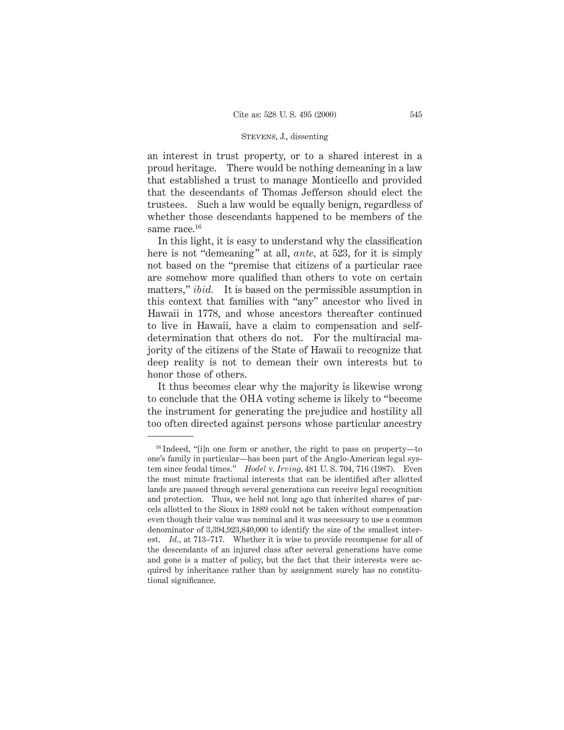an interest in trust property, or to a shared interest in a proud heritage. There would be nothing demeaning in a law that established a trust to manage Monticello and provided that the descendants of Thomas Jefferson should elect the trustees. Such a law would be equally benign, regardless of whether those descendants happened to be members of the same race.[16]

In this light, it is easy to understand why the classification here is not "demeaning" at all, *ante,* at 523, for it is simply not based on the "premise that citizens of a particular race are somehow more qualified than others to vote on certain matters," *ibid.* It is based on the permissible assumption in this context that families with "any" ancestor who lived in Hawaii in 1778, and whose ancestors thereafter continued to live in Hawaii, have a claim to compensation and self-determination that others do not. For the multiracial majority of the citizens of the State of Hawaii to recognize that deep reality is not to demean their own interests but to honor those of others.

It thus becomes clear why the majority is likewise wrong to conclude that the OHA voting scheme is likely to "become the instrument for generating the prejudice and hostility all too often directed against persons whose particular ancestry

---

[16] Indeed, "[i]n one form or another, the right to pass on property—to one's family in particular—has been part of the Anglo-American legal system since feudal times." *Hodel* v. *Irving,* 481 U. S. 704, 716 (1987). Even the most minute fractional interests that can be identified after allotted lands are passed through several generations can receive legal recognition and protection. Thus, we held not long ago that inherited shares of parcels allotted to the Sioux in 1889 could not be taken without compensation even though their value was nominal and it was necessary to use a common denominator of 3,394,923,840,000 to identify the size of the smallest interest. *Id.,* at 713–717. Whether it is wise to provide recompense for all of the descendants of an injured class after several generations have come and gone is a matter of policy, but the fact that their interests were acquired by inheritance rather than by assignment surely has no constitutional significance.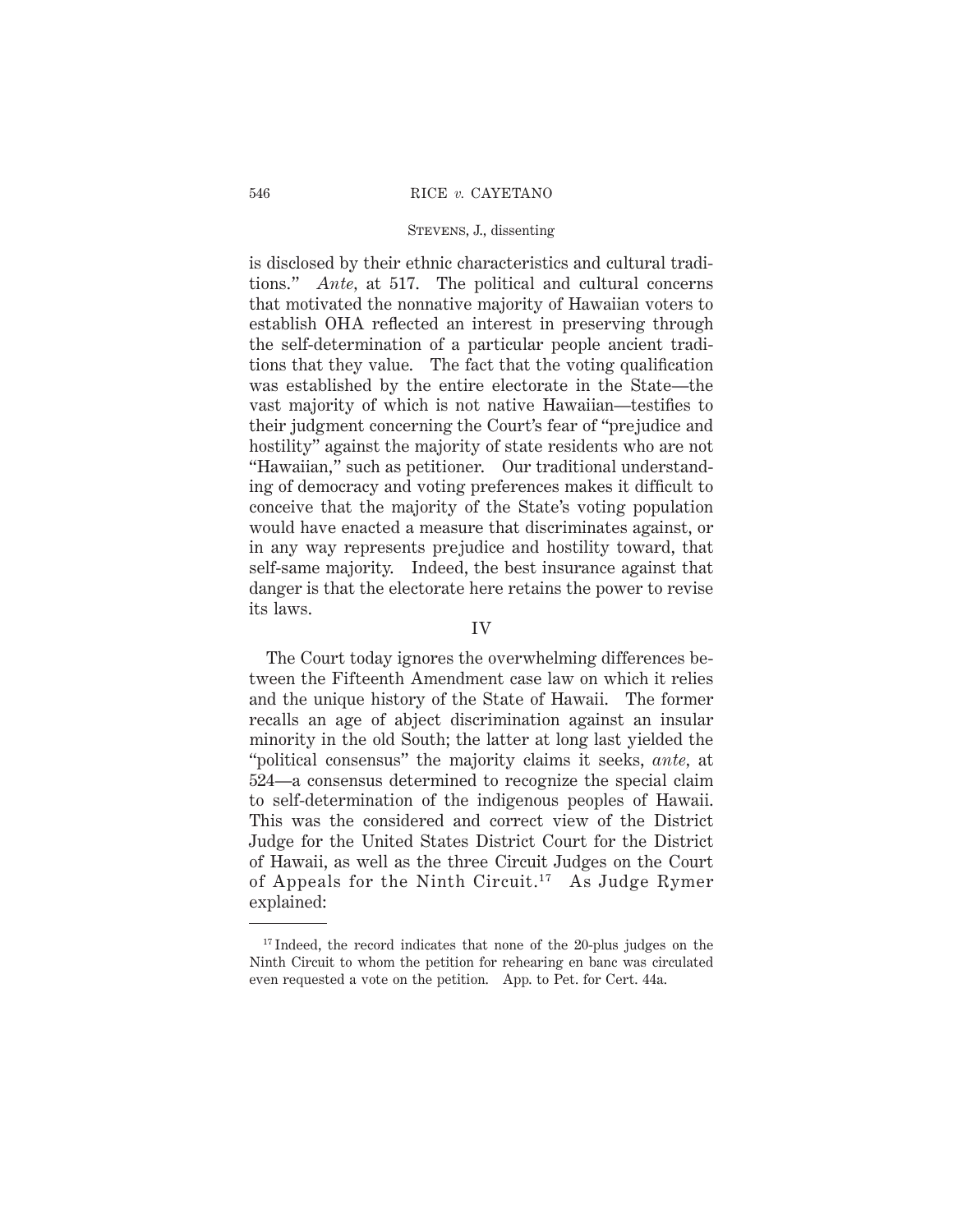is disclosed by their ethnic characteristics and cultural traditions." *Ante*, at 517. The political and cultural concerns that motivated the nonnative majority of Hawaiian voters to establish OHA reflected an interest in preserving through the self-determination of a particular people ancient traditions that they value. The fact that the voting qualification was established by the entire electorate in the State—the vast majority of which is not native Hawaiian—testifies to their judgment concerning the Court's fear of "prejudice and hostility" against the majority of state residents who are not "Hawaiian," such as petitioner. Our traditional understanding of democracy and voting preferences makes it difficult to conceive that the majority of the State's voting population would have enacted a measure that discriminates against, or in any way represents prejudice and hostility toward, that self-same majority. Indeed, the best insurance against that danger is that the electorate here retains the power to revise its laws.

## IV

The Court today ignores the overwhelming differences between the Fifteenth Amendment case law on which it relies and the unique history of the State of Hawaii. The former recalls an age of abject discrimination against an insular minority in the old South; the latter at long last yielded the "political consensus" the majority claims it seeks, *ante*, at 524—a consensus determined to recognize the special claim to self-determination of the indigenous peoples of Hawaii. This was the considered and correct view of the District Judge for the United States District Court for the District of Hawaii, as well as the three Circuit Judges on the Court of Appeals for the Ninth Circuit.[17] As Judge Rymer explained:

[17] Indeed, the record indicates that none of the 20-plus judges on the Ninth Circuit to whom the petition for rehearing en banc was circulated even requested a vote on the petition. App. to Pet. for Cert. 44a.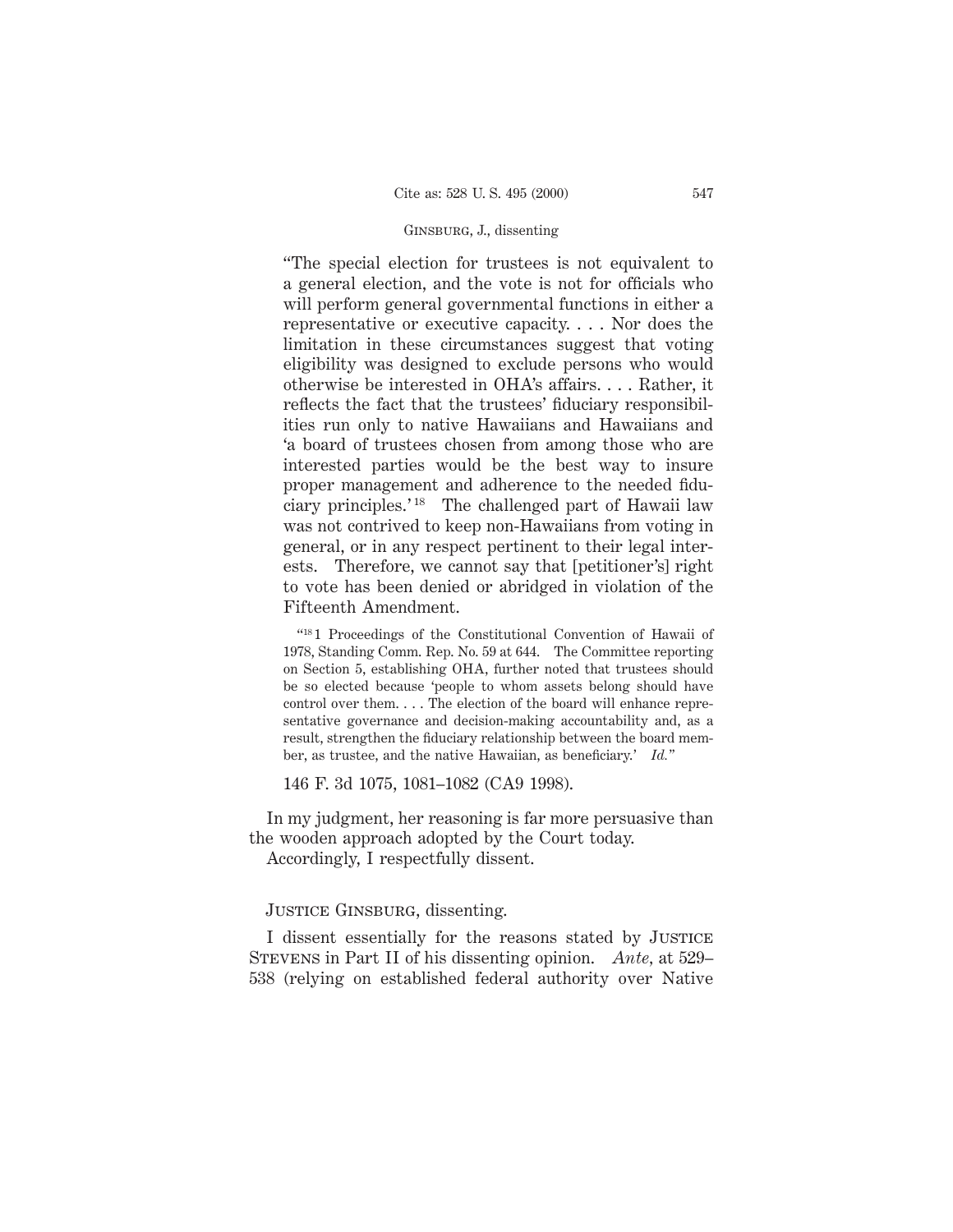"The special election for trustees is not equivalent to a general election, and the vote is not for officials who will perform general governmental functions in either a representative or executive capacity. . . . Nor does the limitation in these circumstances suggest that voting eligibility was designed to exclude persons who would otherwise be interested in OHA's affairs. . . . Rather, it reflects the fact that the trustees' fiduciary responsibilities run only to native Hawaiians and Hawaiians and 'a board of trustees chosen from among those who are interested parties would be the best way to insure proper management and adherence to the needed fiduciary principles.'[18] The challenged part of Hawaii law was not contrived to keep non-Hawaiians from voting in general, or in any respect pertinent to their legal interests. Therefore, we cannot say that [petitioner's] right to vote has been denied or abridged in violation of the Fifteenth Amendment.

"[18] 1 Proceedings of the Constitutional Convention of Hawaii of 1978, Standing Comm. Rep. No. 59 at 644. The Committee reporting on Section 5, establishing OHA, further noted that trustees should be so elected because 'people to whom assets belong should have control over them. . . . The election of the board will enhance representative governance and decision-making accountability and, as a result, strengthen the fiduciary relationship between the board member, as trustee, and the native Hawaiian, as beneficiary.' *Id.*"

146 F. 3d 1075, 1081–1082 (CA9 1998).

In my judgment, her reasoning is far more persuasive than the wooden approach adopted by the Court today.

Accordingly, I respectfully dissent.

Justice Ginsburg, dissenting.

I dissent essentially for the reasons stated by Justice Stevens in Part II of his dissenting opinion. *Ante*, at 529–538 (relying on established federal authority over Native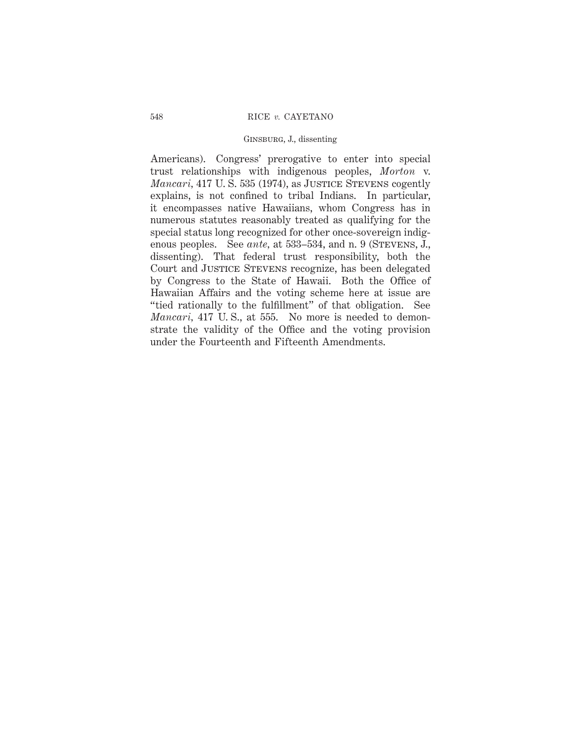Americans). Congress' prerogative to enter into special trust relationships with indigenous peoples, *Morton* v. *Mancari*, 417 U. S. 535 (1974), as Justice Stevens cogently explains, is not confined to tribal Indians. In particular, it encompasses native Hawaiians, whom Congress has in numerous statutes reasonably treated as qualifying for the special status long recognized for other once-sovereign indigenous peoples. See *ante*, at 533–534, and n. 9 (Stevens, J., dissenting). That federal trust responsibility, both the Court and Justice Stevens recognize, has been delegated by Congress to the State of Hawaii. Both the Office of Hawaiian Affairs and the voting scheme here at issue are "tied rationally to the fulfillment" of that obligation. See *Mancari*, 417 U. S., at 555. No more is needed to demonstrate the validity of the Office and the voting provision under the Fourteenth and Fifteenth Amendments.